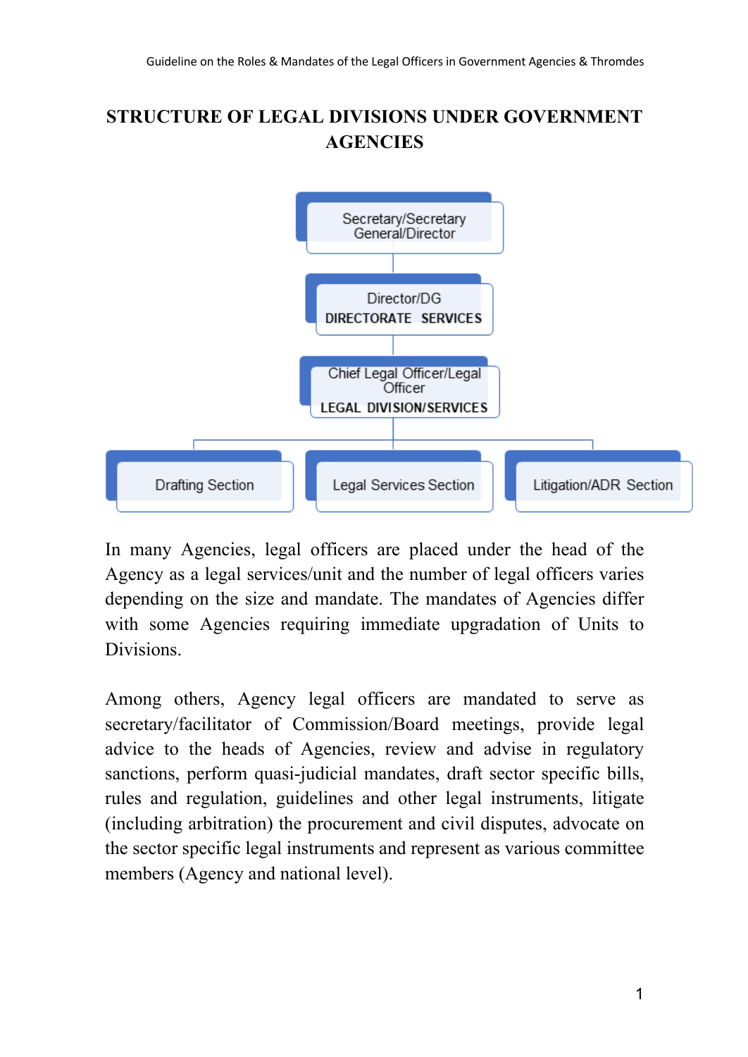# STRUCTURE OF LEGAL DIVISIONS UNDER GOVERNMENT AGENCIES

- Secretary/Secretary General/Director
  - Director/DG
    **DIRECTORATE SERVICES**
    - Chief Legal Officer/Legal Officer
      **LEGAL DIVISION/SERVICES**
      - Drafting Section
      - Legal Services Section
      - Litigation/ADR Section

In many Agencies, legal officers are placed under the head of the Agency as a legal services/unit and the number of legal officers varies depending on the size and mandate. The mandates of Agencies differ with some Agencies requiring immediate upgradation of Units to Divisions.

Among others, Agency legal officers are mandated to serve as secretary/facilitator of Commission/Board meetings, provide legal advice to the heads of Agencies, review and advise in regulatory sanctions, perform quasi-judicial mandates, draft sector specific bills, rules and regulation, guidelines and other legal instruments, litigate (including arbitration) the procurement and civil disputes, advocate on the sector specific legal instruments and represent as various committee members (Agency and national level).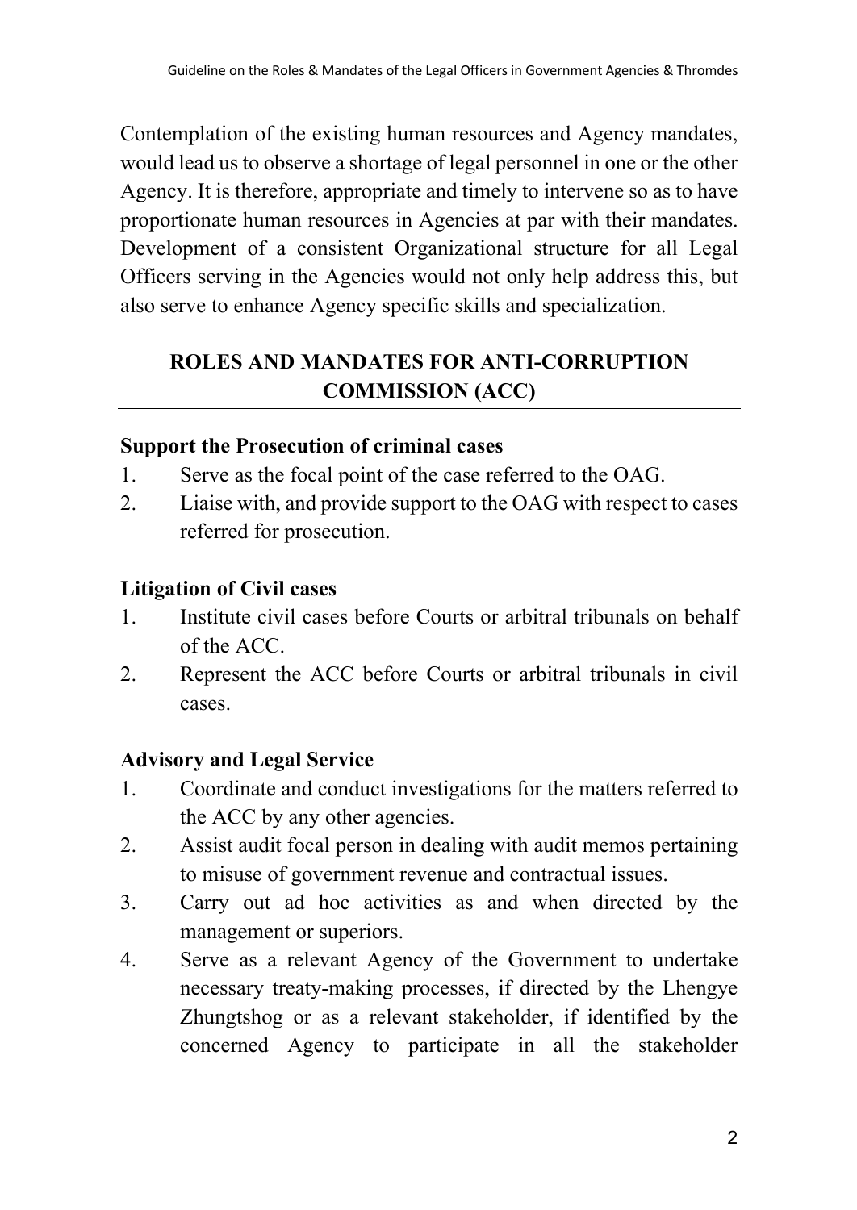Contemplation of the existing human resources and Agency mandates, would lead us to observe a shortage of legal personnel in one or the other Agency. It is therefore, appropriate and timely to intervene so as to have proportionate human resources in Agencies at par with their mandates. Development of a consistent Organizational structure for all Legal Officers serving in the Agencies would not only help address this, but also serve to enhance Agency specific skills and specialization.

## ROLES AND MANDATES FOR ANTI-CORRUPTION COMMISSION (ACC)

### Support the Prosecution of criminal cases

1. Serve as the focal point of the case referred to the OAG.
2. Liaise with, and provide support to the OAG with respect to cases referred for prosecution.

### Litigation of Civil cases

1. Institute civil cases before Courts or arbitral tribunals on behalf of the ACC.
2. Represent the ACC before Courts or arbitral tribunals in civil cases.

### Advisory and Legal Service

1. Coordinate and conduct investigations for the matters referred to the ACC by any other agencies.
2. Assist audit focal person in dealing with audit memos pertaining to misuse of government revenue and contractual issues.
3. Carry out ad hoc activities as and when directed by the management or superiors.
4. Serve as a relevant Agency of the Government to undertake necessary treaty-making processes, if directed by the Lhengye Zhungtshog or as a relevant stakeholder, if identified by the concerned Agency to participate in all the stakeholder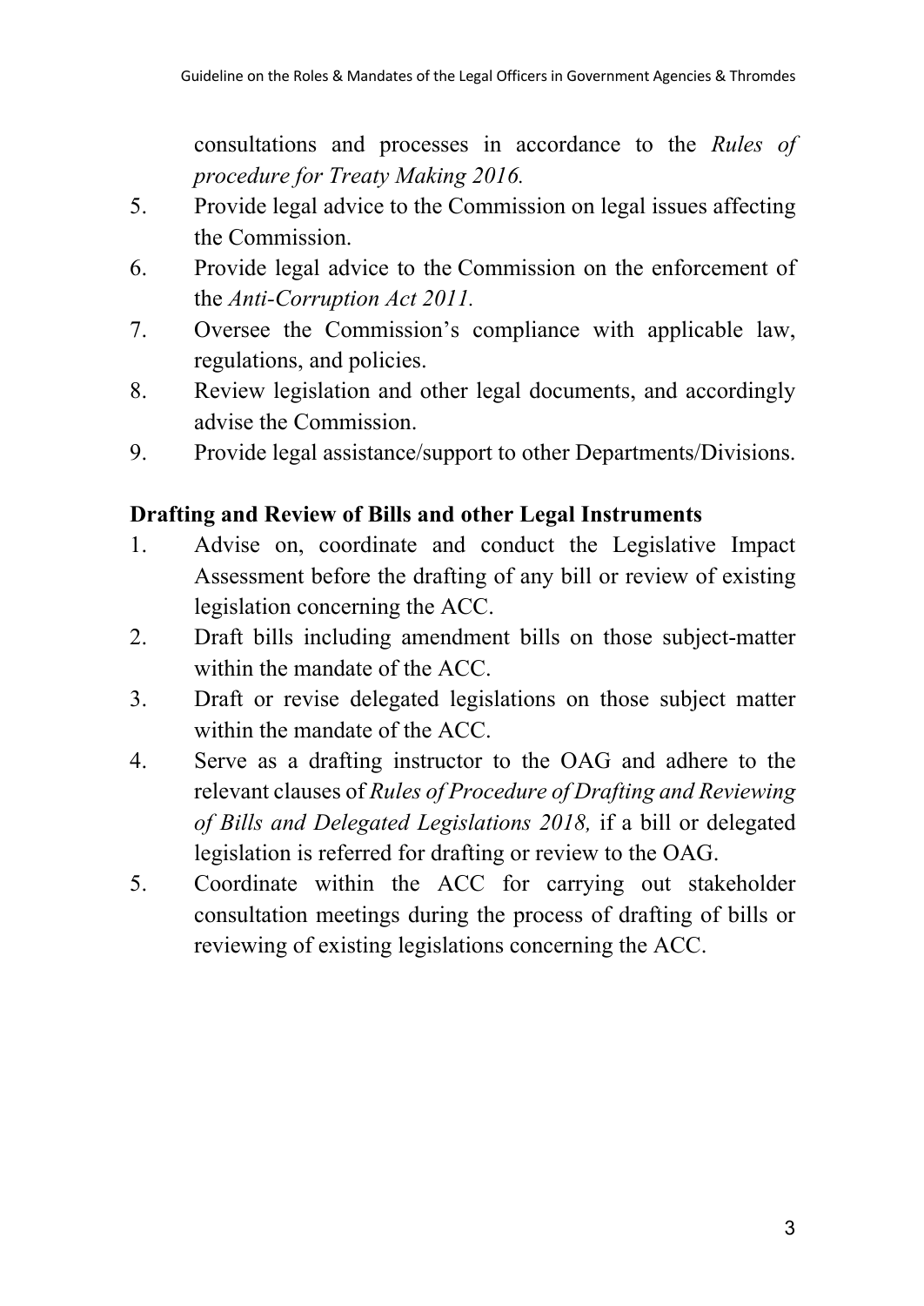consultations and processes in accordance to the *Rules of procedure for Treaty Making 2016.*

5. Provide legal advice to the Commission on legal issues affecting the Commission.
6. Provide legal advice to the Commission on the enforcement of the *Anti-Corruption Act 2011.*
7. Oversee the Commission's compliance with applicable law, regulations, and policies.
8. Review legislation and other legal documents, and accordingly advise the Commission.
9. Provide legal assistance/support to other Departments/Divisions.

**Drafting and Review of Bills and other Legal Instruments**

1. Advise on, coordinate and conduct the Legislative Impact Assessment before the drafting of any bill or review of existing legislation concerning the ACC.
2. Draft bills including amendment bills on those subject-matter within the mandate of the ACC.
3. Draft or revise delegated legislations on those subject matter within the mandate of the ACC.
4. Serve as a drafting instructor to the OAG and adhere to the relevant clauses of *Rules of Procedure of Drafting and Reviewing of Bills and Delegated Legislations 2018,* if a bill or delegated legislation is referred for drafting or review to the OAG.
5. Coordinate within the ACC for carrying out stakeholder consultation meetings during the process of drafting of bills or reviewing of existing legislations concerning the ACC.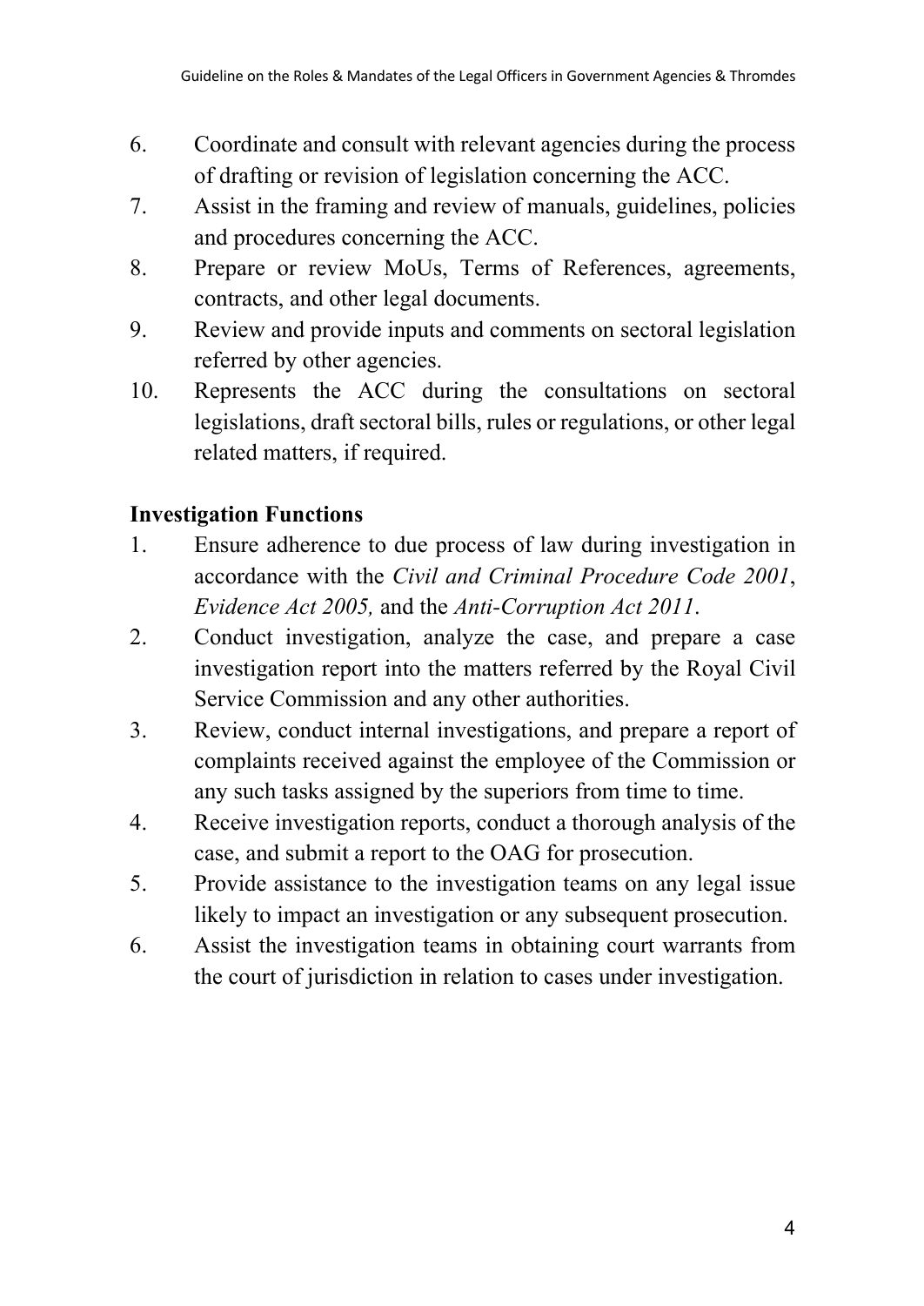6. Coordinate and consult with relevant agencies during the process of drafting or revision of legislation concerning the ACC.
7. Assist in the framing and review of manuals, guidelines, policies and procedures concerning the ACC.
8. Prepare or review MoUs, Terms of References, agreements, contracts, and other legal documents.
9. Review and provide inputs and comments on sectoral legislation referred by other agencies.
10. Represents the ACC during the consultations on sectoral legislations, draft sectoral bills, rules or regulations, or other legal related matters, if required.

**Investigation Functions**

1. Ensure adherence to due process of law during investigation in accordance with the *Civil and Criminal Procedure Code 2001*, *Evidence Act 2005,* and the *Anti-Corruption Act 2011*.
2. Conduct investigation, analyze the case, and prepare a case investigation report into the matters referred by the Royal Civil Service Commission and any other authorities.
3. Review, conduct internal investigations, and prepare a report of complaints received against the employee of the Commission or any such tasks assigned by the superiors from time to time.
4. Receive investigation reports, conduct a thorough analysis of the case, and submit a report to the OAG for prosecution.
5. Provide assistance to the investigation teams on any legal issue likely to impact an investigation or any subsequent prosecution.
6. Assist the investigation teams in obtaining court warrants from the court of jurisdiction in relation to cases under investigation.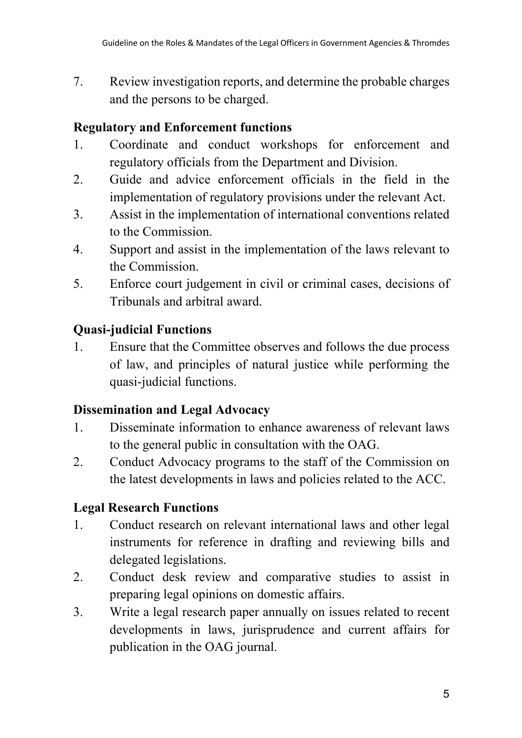7. Review investigation reports, and determine the probable charges and the persons to be charged.

**Regulatory and Enforcement functions**

1. Coordinate and conduct workshops for enforcement and regulatory officials from the Department and Division.
2. Guide and advice enforcement officials in the field in the implementation of regulatory provisions under the relevant Act.
3. Assist in the implementation of international conventions related to the Commission.
4. Support and assist in the implementation of the laws relevant to the Commission.
5. Enforce court judgement in civil or criminal cases, decisions of Tribunals and arbitral award.

**Quasi-judicial Functions**

1. Ensure that the Committee observes and follows the due process of law, and principles of natural justice while performing the quasi-judicial functions.

**Dissemination and Legal Advocacy**

1. Disseminate information to enhance awareness of relevant laws to the general public in consultation with the OAG.
2. Conduct Advocacy programs to the staff of the Commission on the latest developments in laws and policies related to the ACC.

**Legal Research Functions**

1. Conduct research on relevant international laws and other legal instruments for reference in drafting and reviewing bills and delegated legislations.
2. Conduct desk review and comparative studies to assist in preparing legal opinions on domestic affairs.
3. Write a legal research paper annually on issues related to recent developments in laws, jurisprudence and current affairs for publication in the OAG journal.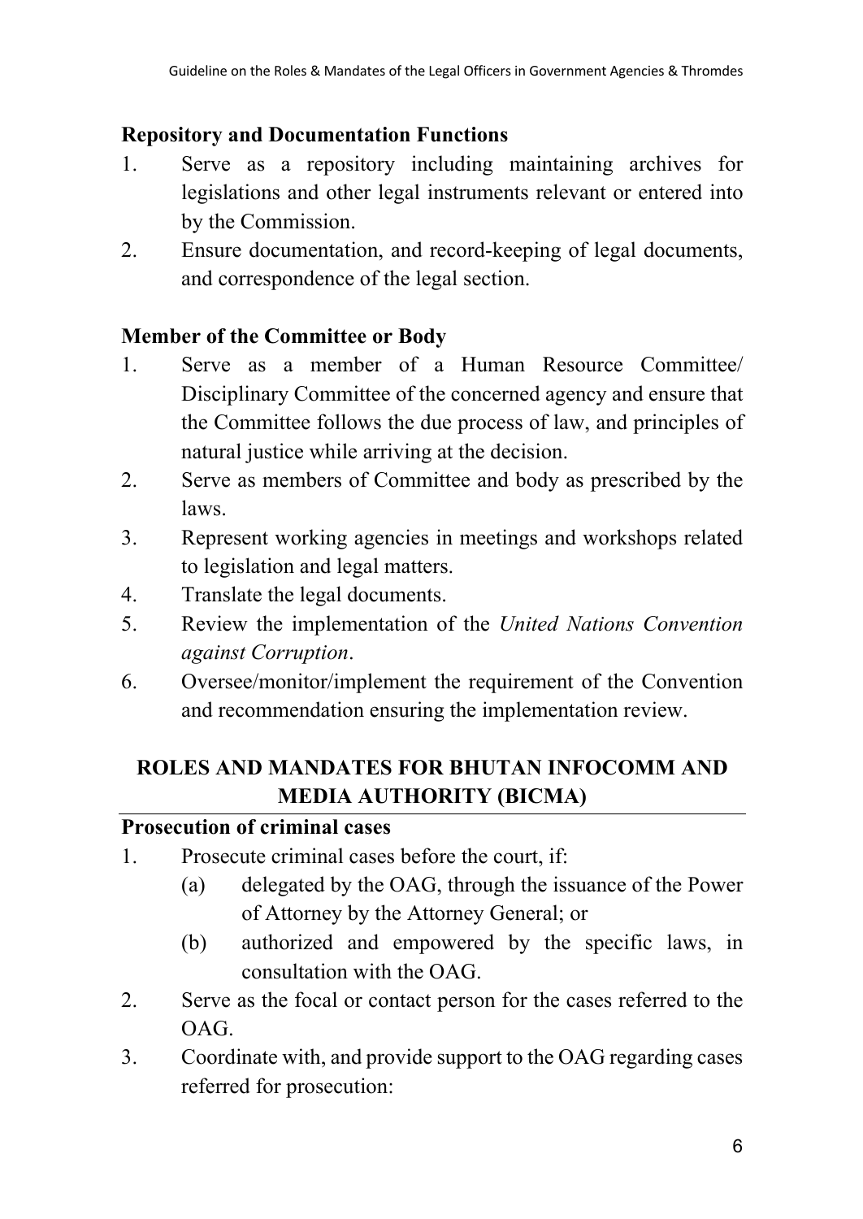**Repository and Documentation Functions**

1. Serve as a repository including maintaining archives for legislations and other legal instruments relevant or entered into by the Commission.
2. Ensure documentation, and record-keeping of legal documents, and correspondence of the legal section.

**Member of the Committee or Body**

1. Serve as a member of a Human Resource Committee/ Disciplinary Committee of the concerned agency and ensure that the Committee follows the due process of law, and principles of natural justice while arriving at the decision.
2. Serve as members of Committee and body as prescribed by the laws.
3. Represent working agencies in meetings and workshops related to legislation and legal matters.
4. Translate the legal documents.
5. Review the implementation of the *United Nations Convention against Corruption*.
6. Oversee/monitor/implement the requirement of the Convention and recommendation ensuring the implementation review.

## ROLES AND MANDATES FOR BHUTAN INFOCOMM AND MEDIA AUTHORITY (BICMA)

**Prosecution of criminal cases**

1. Prosecute criminal cases before the court, if:
   (a) delegated by the OAG, through the issuance of the Power of Attorney by the Attorney General; or
   (b) authorized and empowered by the specific laws, in consultation with the OAG.
2. Serve as the focal or contact person for the cases referred to the OAG.
3. Coordinate with, and provide support to the OAG regarding cases referred for prosecution: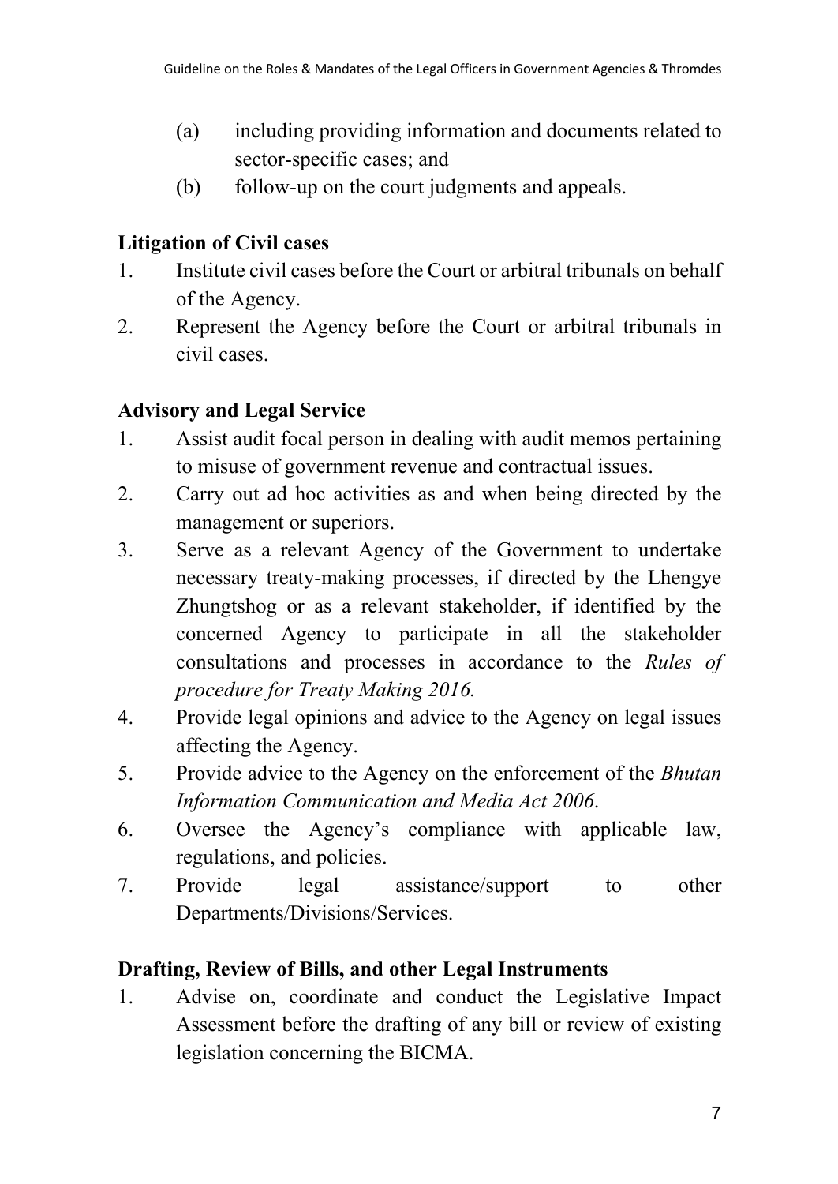(a) including providing information and documents related to sector-specific cases; and

(b) follow-up on the court judgments and appeals.

**Litigation of Civil cases**

1. Institute civil cases before the Court or arbitral tribunals on behalf of the Agency.
2. Represent the Agency before the Court or arbitral tribunals in civil cases.

**Advisory and Legal Service**

1. Assist audit focal person in dealing with audit memos pertaining to misuse of government revenue and contractual issues.
2. Carry out ad hoc activities as and when being directed by the management or superiors.
3. Serve as a relevant Agency of the Government to undertake necessary treaty-making processes, if directed by the Lhengye Zhungtshog or as a relevant stakeholder, if identified by the concerned Agency to participate in all the stakeholder consultations and processes in accordance to the *Rules of procedure for Treaty Making 2016.*
4. Provide legal opinions and advice to the Agency on legal issues affecting the Agency.
5. Provide advice to the Agency on the enforcement of the *Bhutan Information Communication and Media Act 2006*.
6. Oversee the Agency's compliance with applicable law, regulations, and policies.
7. Provide legal assistance/support to other Departments/Divisions/Services.

**Drafting, Review of Bills, and other Legal Instruments**

1. Advise on, coordinate and conduct the Legislative Impact Assessment before the drafting of any bill or review of existing legislation concerning the BICMA.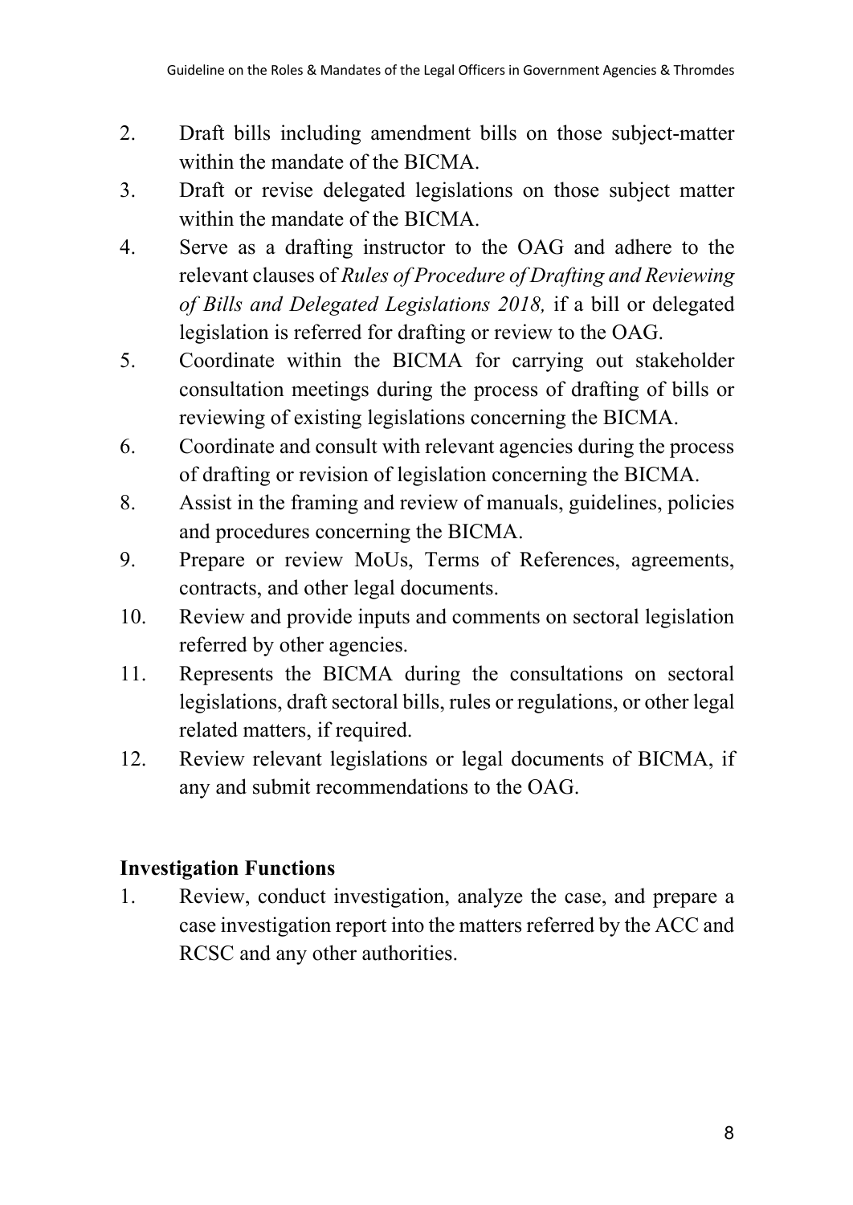2. Draft bills including amendment bills on those subject-matter within the mandate of the BICMA.
3. Draft or revise delegated legislations on those subject matter within the mandate of the BICMA.
4. Serve as a drafting instructor to the OAG and adhere to the relevant clauses of *Rules of Procedure of Drafting and Reviewing of Bills and Delegated Legislations 2018,* if a bill or delegated legislation is referred for drafting or review to the OAG.
5. Coordinate within the BICMA for carrying out stakeholder consultation meetings during the process of drafting of bills or reviewing of existing legislations concerning the BICMA.
6. Coordinate and consult with relevant agencies during the process of drafting or revision of legislation concerning the BICMA.
8. Assist in the framing and review of manuals, guidelines, policies and procedures concerning the BICMA.
9. Prepare or review MoUs, Terms of References, agreements, contracts, and other legal documents.
10. Review and provide inputs and comments on sectoral legislation referred by other agencies.
11. Represents the BICMA during the consultations on sectoral legislations, draft sectoral bills, rules or regulations, or other legal related matters, if required.
12. Review relevant legislations or legal documents of BICMA, if any and submit recommendations to the OAG.

**Investigation Functions**

1. Review, conduct investigation, analyze the case, and prepare a case investigation report into the matters referred by the ACC and RCSC and any other authorities.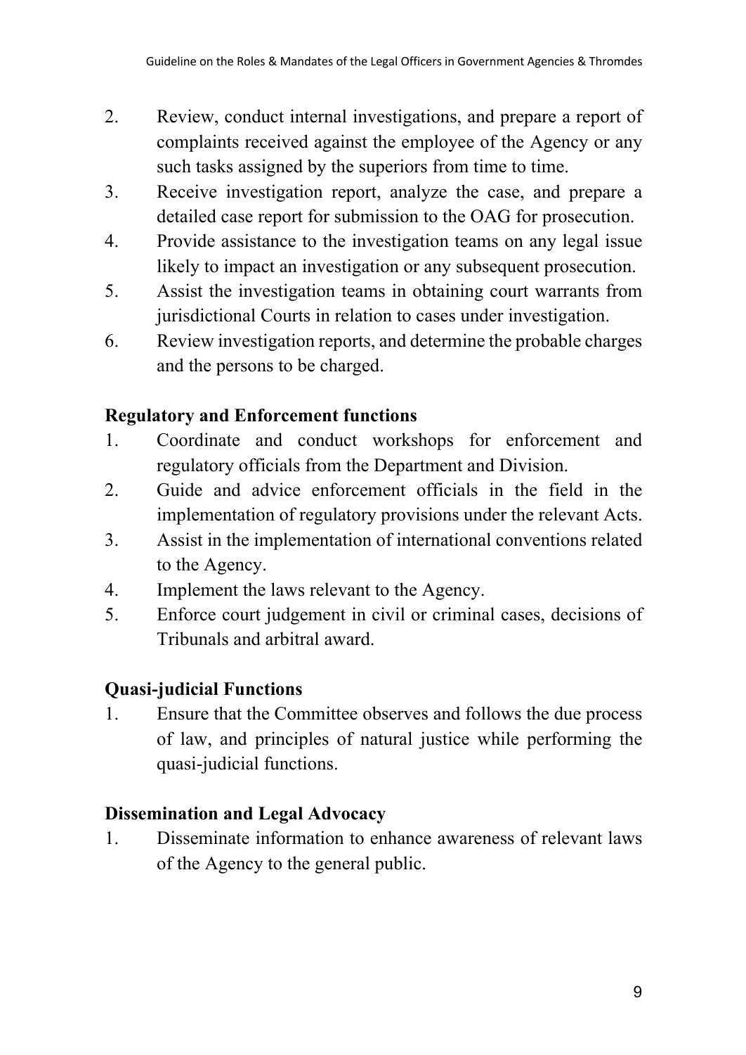2. Review, conduct internal investigations, and prepare a report of complaints received against the employee of the Agency or any such tasks assigned by the superiors from time to time.
3. Receive investigation report, analyze the case, and prepare a detailed case report for submission to the OAG for prosecution.
4. Provide assistance to the investigation teams on any legal issue likely to impact an investigation or any subsequent prosecution.
5. Assist the investigation teams in obtaining court warrants from jurisdictional Courts in relation to cases under investigation.
6. Review investigation reports, and determine the probable charges and the persons to be charged.

**Regulatory and Enforcement functions**

1. Coordinate and conduct workshops for enforcement and regulatory officials from the Department and Division.
2. Guide and advice enforcement officials in the field in the implementation of regulatory provisions under the relevant Acts.
3. Assist in the implementation of international conventions related to the Agency.
4. Implement the laws relevant to the Agency.
5. Enforce court judgement in civil or criminal cases, decisions of Tribunals and arbitral award.

**Quasi-judicial Functions**

1. Ensure that the Committee observes and follows the due process of law, and principles of natural justice while performing the quasi-judicial functions.

**Dissemination and Legal Advocacy**

1. Disseminate information to enhance awareness of relevant laws of the Agency to the general public.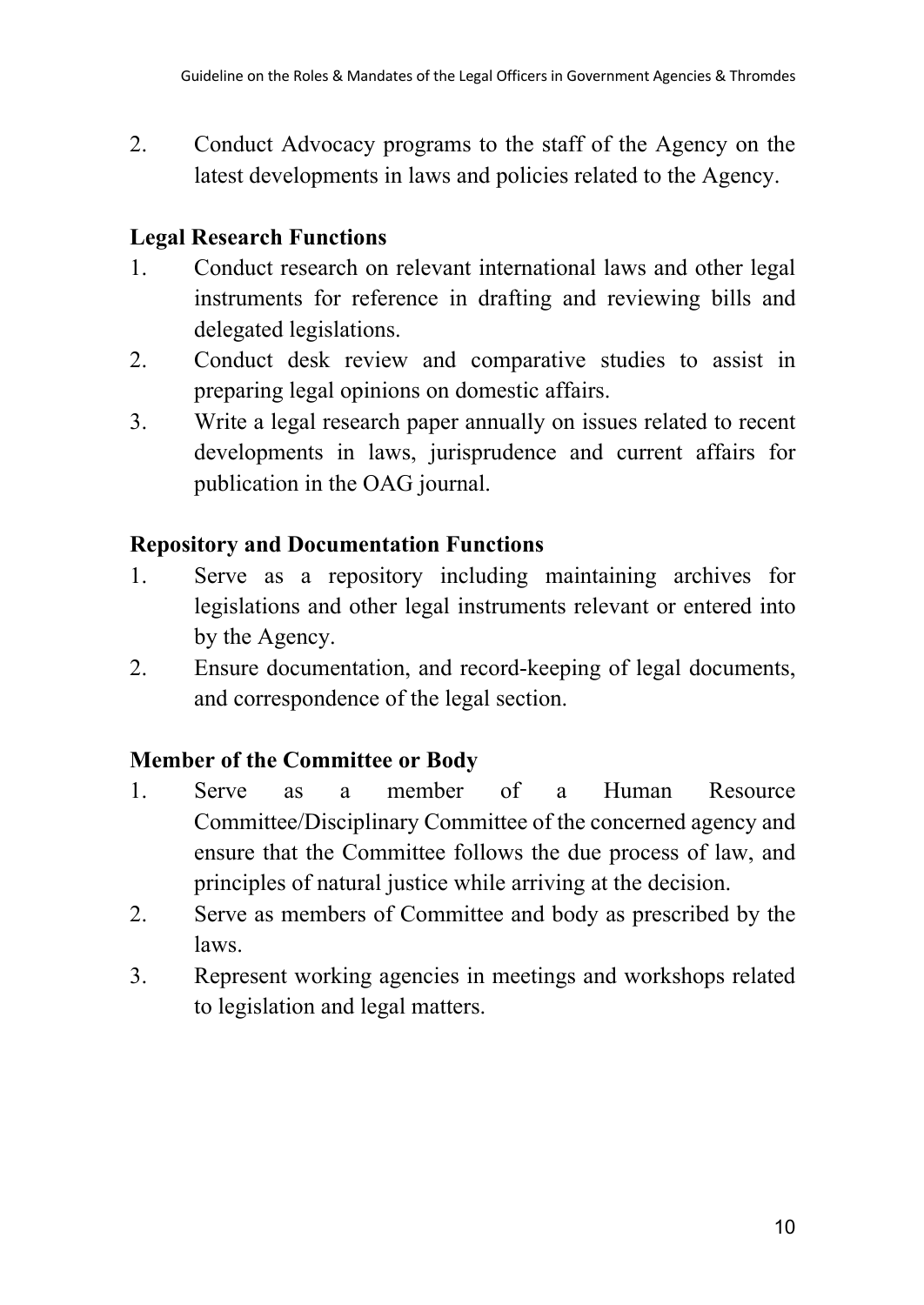2. Conduct Advocacy programs to the staff of the Agency on the latest developments in laws and policies related to the Agency.

**Legal Research Functions**

1. Conduct research on relevant international laws and other legal instruments for reference in drafting and reviewing bills and delegated legislations.
2. Conduct desk review and comparative studies to assist in preparing legal opinions on domestic affairs.
3. Write a legal research paper annually on issues related to recent developments in laws, jurisprudence and current affairs for publication in the OAG journal.

**Repository and Documentation Functions**

1. Serve as a repository including maintaining archives for legislations and other legal instruments relevant or entered into by the Agency.
2. Ensure documentation, and record-keeping of legal documents, and correspondence of the legal section.

**Member of the Committee or Body**

1. Serve as a member of a Human Resource Committee/Disciplinary Committee of the concerned agency and ensure that the Committee follows the due process of law, and principles of natural justice while arriving at the decision.
2. Serve as members of Committee and body as prescribed by the laws.
3. Represent working agencies in meetings and workshops related to legislation and legal matters.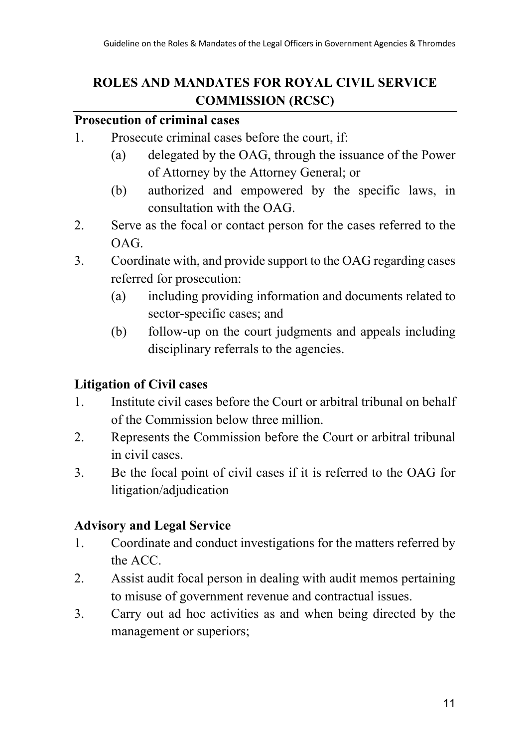## ROLES AND MANDATES FOR ROYAL CIVIL SERVICE COMMISSION (RCSC)

**Prosecution of criminal cases**

1. Prosecute criminal cases before the court, if:
   (a) delegated by the OAG, through the issuance of the Power of Attorney by the Attorney General; or
   (b) authorized and empowered by the specific laws, in consultation with the OAG.
2. Serve as the focal or contact person for the cases referred to the OAG.
3. Coordinate with, and provide support to the OAG regarding cases referred for prosecution:
   (a) including providing information and documents related to sector-specific cases; and
   (b) follow-up on the court judgments and appeals including disciplinary referrals to the agencies.

**Litigation of Civil cases**

1. Institute civil cases before the Court or arbitral tribunal on behalf of the Commission below three million.
2. Represents the Commission before the Court or arbitral tribunal in civil cases.
3. Be the focal point of civil cases if it is referred to the OAG for litigation/adjudication

**Advisory and Legal Service**

1. Coordinate and conduct investigations for the matters referred by the ACC.
2. Assist audit focal person in dealing with audit memos pertaining to misuse of government revenue and contractual issues.
3. Carry out ad hoc activities as and when being directed by the management or superiors;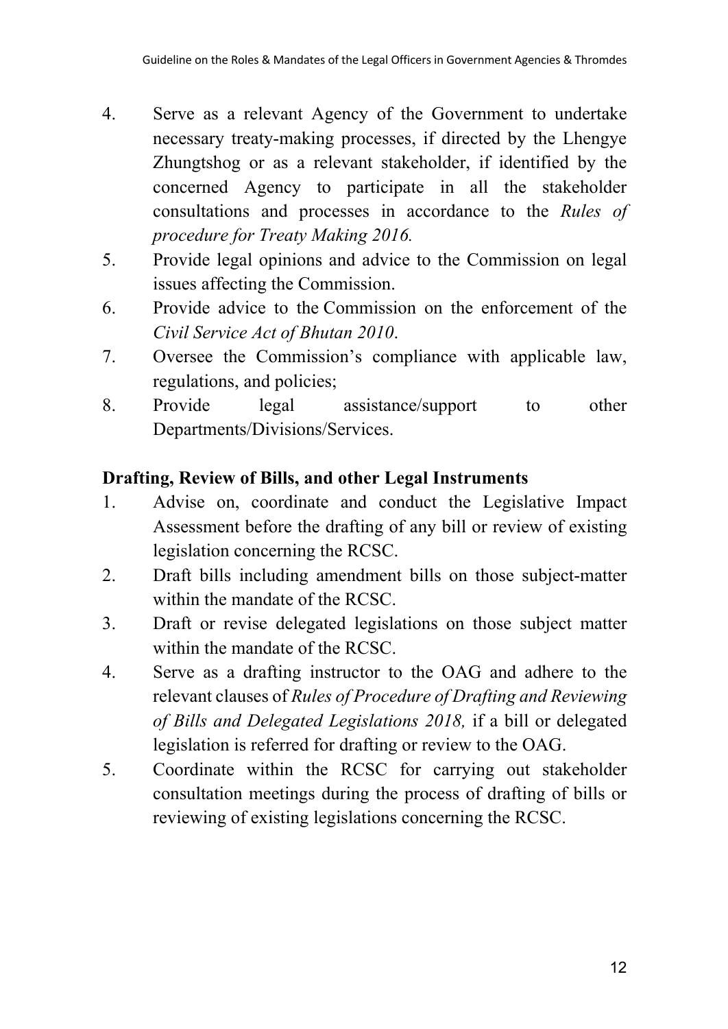4. Serve as a relevant Agency of the Government to undertake necessary treaty-making processes, if directed by the Lhengye Zhungtshog or as a relevant stakeholder, if identified by the concerned Agency to participate in all the stakeholder consultations and processes in accordance to the *Rules of procedure for Treaty Making 2016.*
5. Provide legal opinions and advice to the Commission on legal issues affecting the Commission.
6. Provide advice to the Commission on the enforcement of the *Civil Service Act of Bhutan 2010*.
7. Oversee the Commission's compliance with applicable law, regulations, and policies;
8. Provide legal assistance/support to other Departments/Divisions/Services.

**Drafting, Review of Bills, and other Legal Instruments**

1. Advise on, coordinate and conduct the Legislative Impact Assessment before the drafting of any bill or review of existing legislation concerning the RCSC.
2. Draft bills including amendment bills on those subject-matter within the mandate of the RCSC.
3. Draft or revise delegated legislations on those subject matter within the mandate of the RCSC.
4. Serve as a drafting instructor to the OAG and adhere to the relevant clauses of *Rules of Procedure of Drafting and Reviewing of Bills and Delegated Legislations 2018,* if a bill or delegated legislation is referred for drafting or review to the OAG.
5. Coordinate within the RCSC for carrying out stakeholder consultation meetings during the process of drafting of bills or reviewing of existing legislations concerning the RCSC.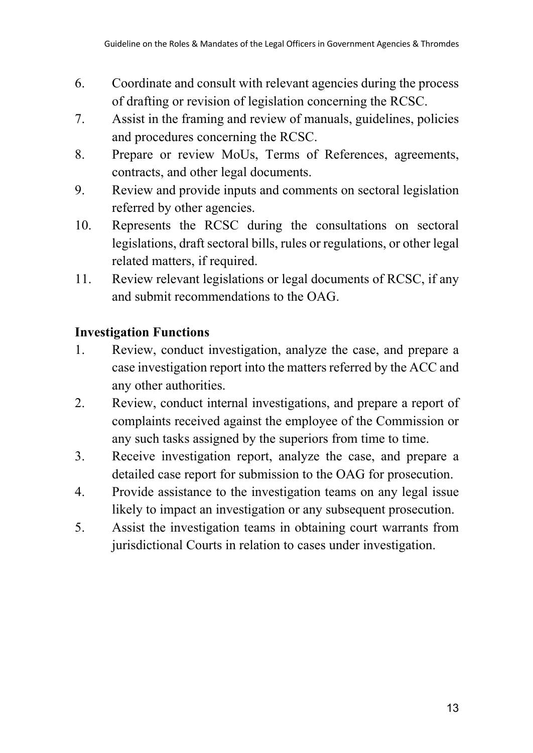6. Coordinate and consult with relevant agencies during the process of drafting or revision of legislation concerning the RCSC.
7. Assist in the framing and review of manuals, guidelines, policies and procedures concerning the RCSC.
8. Prepare or review MoUs, Terms of References, agreements, contracts, and other legal documents.
9. Review and provide inputs and comments on sectoral legislation referred by other agencies.
10. Represents the RCSC during the consultations on sectoral legislations, draft sectoral bills, rules or regulations, or other legal related matters, if required.
11. Review relevant legislations or legal documents of RCSC, if any and submit recommendations to the OAG.

**Investigation Functions**

1. Review, conduct investigation, analyze the case, and prepare a case investigation report into the matters referred by the ACC and any other authorities.
2. Review, conduct internal investigations, and prepare a report of complaints received against the employee of the Commission or any such tasks assigned by the superiors from time to time.
3. Receive investigation report, analyze the case, and prepare a detailed case report for submission to the OAG for prosecution.
4. Provide assistance to the investigation teams on any legal issue likely to impact an investigation or any subsequent prosecution.
5. Assist the investigation teams in obtaining court warrants from jurisdictional Courts in relation to cases under investigation.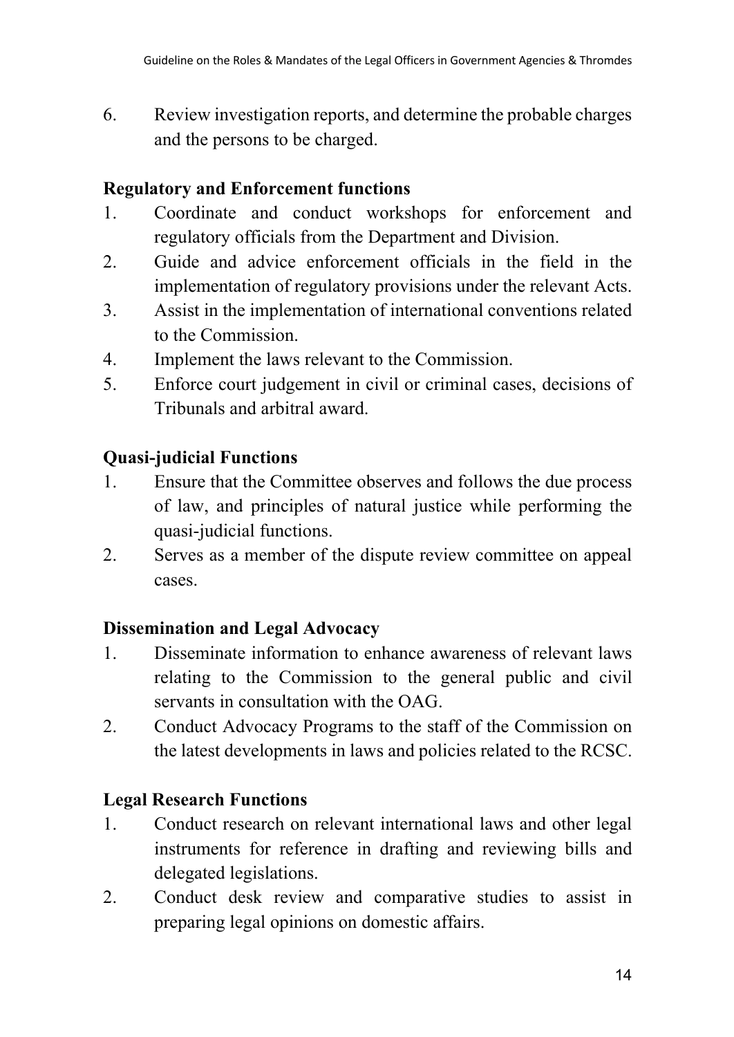6. Review investigation reports, and determine the probable charges and the persons to be charged.

**Regulatory and Enforcement functions**

1. Coordinate and conduct workshops for enforcement and regulatory officials from the Department and Division.
2. Guide and advice enforcement officials in the field in the implementation of regulatory provisions under the relevant Acts.
3. Assist in the implementation of international conventions related to the Commission.
4. Implement the laws relevant to the Commission.
5. Enforce court judgement in civil or criminal cases, decisions of Tribunals and arbitral award.

**Quasi-judicial Functions**

1. Ensure that the Committee observes and follows the due process of law, and principles of natural justice while performing the quasi-judicial functions.
2. Serves as a member of the dispute review committee on appeal cases.

**Dissemination and Legal Advocacy**

1. Disseminate information to enhance awareness of relevant laws relating to the Commission to the general public and civil servants in consultation with the OAG.
2. Conduct Advocacy Programs to the staff of the Commission on the latest developments in laws and policies related to the RCSC.

**Legal Research Functions**

1. Conduct research on relevant international laws and other legal instruments for reference in drafting and reviewing bills and delegated legislations.
2. Conduct desk review and comparative studies to assist in preparing legal opinions on domestic affairs.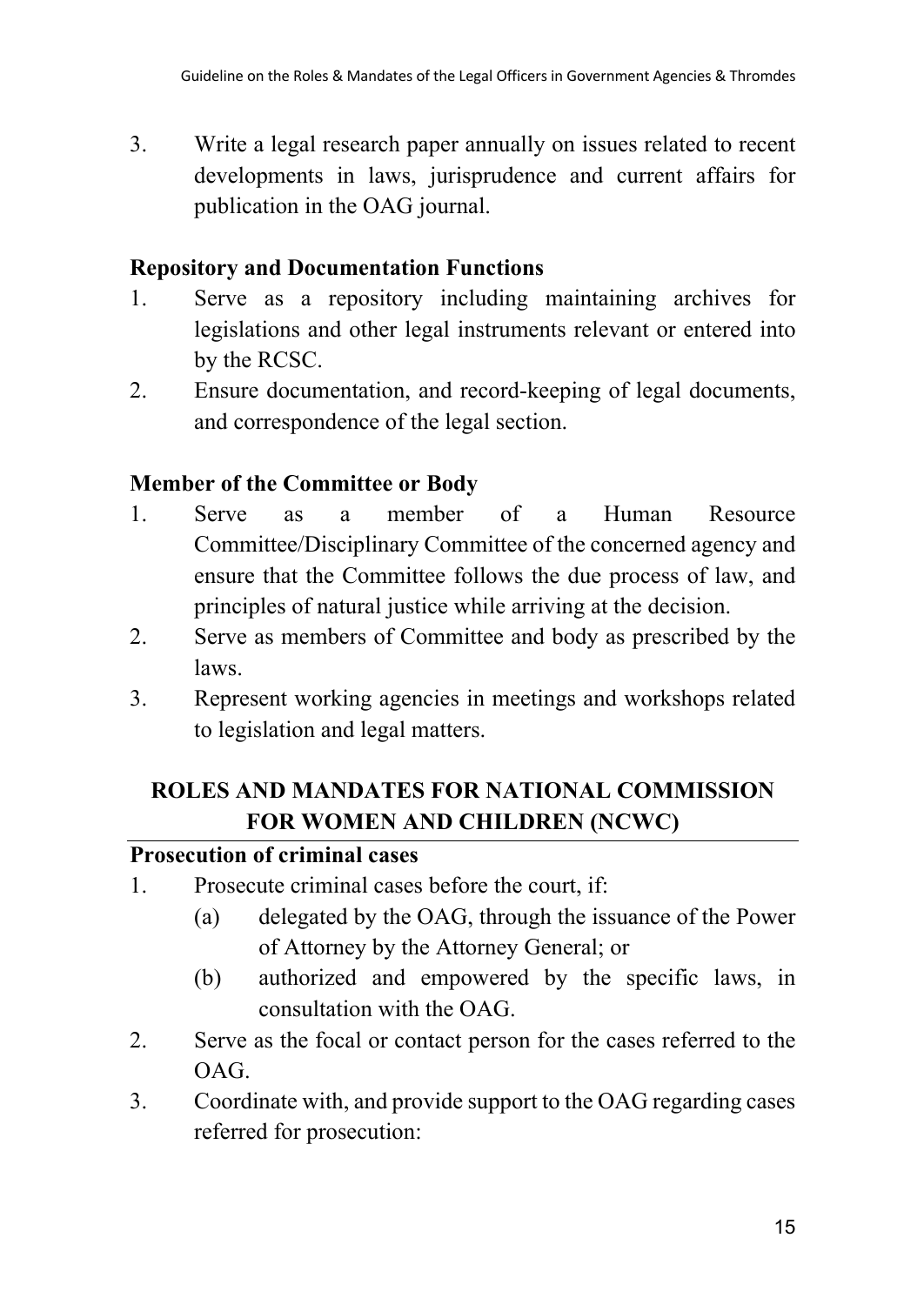3. Write a legal research paper annually on issues related to recent developments in laws, jurisprudence and current affairs for publication in the OAG journal.

**Repository and Documentation Functions**

1. Serve as a repository including maintaining archives for legislations and other legal instruments relevant or entered into by the RCSC.
2. Ensure documentation, and record-keeping of legal documents, and correspondence of the legal section.

**Member of the Committee or Body**

1. Serve as a member of a Human Resource Committee/Disciplinary Committee of the concerned agency and ensure that the Committee follows the due process of law, and principles of natural justice while arriving at the decision.
2. Serve as members of Committee and body as prescribed by the laws.
3. Represent working agencies in meetings and workshops related to legislation and legal matters.

## ROLES AND MANDATES FOR NATIONAL COMMISSION FOR WOMEN AND CHILDREN (NCWC)

**Prosecution of criminal cases**

1. Prosecute criminal cases before the court, if:
   - (a) delegated by the OAG, through the issuance of the Power of Attorney by the Attorney General; or
   - (b) authorized and empowered by the specific laws, in consultation with the OAG.
2. Serve as the focal or contact person for the cases referred to the OAG.
3. Coordinate with, and provide support to the OAG regarding cases referred for prosecution: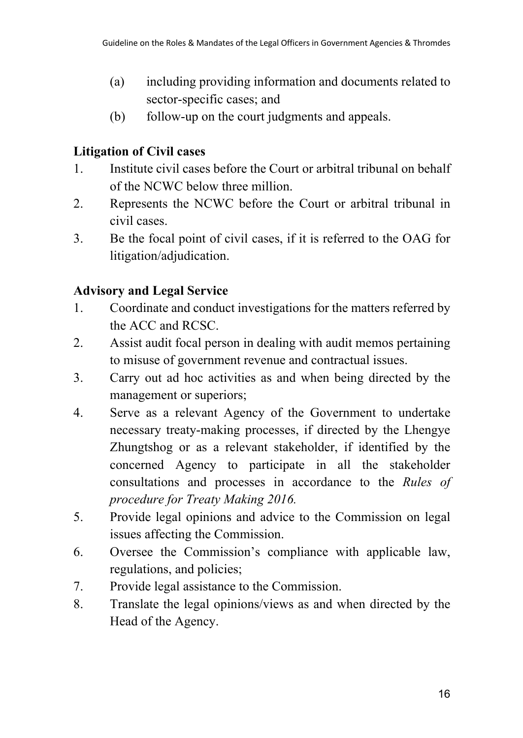(a) including providing information and documents related to sector-specific cases; and

(b) follow-up on the court judgments and appeals.

**Litigation of Civil cases**

1. Institute civil cases before the Court or arbitral tribunal on behalf of the NCWC below three million.
2. Represents the NCWC before the Court or arbitral tribunal in civil cases.
3. Be the focal point of civil cases, if it is referred to the OAG for litigation/adjudication.

**Advisory and Legal Service**

1. Coordinate and conduct investigations for the matters referred by the ACC and RCSC.
2. Assist audit focal person in dealing with audit memos pertaining to misuse of government revenue and contractual issues.
3. Carry out ad hoc activities as and when being directed by the management or superiors;
4. Serve as a relevant Agency of the Government to undertake necessary treaty-making processes, if directed by the Lhengye Zhungtshog or as a relevant stakeholder, if identified by the concerned Agency to participate in all the stakeholder consultations and processes in accordance to the *Rules of procedure for Treaty Making 2016.*
5. Provide legal opinions and advice to the Commission on legal issues affecting the Commission.
6. Oversee the Commission's compliance with applicable law, regulations, and policies;
7. Provide legal assistance to the Commission.
8. Translate the legal opinions/views as and when directed by the Head of the Agency.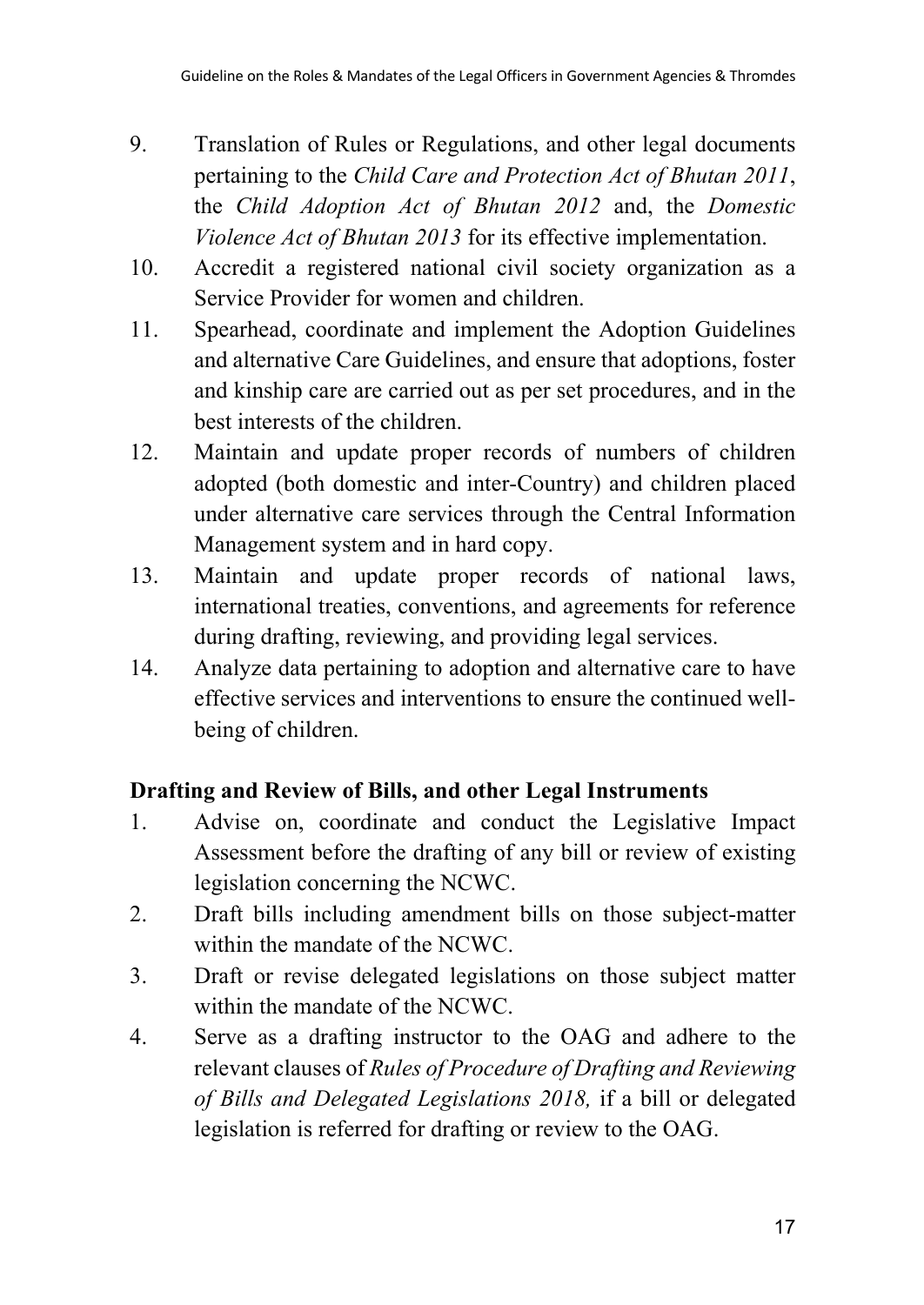9. Translation of Rules or Regulations, and other legal documents pertaining to the *Child Care and Protection Act of Bhutan 2011*, the *Child Adoption Act of Bhutan 2012* and, the *Domestic Violence Act of Bhutan 2013* for its effective implementation.
10. Accredit a registered national civil society organization as a Service Provider for women and children.
11. Spearhead, coordinate and implement the Adoption Guidelines and alternative Care Guidelines, and ensure that adoptions, foster and kinship care are carried out as per set procedures, and in the best interests of the children.
12. Maintain and update proper records of numbers of children adopted (both domestic and inter-Country) and children placed under alternative care services through the Central Information Management system and in hard copy.
13. Maintain and update proper records of national laws, international treaties, conventions, and agreements for reference during drafting, reviewing, and providing legal services.
14. Analyze data pertaining to adoption and alternative care to have effective services and interventions to ensure the continued well-being of children.

**Drafting and Review of Bills, and other Legal Instruments**

1. Advise on, coordinate and conduct the Legislative Impact Assessment before the drafting of any bill or review of existing legislation concerning the NCWC.
2. Draft bills including amendment bills on those subject-matter within the mandate of the NCWC.
3. Draft or revise delegated legislations on those subject matter within the mandate of the NCWC.
4. Serve as a drafting instructor to the OAG and adhere to the relevant clauses of *Rules of Procedure of Drafting and Reviewing of Bills and Delegated Legislations 2018,* if a bill or delegated legislation is referred for drafting or review to the OAG.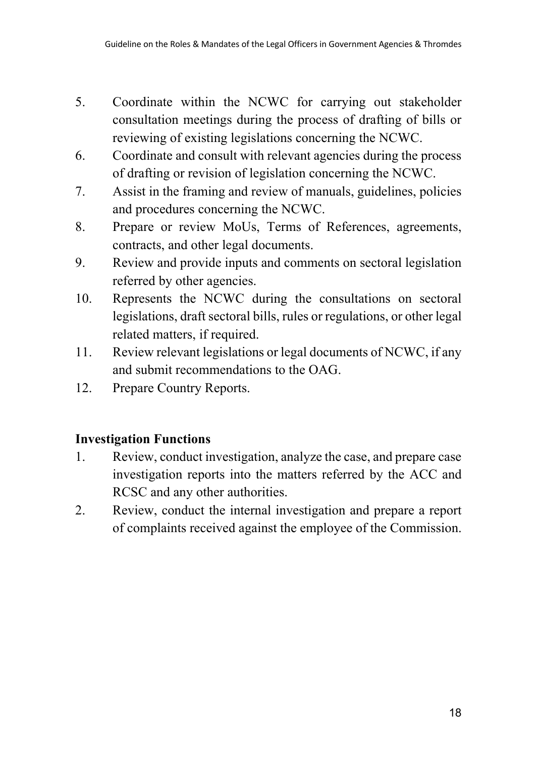5. Coordinate within the NCWC for carrying out stakeholder consultation meetings during the process of drafting of bills or reviewing of existing legislations concerning the NCWC.
6. Coordinate and consult with relevant agencies during the process of drafting or revision of legislation concerning the NCWC.
7. Assist in the framing and review of manuals, guidelines, policies and procedures concerning the NCWC.
8. Prepare or review MoUs, Terms of References, agreements, contracts, and other legal documents.
9. Review and provide inputs and comments on sectoral legislation referred by other agencies.
10. Represents the NCWC during the consultations on sectoral legislations, draft sectoral bills, rules or regulations, or other legal related matters, if required.
11. Review relevant legislations or legal documents of NCWC, if any and submit recommendations to the OAG.
12. Prepare Country Reports.

**Investigation Functions**

1. Review, conduct investigation, analyze the case, and prepare case investigation reports into the matters referred by the ACC and RCSC and any other authorities.
2. Review, conduct the internal investigation and prepare a report of complaints received against the employee of the Commission.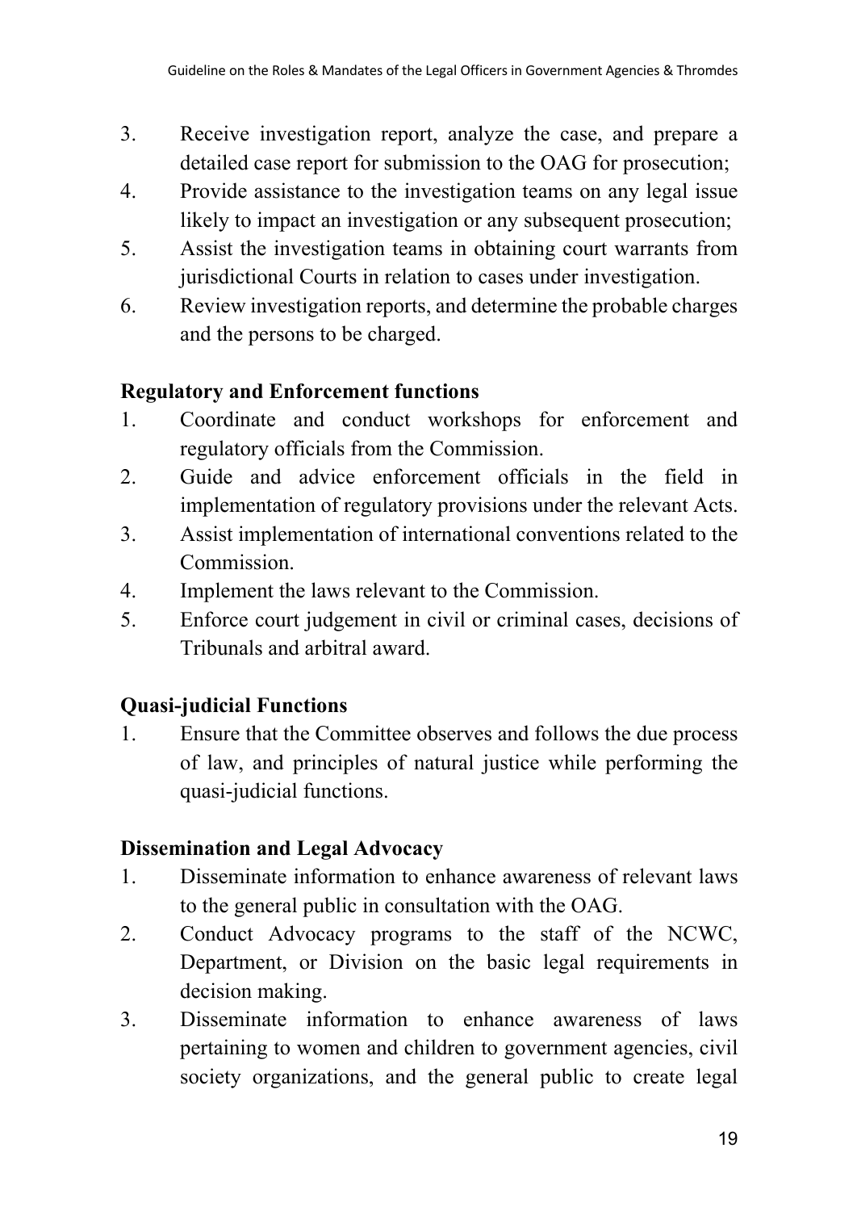3. Receive investigation report, analyze the case, and prepare a detailed case report for submission to the OAG for prosecution;
4. Provide assistance to the investigation teams on any legal issue likely to impact an investigation or any subsequent prosecution;
5. Assist the investigation teams in obtaining court warrants from jurisdictional Courts in relation to cases under investigation.
6. Review investigation reports, and determine the probable charges and the persons to be charged.

**Regulatory and Enforcement functions**

1. Coordinate and conduct workshops for enforcement and regulatory officials from the Commission.
2. Guide and advice enforcement officials in the field in implementation of regulatory provisions under the relevant Acts.
3. Assist implementation of international conventions related to the Commission.
4. Implement the laws relevant to the Commission.
5. Enforce court judgement in civil or criminal cases, decisions of Tribunals and arbitral award.

**Quasi-judicial Functions**

1. Ensure that the Committee observes and follows the due process of law, and principles of natural justice while performing the quasi-judicial functions.

**Dissemination and Legal Advocacy**

1. Disseminate information to enhance awareness of relevant laws to the general public in consultation with the OAG.
2. Conduct Advocacy programs to the staff of the NCWC, Department, or Division on the basic legal requirements in decision making.
3. Disseminate information to enhance awareness of laws pertaining to women and children to government agencies, civil society organizations, and the general public to create legal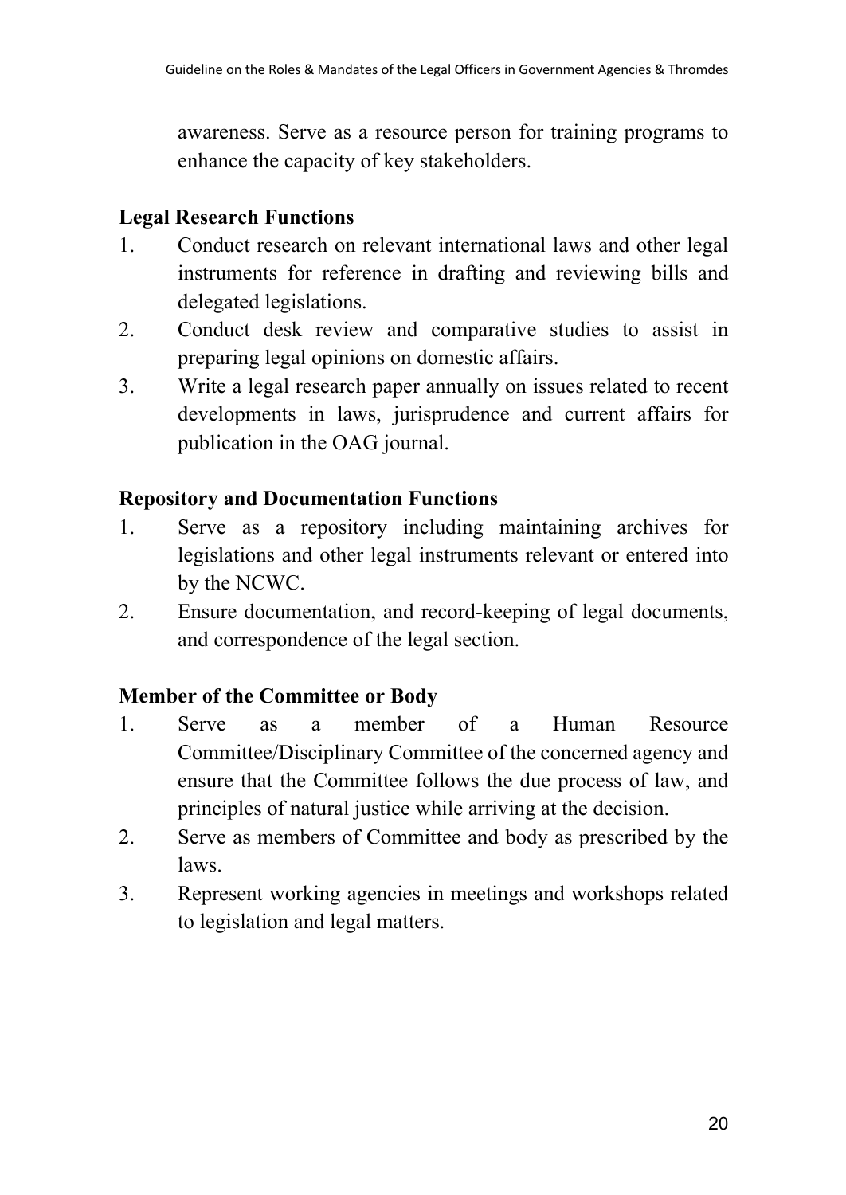awareness. Serve as a resource person for training programs to enhance the capacity of key stakeholders.

**Legal Research Functions**

1. Conduct research on relevant international laws and other legal instruments for reference in drafting and reviewing bills and delegated legislations.
2. Conduct desk review and comparative studies to assist in preparing legal opinions on domestic affairs.
3. Write a legal research paper annually on issues related to recent developments in laws, jurisprudence and current affairs for publication in the OAG journal.

**Repository and Documentation Functions**

1. Serve as a repository including maintaining archives for legislations and other legal instruments relevant or entered into by the NCWC.
2. Ensure documentation, and record-keeping of legal documents, and correspondence of the legal section.

**Member of the Committee or Body**

1. Serve as a member of a Human Resource Committee/Disciplinary Committee of the concerned agency and ensure that the Committee follows the due process of law, and principles of natural justice while arriving at the decision.
2. Serve as members of Committee and body as prescribed by the laws.
3. Represent working agencies in meetings and workshops related to legislation and legal matters.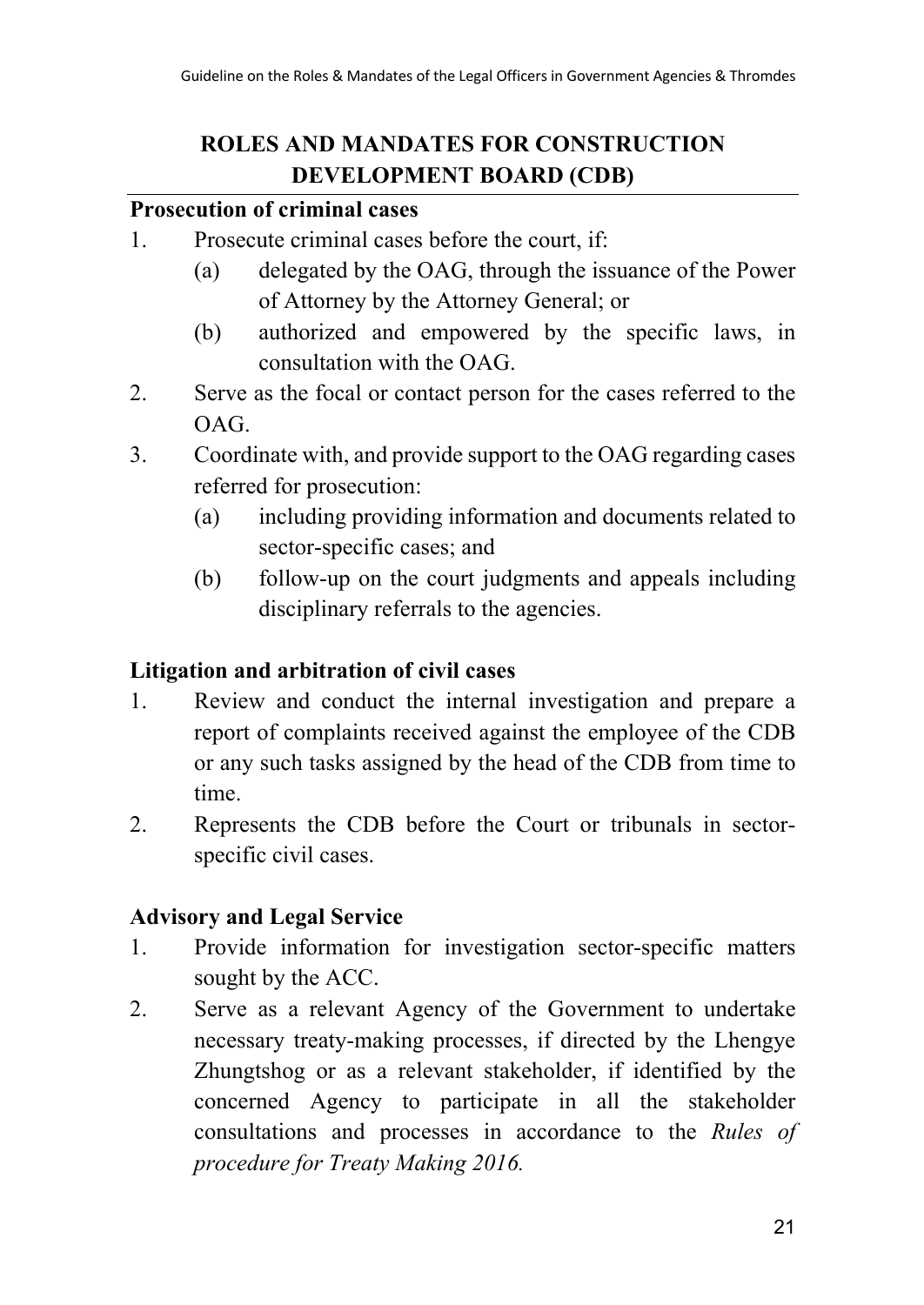## ROLES AND MANDATES FOR CONSTRUCTION DEVELOPMENT BOARD (CDB)

**Prosecution of criminal cases**

1. Prosecute criminal cases before the court, if:
   (a) delegated by the OAG, through the issuance of the Power of Attorney by the Attorney General; or
   (b) authorized and empowered by the specific laws, in consultation with the OAG.
2. Serve as the focal or contact person for the cases referred to the OAG.
3. Coordinate with, and provide support to the OAG regarding cases referred for prosecution:
   (a) including providing information and documents related to sector-specific cases; and
   (b) follow-up on the court judgments and appeals including disciplinary referrals to the agencies.

**Litigation and arbitration of civil cases**

1. Review and conduct the internal investigation and prepare a report of complaints received against the employee of the CDB or any such tasks assigned by the head of the CDB from time to time.
2. Represents the CDB before the Court or tribunals in sector-specific civil cases.

**Advisory and Legal Service**

1. Provide information for investigation sector-specific matters sought by the ACC.
2. Serve as a relevant Agency of the Government to undertake necessary treaty-making processes, if directed by the Lhengye Zhungtshog or as a relevant stakeholder, if identified by the concerned Agency to participate in all the stakeholder consultations and processes in accordance to the *Rules of procedure for Treaty Making 2016.*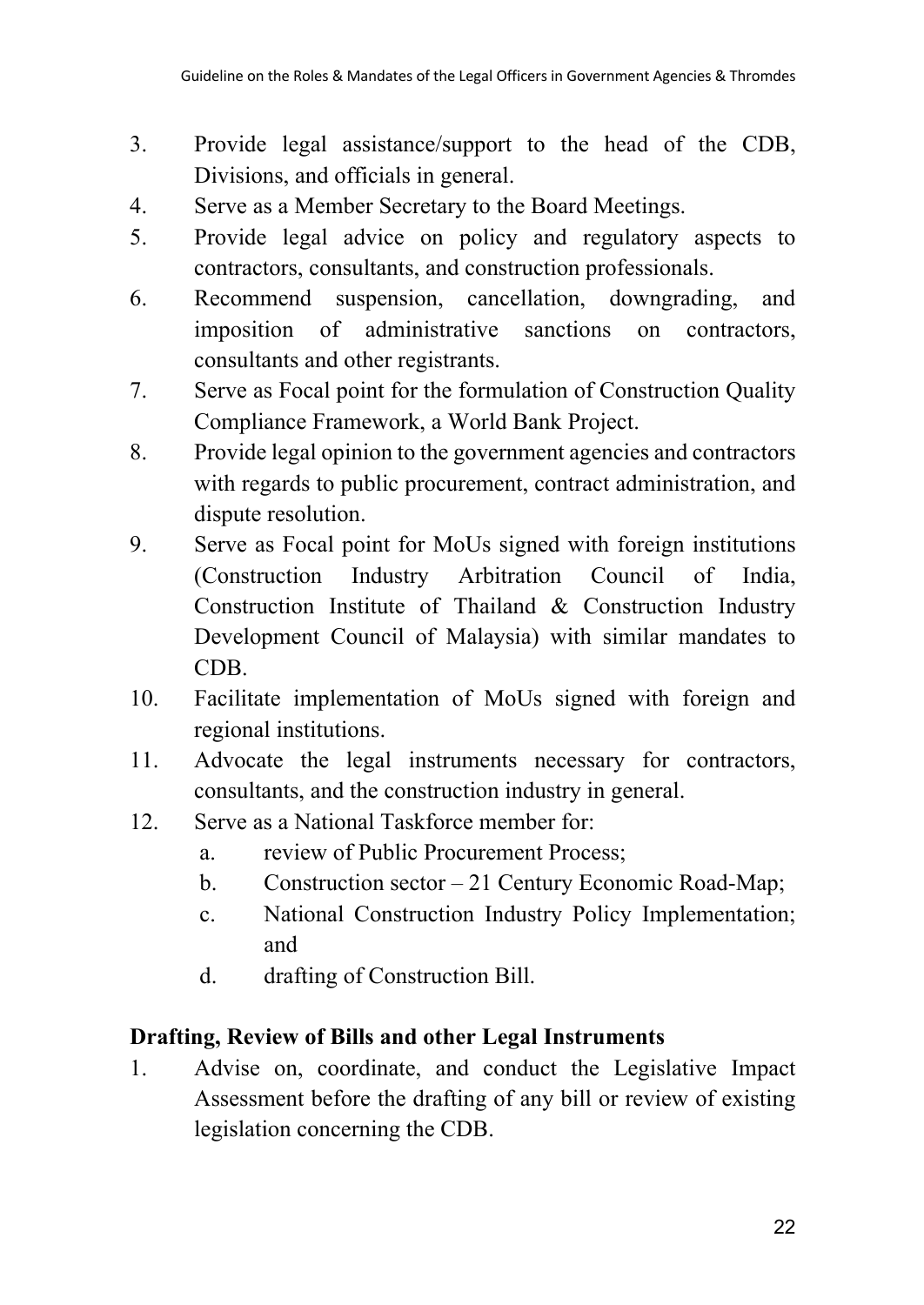3. Provide legal assistance/support to the head of the CDB, Divisions, and officials in general.
4. Serve as a Member Secretary to the Board Meetings.
5. Provide legal advice on policy and regulatory aspects to contractors, consultants, and construction professionals.
6. Recommend suspension, cancellation, downgrading, and imposition of administrative sanctions on contractors, consultants and other registrants.
7. Serve as Focal point for the formulation of Construction Quality Compliance Framework, a World Bank Project.
8. Provide legal opinion to the government agencies and contractors with regards to public procurement, contract administration, and dispute resolution.
9. Serve as Focal point for MoUs signed with foreign institutions (Construction Industry Arbitration Council of India, Construction Institute of Thailand & Construction Industry Development Council of Malaysia) with similar mandates to CDB.
10. Facilitate implementation of MoUs signed with foreign and regional institutions.
11. Advocate the legal instruments necessary for contractors, consultants, and the construction industry in general.
12. Serve as a National Taskforce member for:
    a. review of Public Procurement Process;
    b. Construction sector – 21 Century Economic Road-Map;
    c. National Construction Industry Policy Implementation; and
    d. drafting of Construction Bill.

**Drafting, Review of Bills and other Legal Instruments**

1. Advise on, coordinate, and conduct the Legislative Impact Assessment before the drafting of any bill or review of existing legislation concerning the CDB.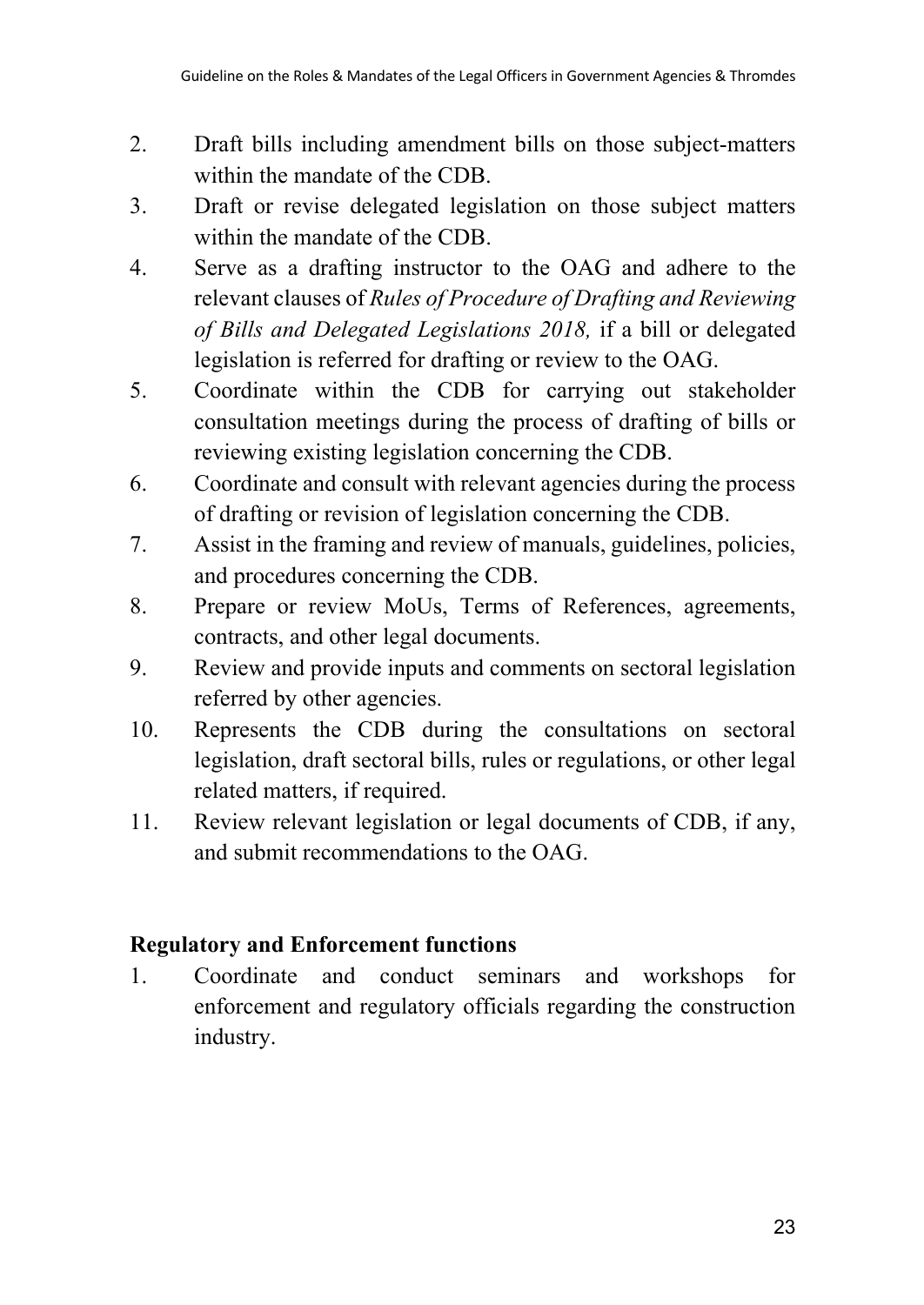2. Draft bills including amendment bills on those subject-matters within the mandate of the CDB.
3. Draft or revise delegated legislation on those subject matters within the mandate of the CDB.
4. Serve as a drafting instructor to the OAG and adhere to the relevant clauses of *Rules of Procedure of Drafting and Reviewing of Bills and Delegated Legislations 2018,* if a bill or delegated legislation is referred for drafting or review to the OAG.
5. Coordinate within the CDB for carrying out stakeholder consultation meetings during the process of drafting of bills or reviewing existing legislation concerning the CDB.
6. Coordinate and consult with relevant agencies during the process of drafting or revision of legislation concerning the CDB.
7. Assist in the framing and review of manuals, guidelines, policies, and procedures concerning the CDB.
8. Prepare or review MoUs, Terms of References, agreements, contracts, and other legal documents.
9. Review and provide inputs and comments on sectoral legislation referred by other agencies.
10. Represents the CDB during the consultations on sectoral legislation, draft sectoral bills, rules or regulations, or other legal related matters, if required.
11. Review relevant legislation or legal documents of CDB, if any, and submit recommendations to the OAG.

**Regulatory and Enforcement functions**

1. Coordinate and conduct seminars and workshops for enforcement and regulatory officials regarding the construction industry.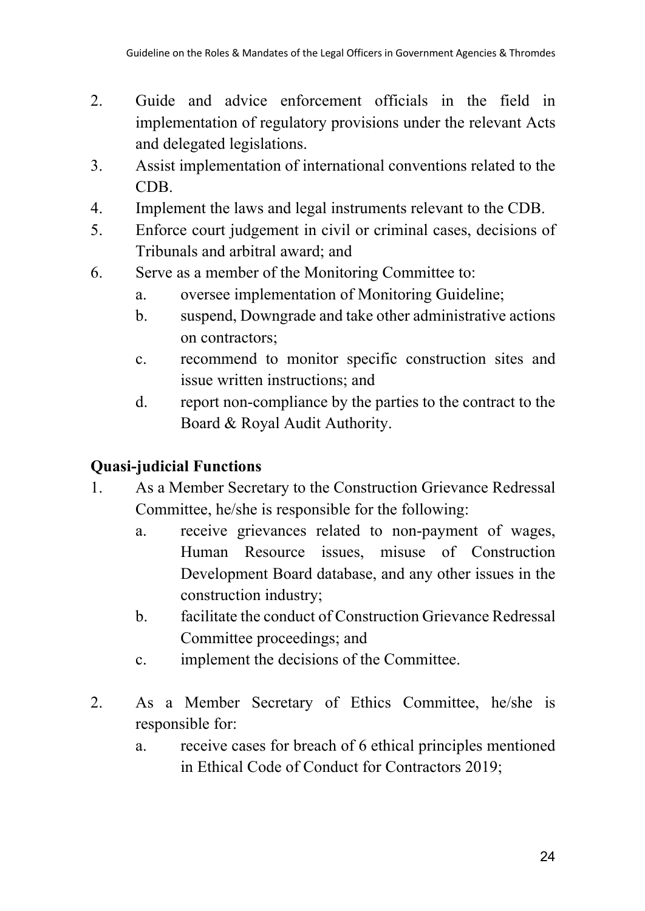2. Guide and advice enforcement officials in the field in implementation of regulatory provisions under the relevant Acts and delegated legislations.
3. Assist implementation of international conventions related to the CDB.
4. Implement the laws and legal instruments relevant to the CDB.
5. Enforce court judgement in civil or criminal cases, decisions of Tribunals and arbitral award; and
6. Serve as a member of the Monitoring Committee to:
   a. oversee implementation of Monitoring Guideline;
   b. suspend, Downgrade and take other administrative actions on contractors;
   c. recommend to monitor specific construction sites and issue written instructions; and
   d. report non-compliance by the parties to the contract to the Board & Royal Audit Authority.

**Quasi-judicial Functions**

1. As a Member Secretary to the Construction Grievance Redressal Committee, he/she is responsible for the following:
   a. receive grievances related to non-payment of wages, Human Resource issues, misuse of Construction Development Board database, and any other issues in the construction industry;
   b. facilitate the conduct of Construction Grievance Redressal Committee proceedings; and
   c. implement the decisions of the Committee.

2. As a Member Secretary of Ethics Committee, he/she is responsible for:
   a. receive cases for breach of 6 ethical principles mentioned in Ethical Code of Conduct for Contractors 2019;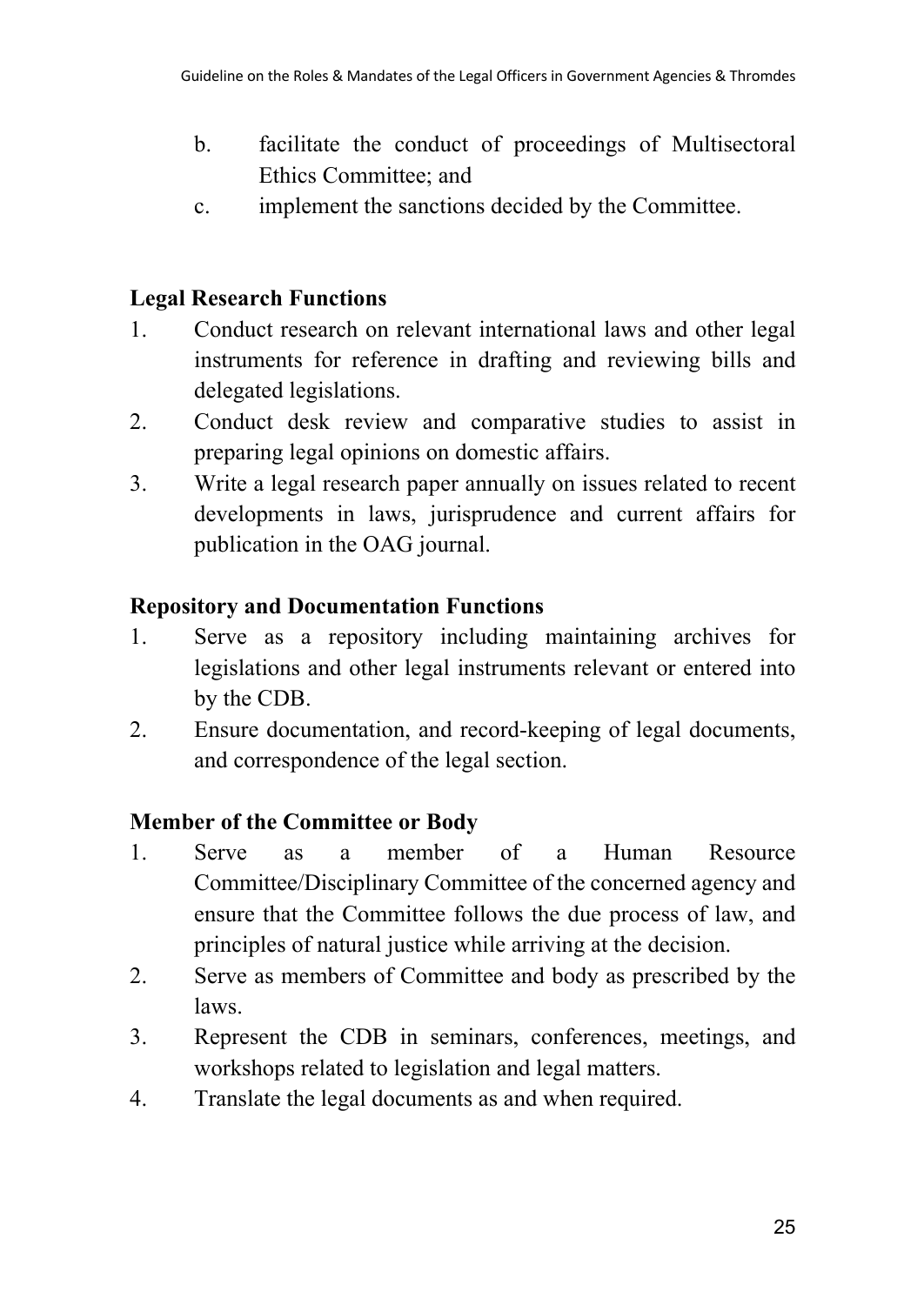b. facilitate the conduct of proceedings of Multisectoral Ethics Committee; and
c. implement the sanctions decided by the Committee.

**Legal Research Functions**

1. Conduct research on relevant international laws and other legal instruments for reference in drafting and reviewing bills and delegated legislations.
2. Conduct desk review and comparative studies to assist in preparing legal opinions on domestic affairs.
3. Write a legal research paper annually on issues related to recent developments in laws, jurisprudence and current affairs for publication in the OAG journal.

**Repository and Documentation Functions**

1. Serve as a repository including maintaining archives for legislations and other legal instruments relevant or entered into by the CDB.
2. Ensure documentation, and record-keeping of legal documents, and correspondence of the legal section.

**Member of the Committee or Body**

1. Serve as a member of a Human Resource Committee/Disciplinary Committee of the concerned agency and ensure that the Committee follows the due process of law, and principles of natural justice while arriving at the decision.
2. Serve as members of Committee and body as prescribed by the laws.
3. Represent the CDB in seminars, conferences, meetings, and workshops related to legislation and legal matters.
4. Translate the legal documents as and when required.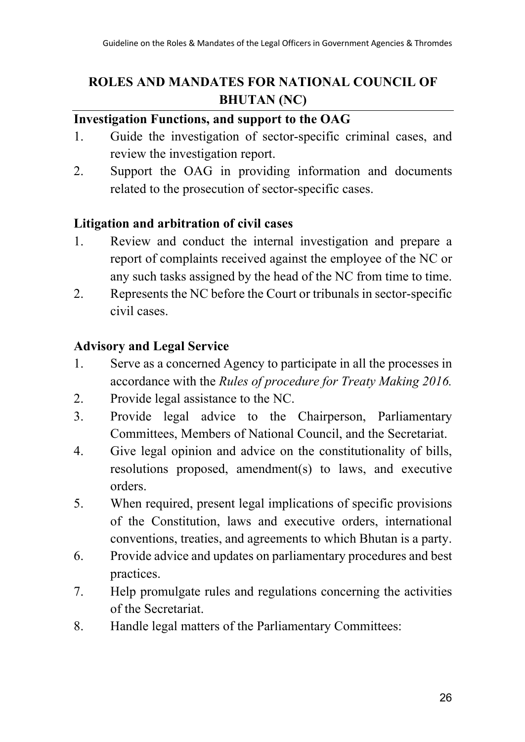## ROLES AND MANDATES FOR NATIONAL COUNCIL OF BHUTAN (NC)

**Investigation Functions, and support to the OAG**

1. Guide the investigation of sector-specific criminal cases, and review the investigation report.
2. Support the OAG in providing information and documents related to the prosecution of sector-specific cases.

**Litigation and arbitration of civil cases**

1. Review and conduct the internal investigation and prepare a report of complaints received against the employee of the NC or any such tasks assigned by the head of the NC from time to time.
2. Represents the NC before the Court or tribunals in sector-specific civil cases.

**Advisory and Legal Service**

1. Serve as a concerned Agency to participate in all the processes in accordance with the *Rules of procedure for Treaty Making 2016.*
2. Provide legal assistance to the NC.
3. Provide legal advice to the Chairperson, Parliamentary Committees, Members of National Council, and the Secretariat.
4. Give legal opinion and advice on the constitutionality of bills, resolutions proposed, amendment(s) to laws, and executive orders.
5. When required, present legal implications of specific provisions of the Constitution, laws and executive orders, international conventions, treaties, and agreements to which Bhutan is a party.
6. Provide advice and updates on parliamentary procedures and best practices.
7. Help promulgate rules and regulations concerning the activities of the Secretariat.
8. Handle legal matters of the Parliamentary Committees: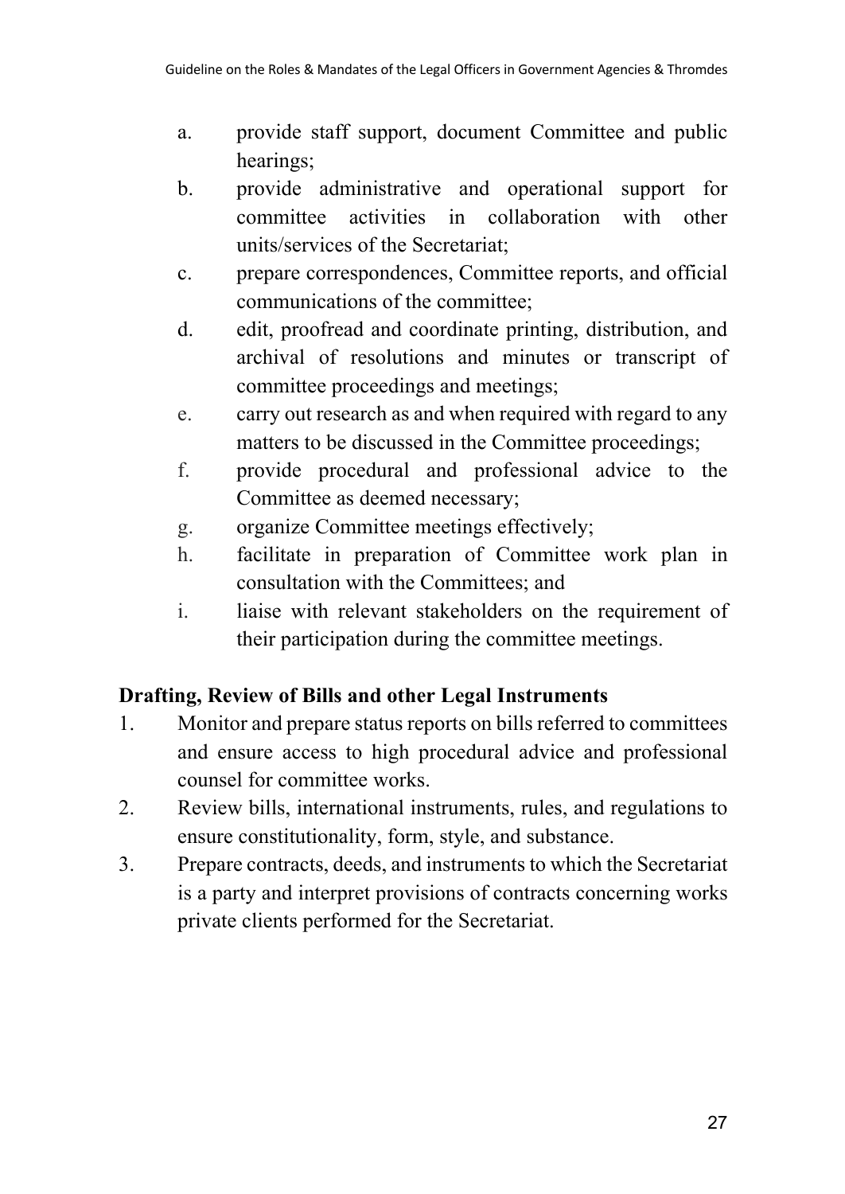a. provide staff support, document Committee and public hearings;
b. provide administrative and operational support for committee activities in collaboration with other units/services of the Secretariat;
c. prepare correspondences, Committee reports, and official communications of the committee;
d. edit, proofread and coordinate printing, distribution, and archival of resolutions and minutes or transcript of committee proceedings and meetings;
e. carry out research as and when required with regard to any matters to be discussed in the Committee proceedings;
f. provide procedural and professional advice to the Committee as deemed necessary;
g. organize Committee meetings effectively;
h. facilitate in preparation of Committee work plan in consultation with the Committees; and
i. liaise with relevant stakeholders on the requirement of their participation during the committee meetings.

**Drafting, Review of Bills and other Legal Instruments**

1. Monitor and prepare status reports on bills referred to committees and ensure access to high procedural advice and professional counsel for committee works.
2. Review bills, international instruments, rules, and regulations to ensure constitutionality, form, style, and substance.
3. Prepare contracts, deeds, and instruments to which the Secretariat is a party and interpret provisions of contracts concerning works private clients performed for the Secretariat.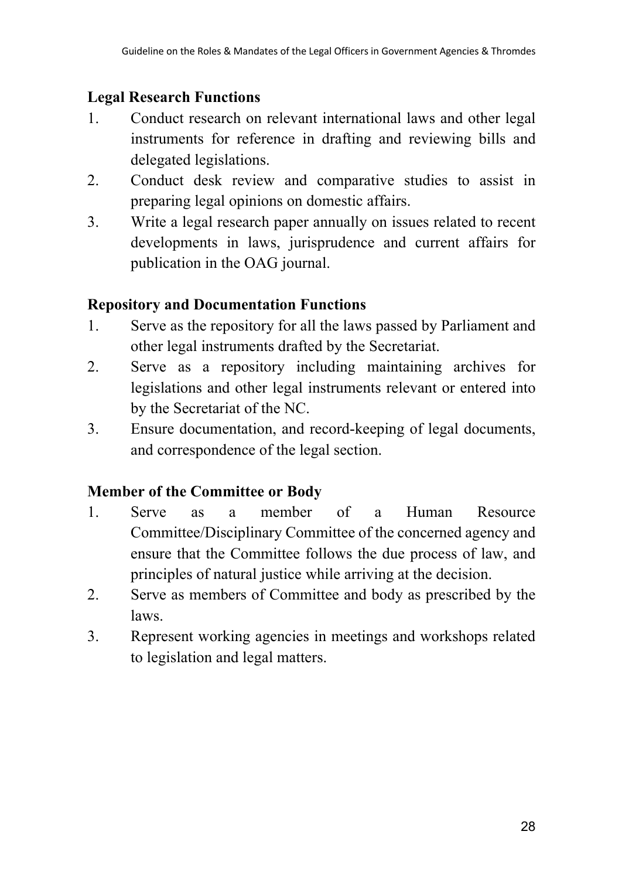**Legal Research Functions**

1. Conduct research on relevant international laws and other legal instruments for reference in drafting and reviewing bills and delegated legislations.
2. Conduct desk review and comparative studies to assist in preparing legal opinions on domestic affairs.
3. Write a legal research paper annually on issues related to recent developments in laws, jurisprudence and current affairs for publication in the OAG journal.

**Repository and Documentation Functions**

1. Serve as the repository for all the laws passed by Parliament and other legal instruments drafted by the Secretariat.
2. Serve as a repository including maintaining archives for legislations and other legal instruments relevant or entered into by the Secretariat of the NC.
3. Ensure documentation, and record-keeping of legal documents, and correspondence of the legal section.

**Member of the Committee or Body**

1. Serve as a member of a Human Resource Committee/Disciplinary Committee of the concerned agency and ensure that the Committee follows the due process of law, and principles of natural justice while arriving at the decision.
2. Serve as members of Committee and body as prescribed by the laws.
3. Represent working agencies in meetings and workshops related to legislation and legal matters.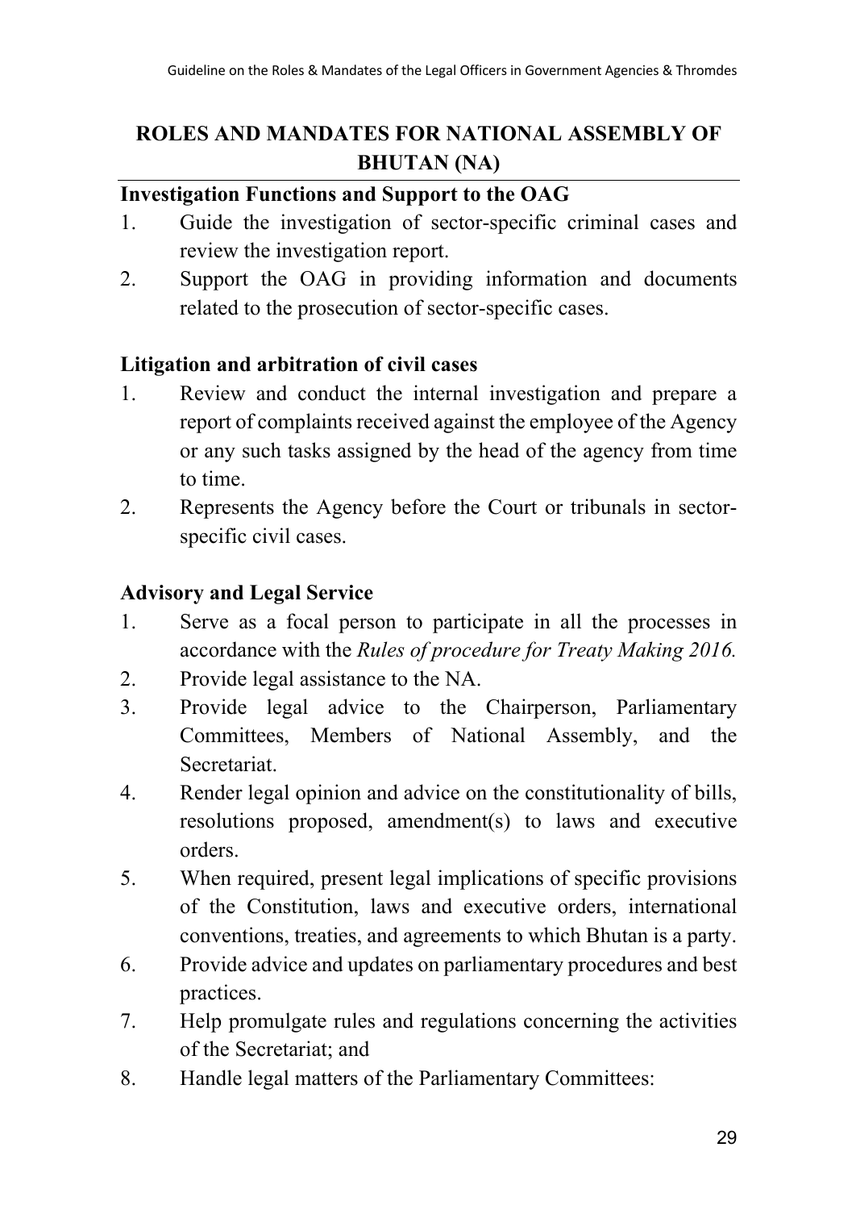## ROLES AND MANDATES FOR NATIONAL ASSEMBLY OF BHUTAN (NA)

### Investigation Functions and Support to the OAG

1. Guide the investigation of sector-specific criminal cases and review the investigation report.
2. Support the OAG in providing information and documents related to the prosecution of sector-specific cases.

### Litigation and arbitration of civil cases

1. Review and conduct the internal investigation and prepare a report of complaints received against the employee of the Agency or any such tasks assigned by the head of the agency from time to time.
2. Represents the Agency before the Court or tribunals in sector-specific civil cases.

### Advisory and Legal Service

1. Serve as a focal person to participate in all the processes in accordance with the *Rules of procedure for Treaty Making 2016.*
2. Provide legal assistance to the NA.
3. Provide legal advice to the Chairperson, Parliamentary Committees, Members of National Assembly, and the Secretariat.
4. Render legal opinion and advice on the constitutionality of bills, resolutions proposed, amendment(s) to laws and executive orders.
5. When required, present legal implications of specific provisions of the Constitution, laws and executive orders, international conventions, treaties, and agreements to which Bhutan is a party.
6. Provide advice and updates on parliamentary procedures and best practices.
7. Help promulgate rules and regulations concerning the activities of the Secretariat; and
8. Handle legal matters of the Parliamentary Committees: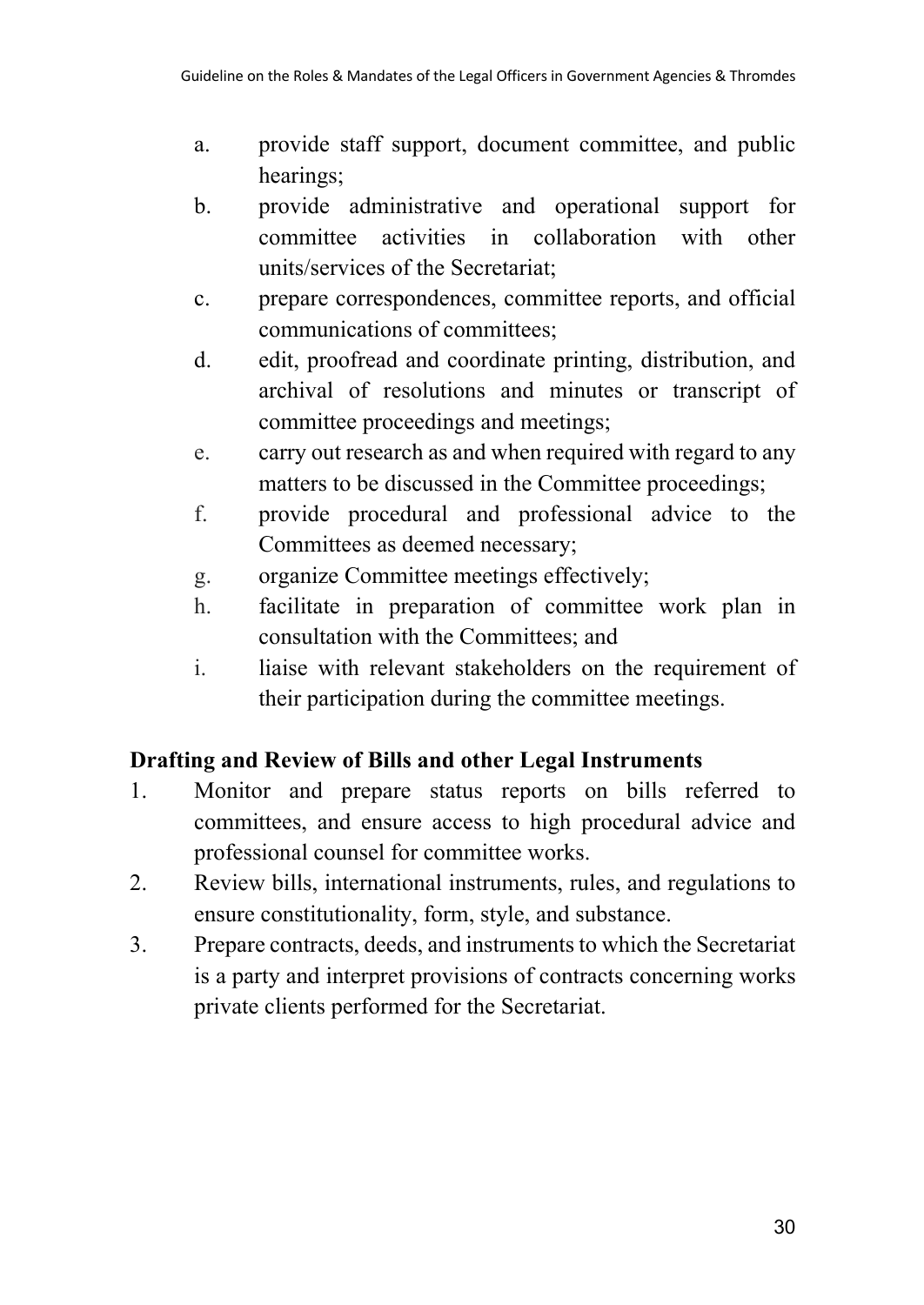a. provide staff support, document committee, and public hearings;
b. provide administrative and operational support for committee activities in collaboration with other units/services of the Secretariat;
c. prepare correspondences, committee reports, and official communications of committees;
d. edit, proofread and coordinate printing, distribution, and archival of resolutions and minutes or transcript of committee proceedings and meetings;
e. carry out research as and when required with regard to any matters to be discussed in the Committee proceedings;
f. provide procedural and professional advice to the Committees as deemed necessary;
g. organize Committee meetings effectively;
h. facilitate in preparation of committee work plan in consultation with the Committees; and
i. liaise with relevant stakeholders on the requirement of their participation during the committee meetings.

**Drafting and Review of Bills and other Legal Instruments**

1. Monitor and prepare status reports on bills referred to committees, and ensure access to high procedural advice and professional counsel for committee works.
2. Review bills, international instruments, rules, and regulations to ensure constitutionality, form, style, and substance.
3. Prepare contracts, deeds, and instruments to which the Secretariat is a party and interpret provisions of contracts concerning works private clients performed for the Secretariat.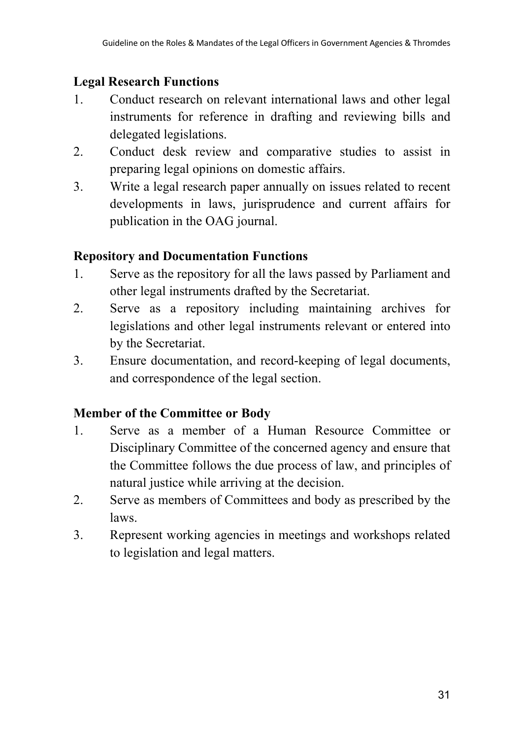**Legal Research Functions**

1. Conduct research on relevant international laws and other legal instruments for reference in drafting and reviewing bills and delegated legislations.
2. Conduct desk review and comparative studies to assist in preparing legal opinions on domestic affairs.
3. Write a legal research paper annually on issues related to recent developments in laws, jurisprudence and current affairs for publication in the OAG journal.

**Repository and Documentation Functions**

1. Serve as the repository for all the laws passed by Parliament and other legal instruments drafted by the Secretariat.
2. Serve as a repository including maintaining archives for legislations and other legal instruments relevant or entered into by the Secretariat.
3. Ensure documentation, and record-keeping of legal documents, and correspondence of the legal section.

**Member of the Committee or Body**

1. Serve as a member of a Human Resource Committee or Disciplinary Committee of the concerned agency and ensure that the Committee follows the due process of law, and principles of natural justice while arriving at the decision.
2. Serve as members of Committees and body as prescribed by the laws.
3. Represent working agencies in meetings and workshops related to legislation and legal matters.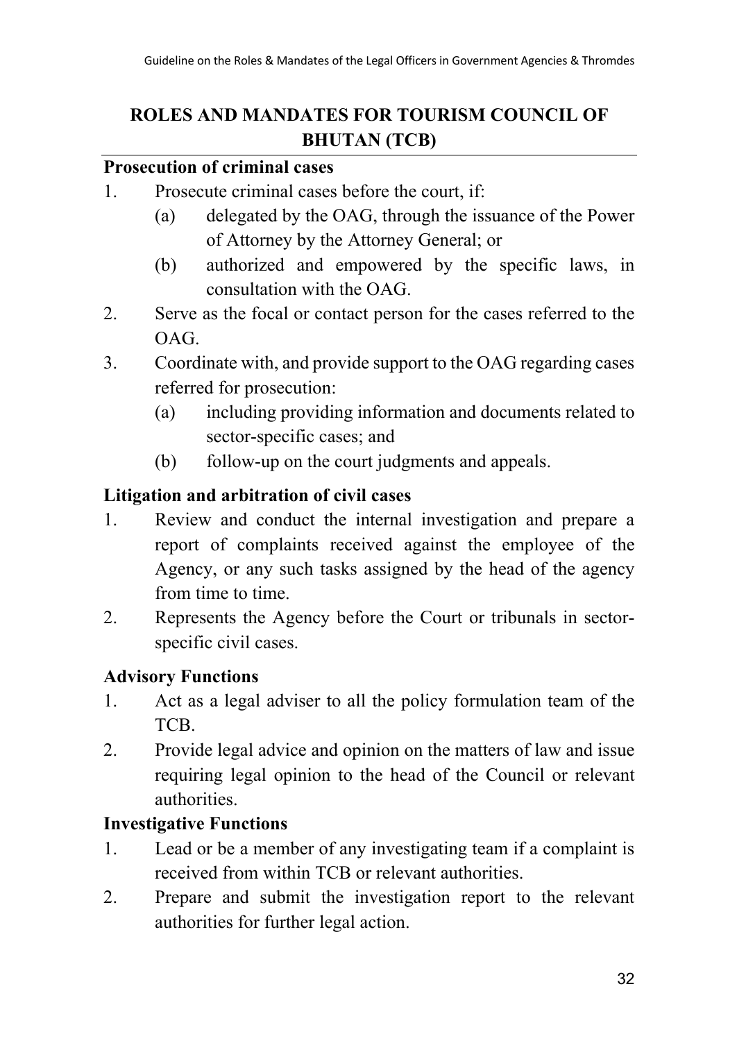## ROLES AND MANDATES FOR TOURISM COUNCIL OF BHUTAN (TCB)

**Prosecution of criminal cases**

1. Prosecute criminal cases before the court, if:
   (a) delegated by the OAG, through the issuance of the Power of Attorney by the Attorney General; or
   (b) authorized and empowered by the specific laws, in consultation with the OAG.
2. Serve as the focal or contact person for the cases referred to the OAG.
3. Coordinate with, and provide support to the OAG regarding cases referred for prosecution:
   (a) including providing information and documents related to sector-specific cases; and
   (b) follow-up on the court judgments and appeals.

**Litigation and arbitration of civil cases**

1. Review and conduct the internal investigation and prepare a report of complaints received against the employee of the Agency, or any such tasks assigned by the head of the agency from time to time.
2. Represents the Agency before the Court or tribunals in sector-specific civil cases.

**Advisory Functions**

1. Act as a legal adviser to all the policy formulation team of the TCB.
2. Provide legal advice and opinion on the matters of law and issue requiring legal opinion to the head of the Council or relevant authorities.

**Investigative Functions**

1. Lead or be a member of any investigating team if a complaint is received from within TCB or relevant authorities.
2. Prepare and submit the investigation report to the relevant authorities for further legal action.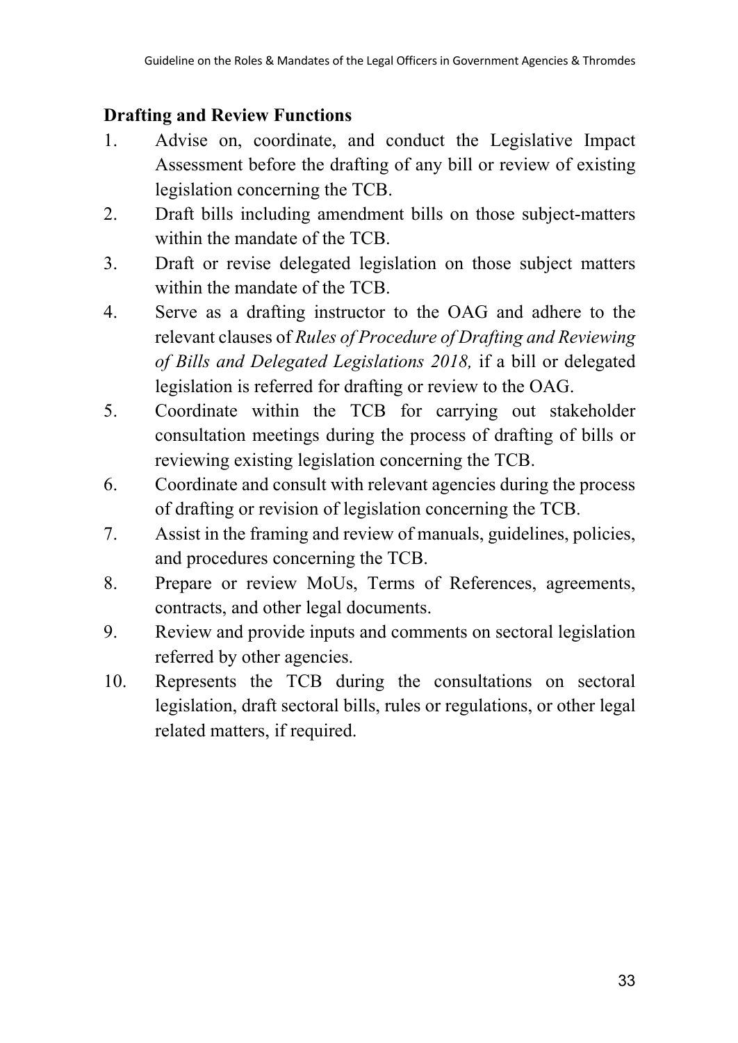**Drafting and Review Functions**

1. Advise on, coordinate, and conduct the Legislative Impact Assessment before the drafting of any bill or review of existing legislation concerning the TCB.
2. Draft bills including amendment bills on those subject-matters within the mandate of the TCB.
3. Draft or revise delegated legislation on those subject matters within the mandate of the TCB.
4. Serve as a drafting instructor to the OAG and adhere to the relevant clauses of *Rules of Procedure of Drafting and Reviewing of Bills and Delegated Legislations 2018,* if a bill or delegated legislation is referred for drafting or review to the OAG.
5. Coordinate within the TCB for carrying out stakeholder consultation meetings during the process of drafting of bills or reviewing existing legislation concerning the TCB.
6. Coordinate and consult with relevant agencies during the process of drafting or revision of legislation concerning the TCB.
7. Assist in the framing and review of manuals, guidelines, policies, and procedures concerning the TCB.
8. Prepare or review MoUs, Terms of References, agreements, contracts, and other legal documents.
9. Review and provide inputs and comments on sectoral legislation referred by other agencies.
10. Represents the TCB during the consultations on sectoral legislation, draft sectoral bills, rules or regulations, or other legal related matters, if required.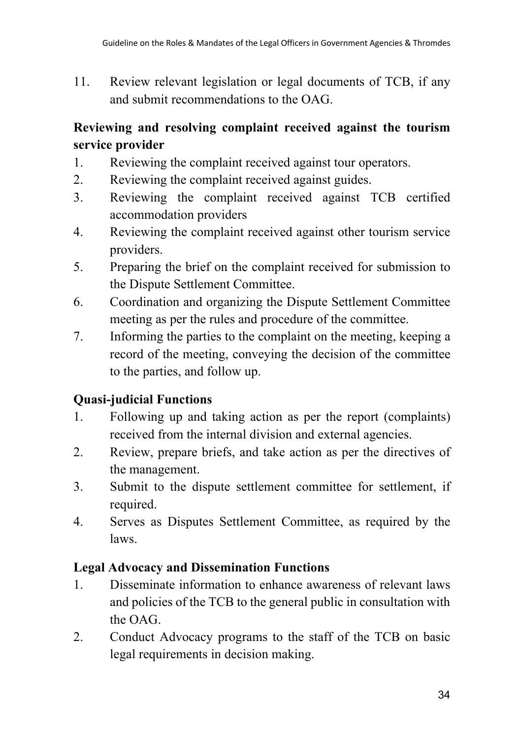11. Review relevant legislation or legal documents of TCB, if any and submit recommendations to the OAG.

**Reviewing and resolving complaint received against the tourism service provider**

1. Reviewing the complaint received against tour operators.
2. Reviewing the complaint received against guides.
3. Reviewing the complaint received against TCB certified accommodation providers
4. Reviewing the complaint received against other tourism service providers.
5. Preparing the brief on the complaint received for submission to the Dispute Settlement Committee.
6. Coordination and organizing the Dispute Settlement Committee meeting as per the rules and procedure of the committee.
7. Informing the parties to the complaint on the meeting, keeping a record of the meeting, conveying the decision of the committee to the parties, and follow up.

**Quasi-judicial Functions**

1. Following up and taking action as per the report (complaints) received from the internal division and external agencies.
2. Review, prepare briefs, and take action as per the directives of the management.
3. Submit to the dispute settlement committee for settlement, if required.
4. Serves as Disputes Settlement Committee, as required by the laws.

**Legal Advocacy and Dissemination Functions**

1. Disseminate information to enhance awareness of relevant laws and policies of the TCB to the general public in consultation with the OAG.
2. Conduct Advocacy programs to the staff of the TCB on basic legal requirements in decision making.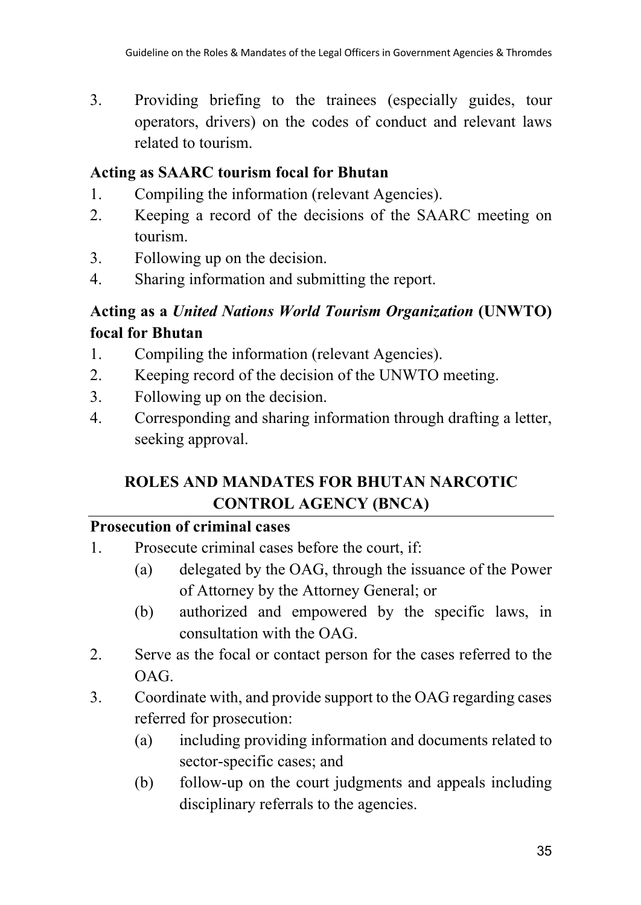3. Providing briefing to the trainees (especially guides, tour operators, drivers) on the codes of conduct and relevant laws related to tourism.

**Acting as SAARC tourism focal for Bhutan**

1. Compiling the information (relevant Agencies).
2. Keeping a record of the decisions of the SAARC meeting on tourism.
3. Following up on the decision.
4. Sharing information and submitting the report.

**Acting as a *United Nations World Tourism Organization* (UNWTO) focal for Bhutan**

1. Compiling the information (relevant Agencies).
2. Keeping record of the decision of the UNWTO meeting.
3. Following up on the decision.
4. Corresponding and sharing information through drafting a letter, seeking approval.

## ROLES AND MANDATES FOR BHUTAN NARCOTIC CONTROL AGENCY (BNCA)

**Prosecution of criminal cases**

1. Prosecute criminal cases before the court, if:
    (a) delegated by the OAG, through the issuance of the Power of Attorney by the Attorney General; or
    (b) authorized and empowered by the specific laws, in consultation with the OAG.
2. Serve as the focal or contact person for the cases referred to the OAG.
3. Coordinate with, and provide support to the OAG regarding cases referred for prosecution:
    (a) including providing information and documents related to sector-specific cases; and
    (b) follow-up on the court judgments and appeals including disciplinary referrals to the agencies.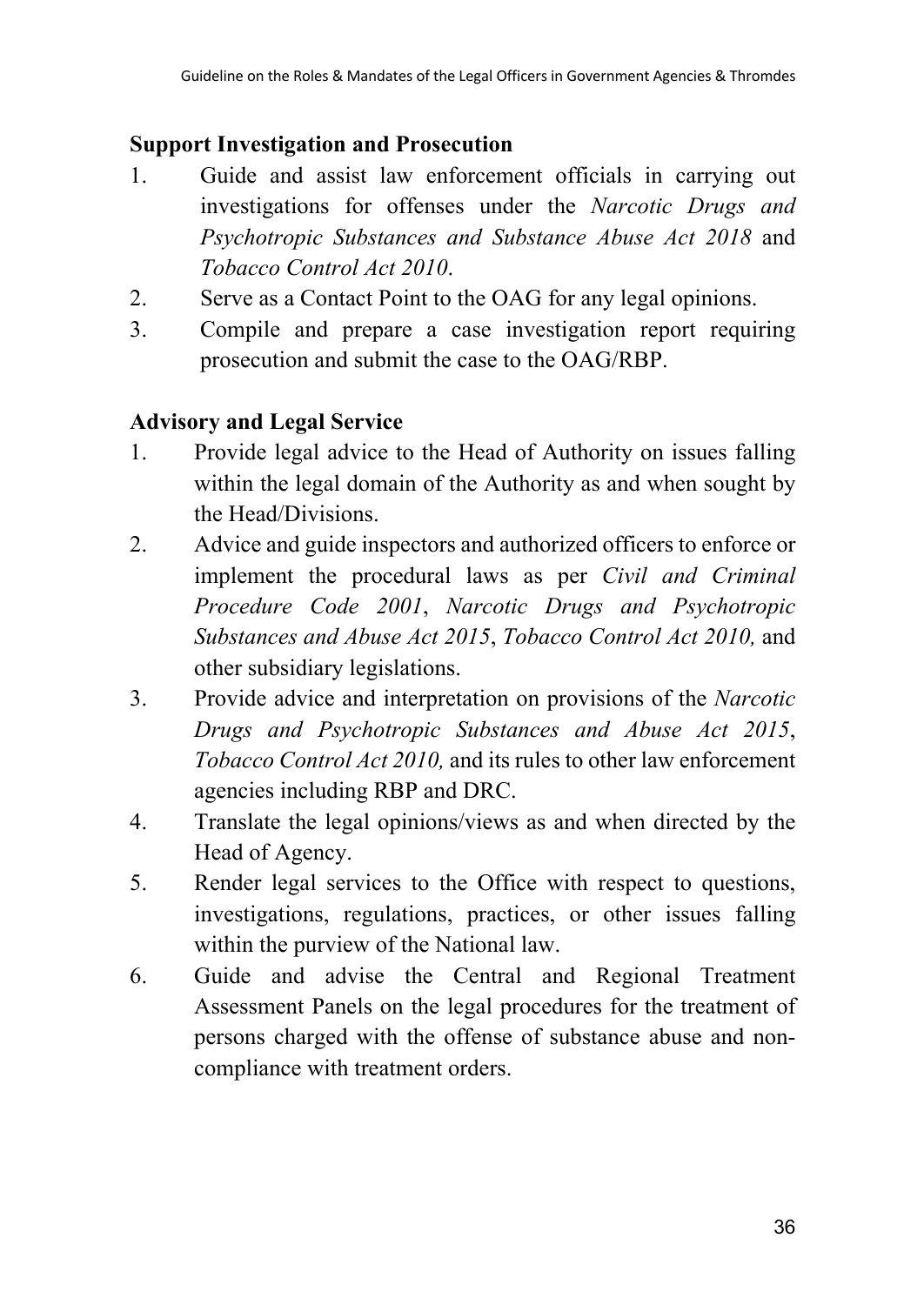**Support Investigation and Prosecution**

1. Guide and assist law enforcement officials in carrying out investigations for offenses under the *Narcotic Drugs and Psychotropic Substances and Substance Abuse Act 2018* and *Tobacco Control Act 2010*.
2. Serve as a Contact Point to the OAG for any legal opinions.
3. Compile and prepare a case investigation report requiring prosecution and submit the case to the OAG/RBP.

**Advisory and Legal Service**

1. Provide legal advice to the Head of Authority on issues falling within the legal domain of the Authority as and when sought by the Head/Divisions.
2. Advice and guide inspectors and authorized officers to enforce or implement the procedural laws as per *Civil and Criminal Procedure Code 2001*, *Narcotic Drugs and Psychotropic Substances and Abuse Act 2015*, *Tobacco Control Act 2010,* and other subsidiary legislations.
3. Provide advice and interpretation on provisions of the *Narcotic Drugs and Psychotropic Substances and Abuse Act 2015*, *Tobacco Control Act 2010,* and its rules to other law enforcement agencies including RBP and DRC.
4. Translate the legal opinions/views as and when directed by the Head of Agency.
5. Render legal services to the Office with respect to questions, investigations, regulations, practices, or other issues falling within the purview of the National law.
6. Guide and advise the Central and Regional Treatment Assessment Panels on the legal procedures for the treatment of persons charged with the offense of substance abuse and non-compliance with treatment orders.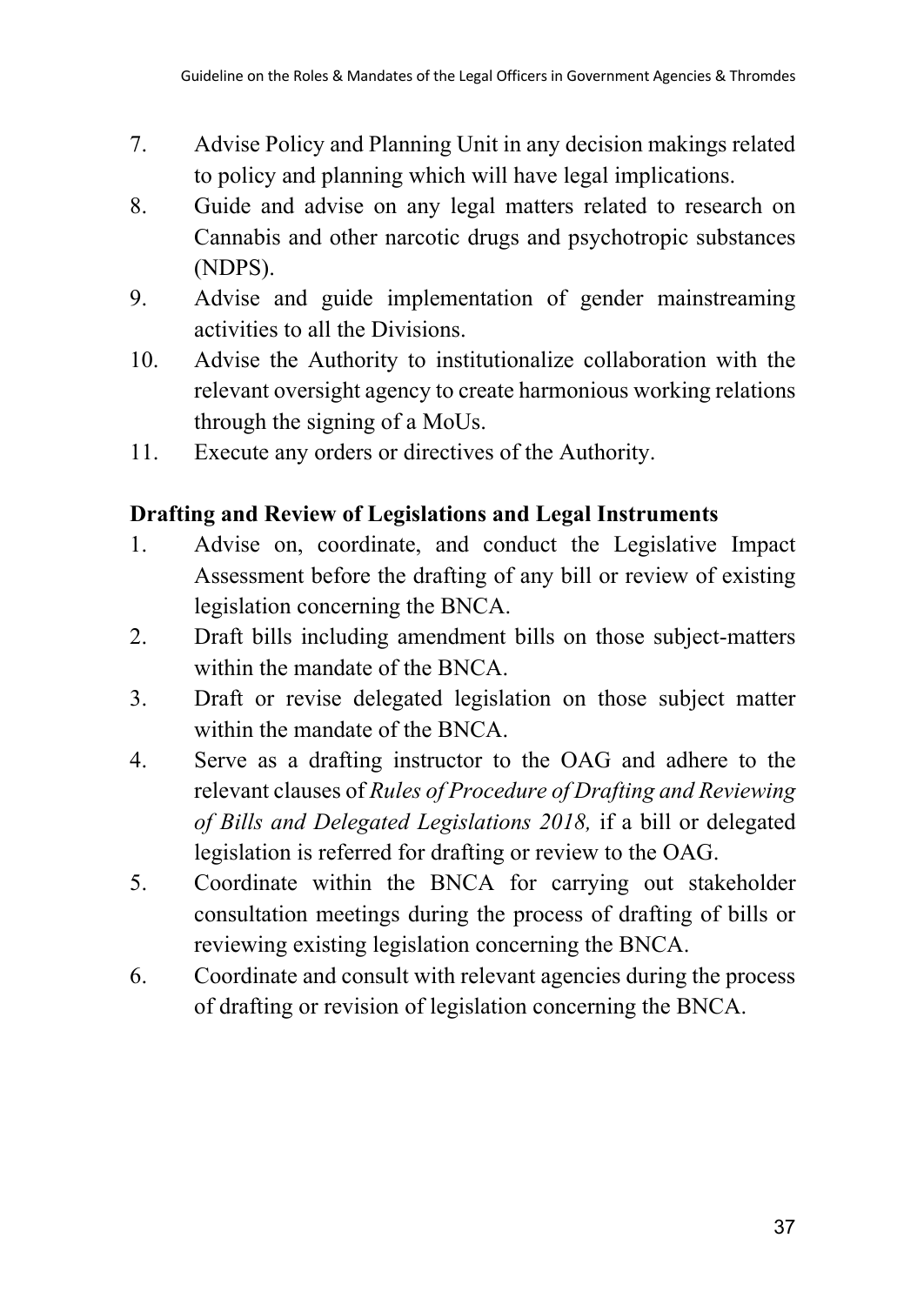7. Advise Policy and Planning Unit in any decision makings related to policy and planning which will have legal implications.
8. Guide and advise on any legal matters related to research on Cannabis and other narcotic drugs and psychotropic substances (NDPS).
9. Advise and guide implementation of gender mainstreaming activities to all the Divisions.
10. Advise the Authority to institutionalize collaboration with the relevant oversight agency to create harmonious working relations through the signing of a MoUs.
11. Execute any orders or directives of the Authority.

**Drafting and Review of Legislations and Legal Instruments**

1. Advise on, coordinate, and conduct the Legislative Impact Assessment before the drafting of any bill or review of existing legislation concerning the BNCA.
2. Draft bills including amendment bills on those subject-matters within the mandate of the BNCA.
3. Draft or revise delegated legislation on those subject matter within the mandate of the BNCA.
4. Serve as a drafting instructor to the OAG and adhere to the relevant clauses of *Rules of Procedure of Drafting and Reviewing of Bills and Delegated Legislations 2018,* if a bill or delegated legislation is referred for drafting or review to the OAG.
5. Coordinate within the BNCA for carrying out stakeholder consultation meetings during the process of drafting of bills or reviewing existing legislation concerning the BNCA.
6. Coordinate and consult with relevant agencies during the process of drafting or revision of legislation concerning the BNCA.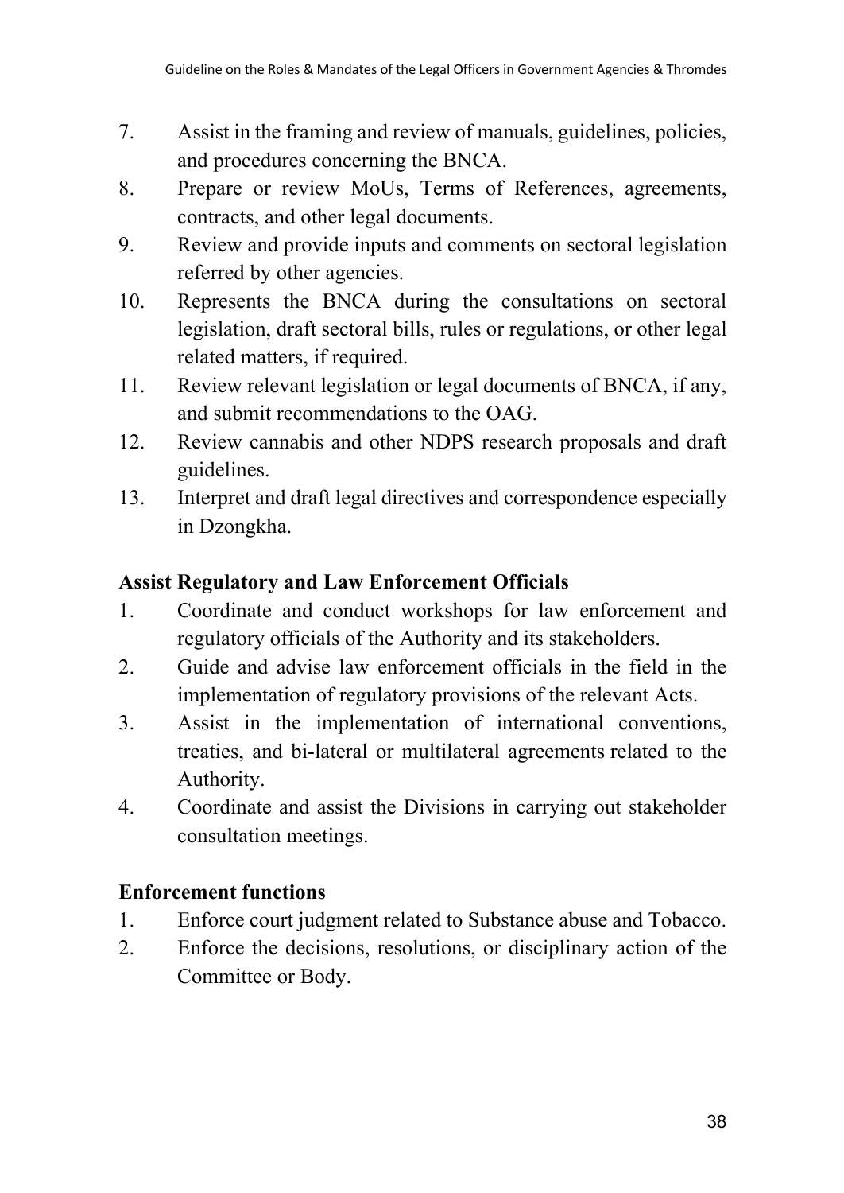7. Assist in the framing and review of manuals, guidelines, policies, and procedures concerning the BNCA.
8. Prepare or review MoUs, Terms of References, agreements, contracts, and other legal documents.
9. Review and provide inputs and comments on sectoral legislation referred by other agencies.
10. Represents the BNCA during the consultations on sectoral legislation, draft sectoral bills, rules or regulations, or other legal related matters, if required.
11. Review relevant legislation or legal documents of BNCA, if any, and submit recommendations to the OAG.
12. Review cannabis and other NDPS research proposals and draft guidelines.
13. Interpret and draft legal directives and correspondence especially in Dzongkha.

**Assist Regulatory and Law Enforcement Officials**

1. Coordinate and conduct workshops for law enforcement and regulatory officials of the Authority and its stakeholders.
2. Guide and advise law enforcement officials in the field in the implementation of regulatory provisions of the relevant Acts.
3. Assist in the implementation of international conventions, treaties, and bi-lateral or multilateral agreements related to the Authority.
4. Coordinate and assist the Divisions in carrying out stakeholder consultation meetings.

**Enforcement functions**

1. Enforce court judgment related to Substance abuse and Tobacco.
2. Enforce the decisions, resolutions, or disciplinary action of the Committee or Body.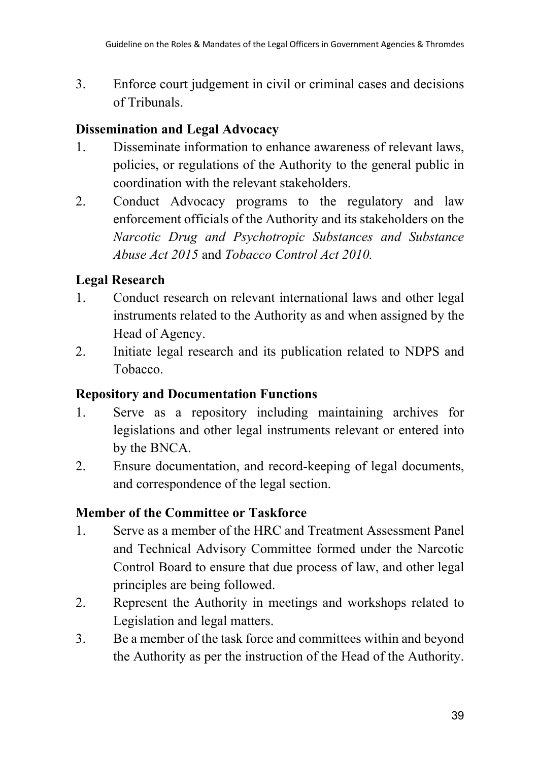3. Enforce court judgement in civil or criminal cases and decisions of Tribunals.

**Dissemination and Legal Advocacy**

1. Disseminate information to enhance awareness of relevant laws, policies, or regulations of the Authority to the general public in coordination with the relevant stakeholders.
2. Conduct Advocacy programs to the regulatory and law enforcement officials of the Authority and its stakeholders on the *Narcotic Drug and Psychotropic Substances and Substance Abuse Act 2015* and *Tobacco Control Act 2010.*

**Legal Research**

1. Conduct research on relevant international laws and other legal instruments related to the Authority as and when assigned by the Head of Agency.
2. Initiate legal research and its publication related to NDPS and Tobacco.

**Repository and Documentation Functions**

1. Serve as a repository including maintaining archives for legislations and other legal instruments relevant or entered into by the BNCA.
2. Ensure documentation, and record-keeping of legal documents, and correspondence of the legal section.

**Member of the Committee or Taskforce**

1. Serve as a member of the HRC and Treatment Assessment Panel and Technical Advisory Committee formed under the Narcotic Control Board to ensure that due process of law, and other legal principles are being followed.
2. Represent the Authority in meetings and workshops related to Legislation and legal matters.
3. Be a member of the task force and committees within and beyond the Authority as per the instruction of the Head of the Authority.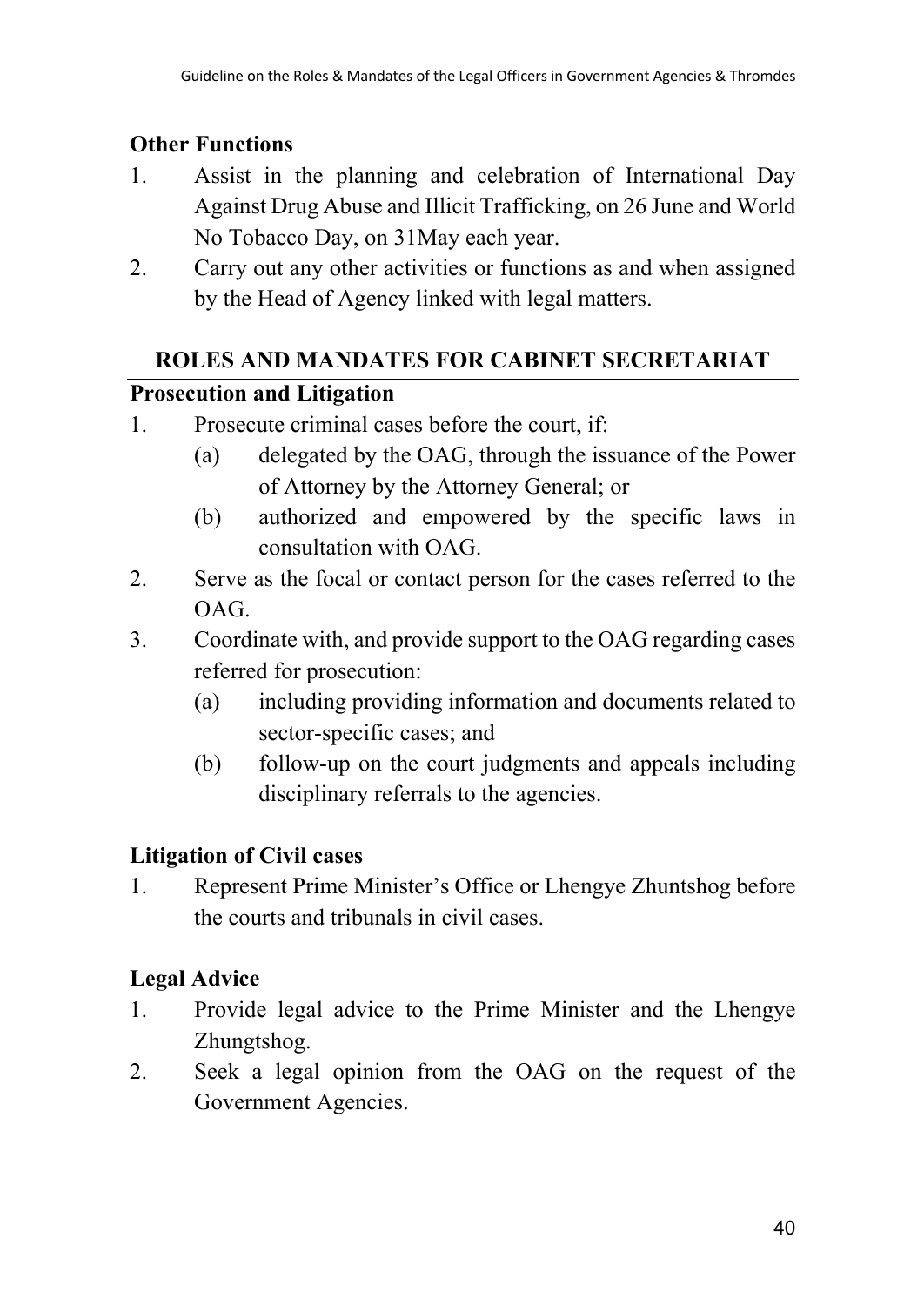**Other Functions**

1. Assist in the planning and celebration of International Day Against Drug Abuse and Illicit Trafficking, on 26 June and World No Tobacco Day, on 31May each year.
2. Carry out any other activities or functions as and when assigned by the Head of Agency linked with legal matters.

## ROLES AND MANDATES FOR CABINET SECRETARIAT

**Prosecution and Litigation**

1. Prosecute criminal cases before the court, if:
   (a) delegated by the OAG, through the issuance of the Power of Attorney by the Attorney General; or
   (b) authorized and empowered by the specific laws in consultation with OAG.
2. Serve as the focal or contact person for the cases referred to the OAG.
3. Coordinate with, and provide support to the OAG regarding cases referred for prosecution:
   (a) including providing information and documents related to sector-specific cases; and
   (b) follow-up on the court judgments and appeals including disciplinary referrals to the agencies.

**Litigation of Civil cases**

1. Represent Prime Minister's Office or Lhengye Zhuntshog before the courts and tribunals in civil cases.

**Legal Advice**

1. Provide legal advice to the Prime Minister and the Lhengye Zhungtshog.
2. Seek a legal opinion from the OAG on the request of the Government Agencies.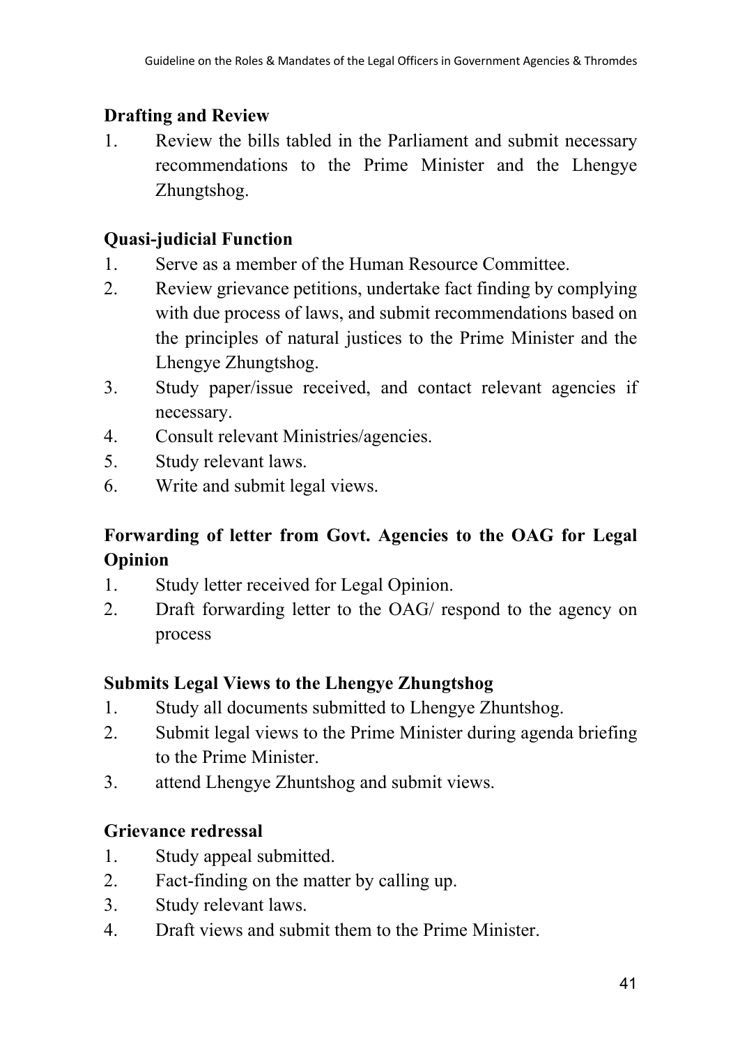**Drafting and Review**

1. Review the bills tabled in the Parliament and submit necessary recommendations to the Prime Minister and the Lhengye Zhungtshog.

**Quasi-judicial Function**

1. Serve as a member of the Human Resource Committee.
2. Review grievance petitions, undertake fact finding by complying with due process of laws, and submit recommendations based on the principles of natural justices to the Prime Minister and the Lhengye Zhungtshog.
3. Study paper/issue received, and contact relevant agencies if necessary.
4. Consult relevant Ministries/agencies.
5. Study relevant laws.
6. Write and submit legal views.

**Forwarding of letter from Govt. Agencies to the OAG for Legal Opinion**

1. Study letter received for Legal Opinion.
2. Draft forwarding letter to the OAG/ respond to the agency on process

**Submits Legal Views to the Lhengye Zhungtshog**

1. Study all documents submitted to Lhengye Zhuntshog.
2. Submit legal views to the Prime Minister during agenda briefing to the Prime Minister.
3. attend Lhengye Zhuntshog and submit views.

**Grievance redressal**

1. Study appeal submitted.
2. Fact-finding on the matter by calling up.
3. Study relevant laws.
4. Draft views and submit them to the Prime Minister.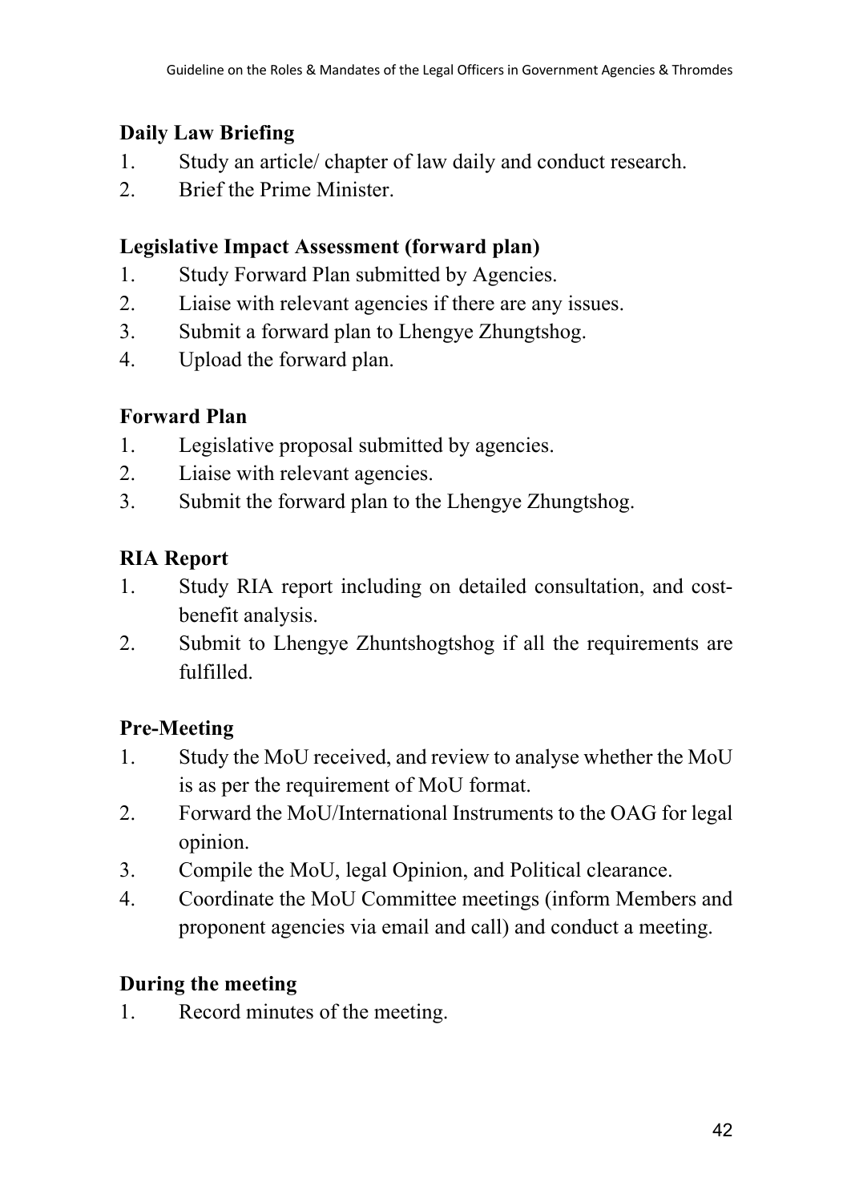**Daily Law Briefing**

1. Study an article/ chapter of law daily and conduct research.
2. Brief the Prime Minister.

**Legislative Impact Assessment (forward plan)**

1. Study Forward Plan submitted by Agencies.
2. Liaise with relevant agencies if there are any issues.
3. Submit a forward plan to Lhengye Zhungtshog.
4. Upload the forward plan.

**Forward Plan**

1. Legislative proposal submitted by agencies.
2. Liaise with relevant agencies.
3. Submit the forward plan to the Lhengye Zhungtshog.

**RIA Report**

1. Study RIA report including on detailed consultation, and cost-benefit analysis.
2. Submit to Lhengye Zhuntshogtshog if all the requirements are fulfilled.

**Pre-Meeting**

1. Study the MoU received, and review to analyse whether the MoU is as per the requirement of MoU format.
2. Forward the MoU/International Instruments to the OAG for legal opinion.
3. Compile the MoU, legal Opinion, and Political clearance.
4. Coordinate the MoU Committee meetings (inform Members and proponent agencies via email and call) and conduct a meeting.

**During the meeting**

1. Record minutes of the meeting.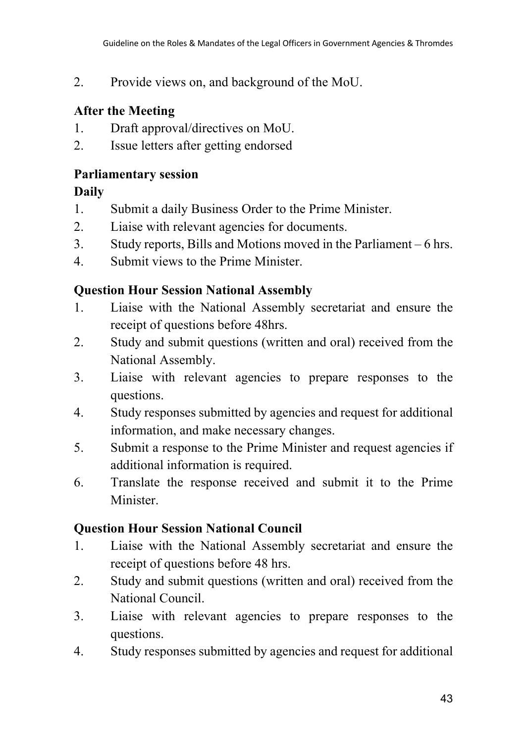2. Provide views on, and background of the MoU.

**After the Meeting**

1. Draft approval/directives on MoU.
2. Issue letters after getting endorsed

**Parliamentary session**

**Daily**

1. Submit a daily Business Order to the Prime Minister.
2. Liaise with relevant agencies for documents.
3. Study reports, Bills and Motions moved in the Parliament – 6 hrs.
4. Submit views to the Prime Minister.

**Question Hour Session National Assembly**

1. Liaise with the National Assembly secretariat and ensure the receipt of questions before 48hrs.
2. Study and submit questions (written and oral) received from the National Assembly.
3. Liaise with relevant agencies to prepare responses to the questions.
4. Study responses submitted by agencies and request for additional information, and make necessary changes.
5. Submit a response to the Prime Minister and request agencies if additional information is required.
6. Translate the response received and submit it to the Prime Minister.

**Question Hour Session National Council**

1. Liaise with the National Assembly secretariat and ensure the receipt of questions before 48 hrs.
2. Study and submit questions (written and oral) received from the National Council.
3. Liaise with relevant agencies to prepare responses to the questions.
4. Study responses submitted by agencies and request for additional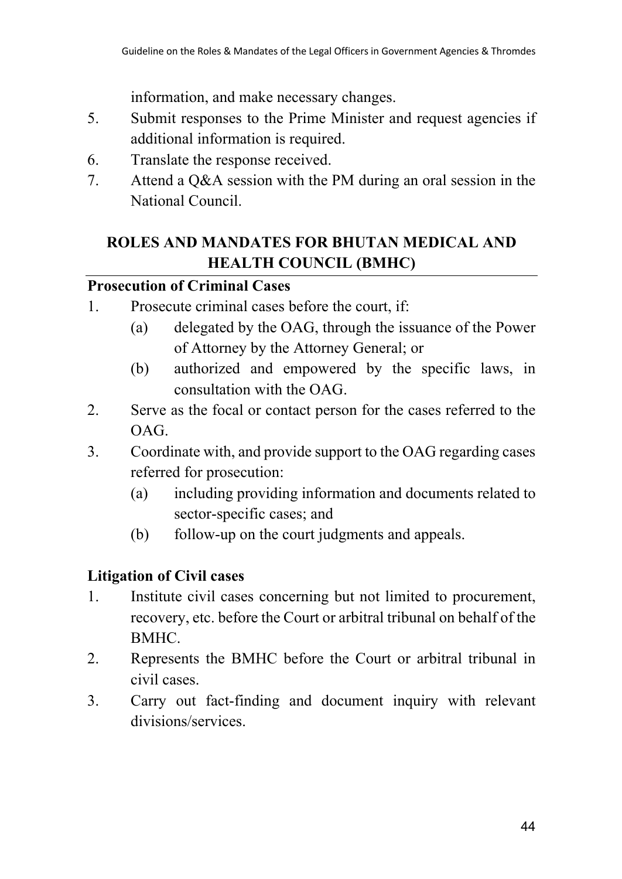information, and make necessary changes.

5. Submit responses to the Prime Minister and request agencies if additional information is required.
6. Translate the response received.
7. Attend a Q&A session with the PM during an oral session in the National Council.

## ROLES AND MANDATES FOR BHUTAN MEDICAL AND HEALTH COUNCIL (BMHC)

### Prosecution of Criminal Cases

1. Prosecute criminal cases before the court, if:
   - (a) delegated by the OAG, through the issuance of the Power of Attorney by the Attorney General; or
   - (b) authorized and empowered by the specific laws, in consultation with the OAG.
2. Serve as the focal or contact person for the cases referred to the OAG.
3. Coordinate with, and provide support to the OAG regarding cases referred for prosecution:
   - (a) including providing information and documents related to sector-specific cases; and
   - (b) follow-up on the court judgments and appeals.

### Litigation of Civil cases

1. Institute civil cases concerning but not limited to procurement, recovery, etc. before the Court or arbitral tribunal on behalf of the BMHC.
2. Represents the BMHC before the Court or arbitral tribunal in civil cases.
3. Carry out fact-finding and document inquiry with relevant divisions/services.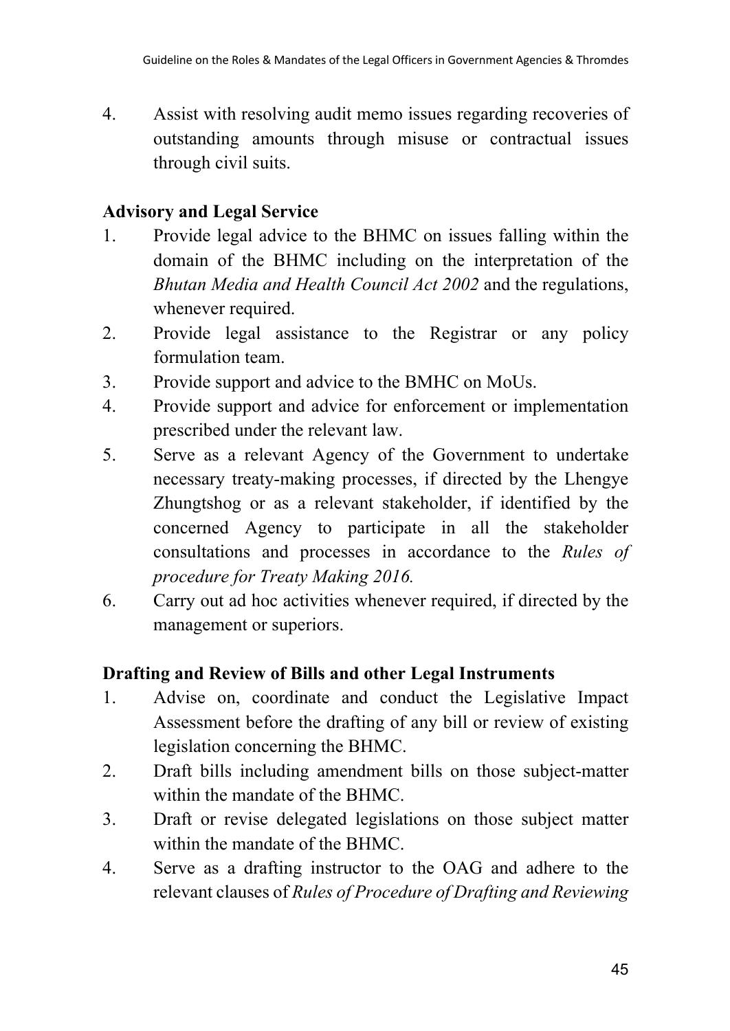4. Assist with resolving audit memo issues regarding recoveries of outstanding amounts through misuse or contractual issues through civil suits.

**Advisory and Legal Service**

1. Provide legal advice to the BHMC on issues falling within the domain of the BHMC including on the interpretation of the *Bhutan Media and Health Council Act 2002* and the regulations, whenever required.
2. Provide legal assistance to the Registrar or any policy formulation team.
3. Provide support and advice to the BMHC on MoUs.
4. Provide support and advice for enforcement or implementation prescribed under the relevant law.
5. Serve as a relevant Agency of the Government to undertake necessary treaty-making processes, if directed by the Lhengye Zhungtshog or as a relevant stakeholder, if identified by the concerned Agency to participate in all the stakeholder consultations and processes in accordance to the *Rules of procedure for Treaty Making 2016.*
6. Carry out ad hoc activities whenever required, if directed by the management or superiors.

**Drafting and Review of Bills and other Legal Instruments**

1. Advise on, coordinate and conduct the Legislative Impact Assessment before the drafting of any bill or review of existing legislation concerning the BHMC.
2. Draft bills including amendment bills on those subject-matter within the mandate of the BHMC.
3. Draft or revise delegated legislations on those subject matter within the mandate of the BHMC.
4. Serve as a drafting instructor to the OAG and adhere to the relevant clauses of *Rules of Procedure of Drafting and Reviewing*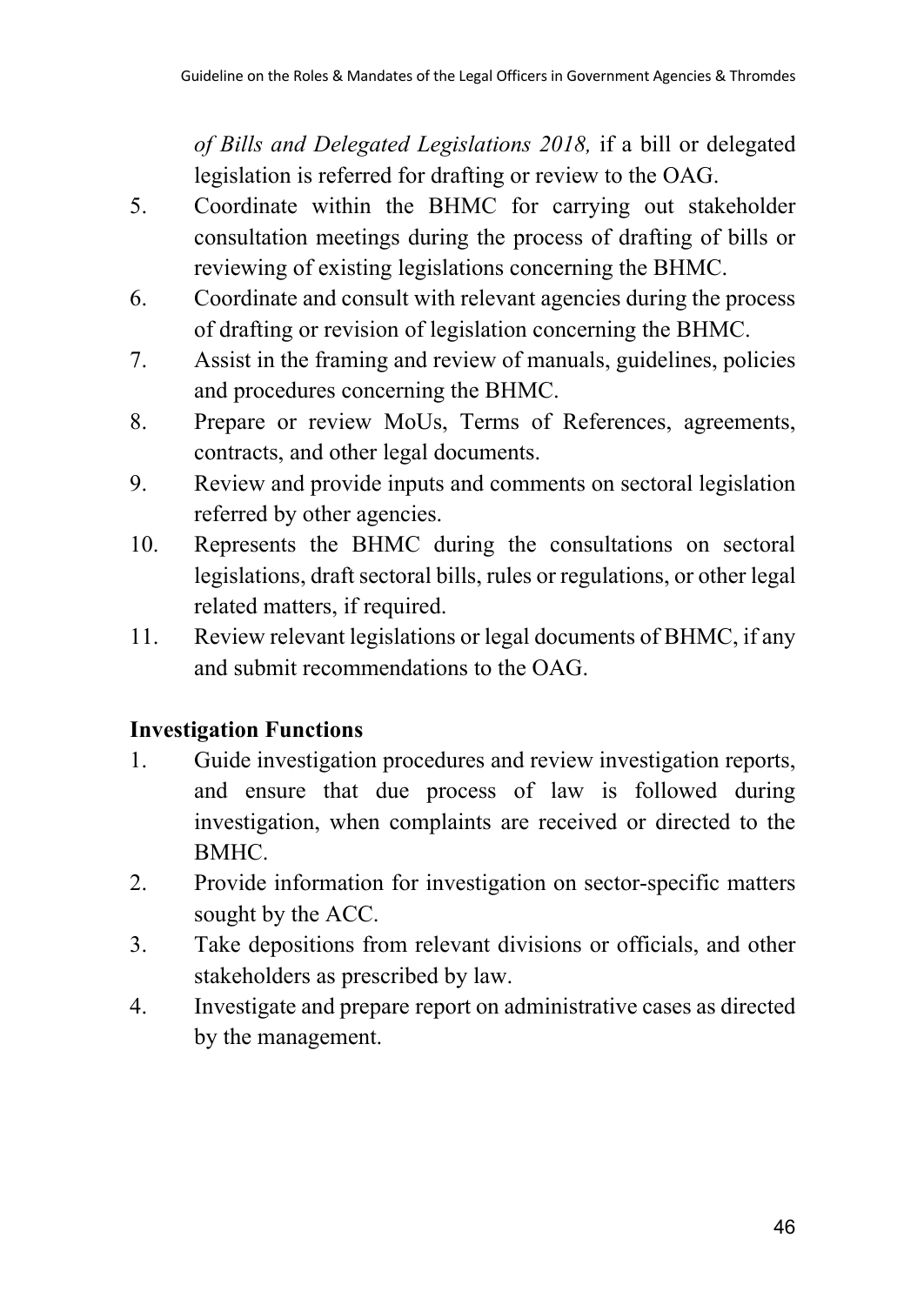*of Bills and Delegated Legislations 2018,* if a bill or delegated legislation is referred for drafting or review to the OAG.

5. Coordinate within the BHMC for carrying out stakeholder consultation meetings during the process of drafting of bills or reviewing of existing legislations concerning the BHMC.
6. Coordinate and consult with relevant agencies during the process of drafting or revision of legislation concerning the BHMC.
7. Assist in the framing and review of manuals, guidelines, policies and procedures concerning the BHMC.
8. Prepare or review MoUs, Terms of References, agreements, contracts, and other legal documents.
9. Review and provide inputs and comments on sectoral legislation referred by other agencies.
10. Represents the BHMC during the consultations on sectoral legislations, draft sectoral bills, rules or regulations, or other legal related matters, if required.
11. Review relevant legislations or legal documents of BHMC, if any and submit recommendations to the OAG.

**Investigation Functions**

1. Guide investigation procedures and review investigation reports, and ensure that due process of law is followed during investigation, when complaints are received or directed to the BMHC.
2. Provide information for investigation on sector-specific matters sought by the ACC.
3. Take depositions from relevant divisions or officials, and other stakeholders as prescribed by law.
4. Investigate and prepare report on administrative cases as directed by the management.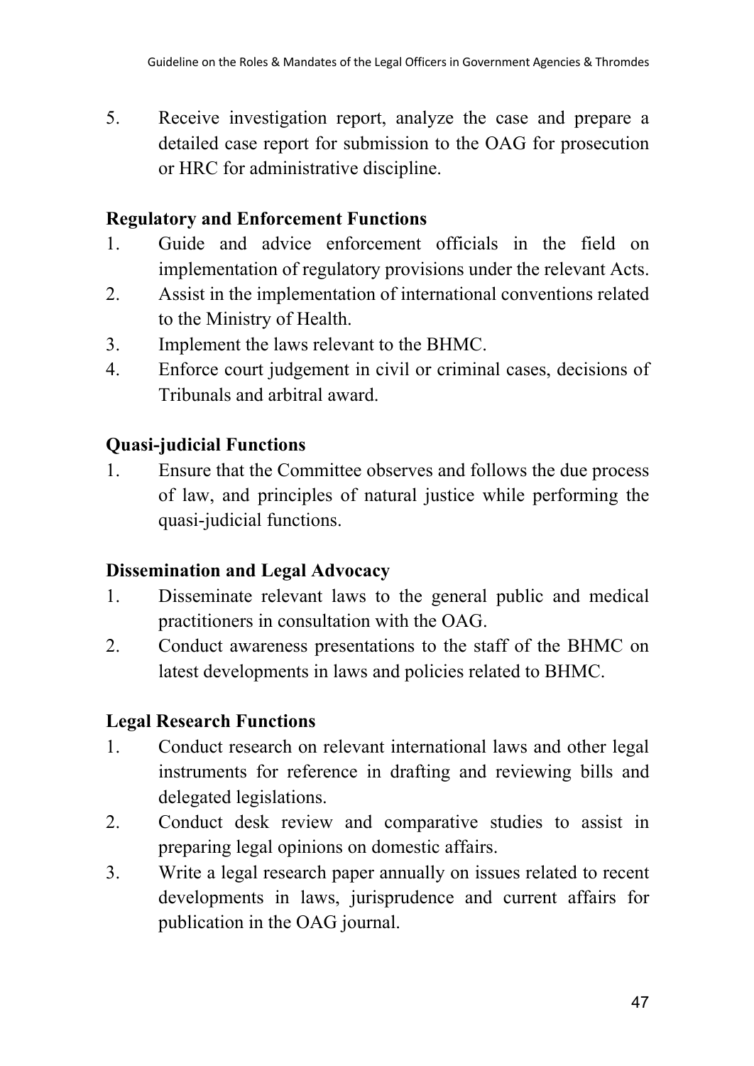5. Receive investigation report, analyze the case and prepare a detailed case report for submission to the OAG for prosecution or HRC for administrative discipline.

**Regulatory and Enforcement Functions**

1. Guide and advice enforcement officials in the field on implementation of regulatory provisions under the relevant Acts.
2. Assist in the implementation of international conventions related to the Ministry of Health.
3. Implement the laws relevant to the BHMC.
4. Enforce court judgement in civil or criminal cases, decisions of Tribunals and arbitral award.

**Quasi-judicial Functions**

1. Ensure that the Committee observes and follows the due process of law, and principles of natural justice while performing the quasi-judicial functions.

**Dissemination and Legal Advocacy**

1. Disseminate relevant laws to the general public and medical practitioners in consultation with the OAG.
2. Conduct awareness presentations to the staff of the BHMC on latest developments in laws and policies related to BHMC.

**Legal Research Functions**

1. Conduct research on relevant international laws and other legal instruments for reference in drafting and reviewing bills and delegated legislations.
2. Conduct desk review and comparative studies to assist in preparing legal opinions on domestic affairs.
3. Write a legal research paper annually on issues related to recent developments in laws, jurisprudence and current affairs for publication in the OAG journal.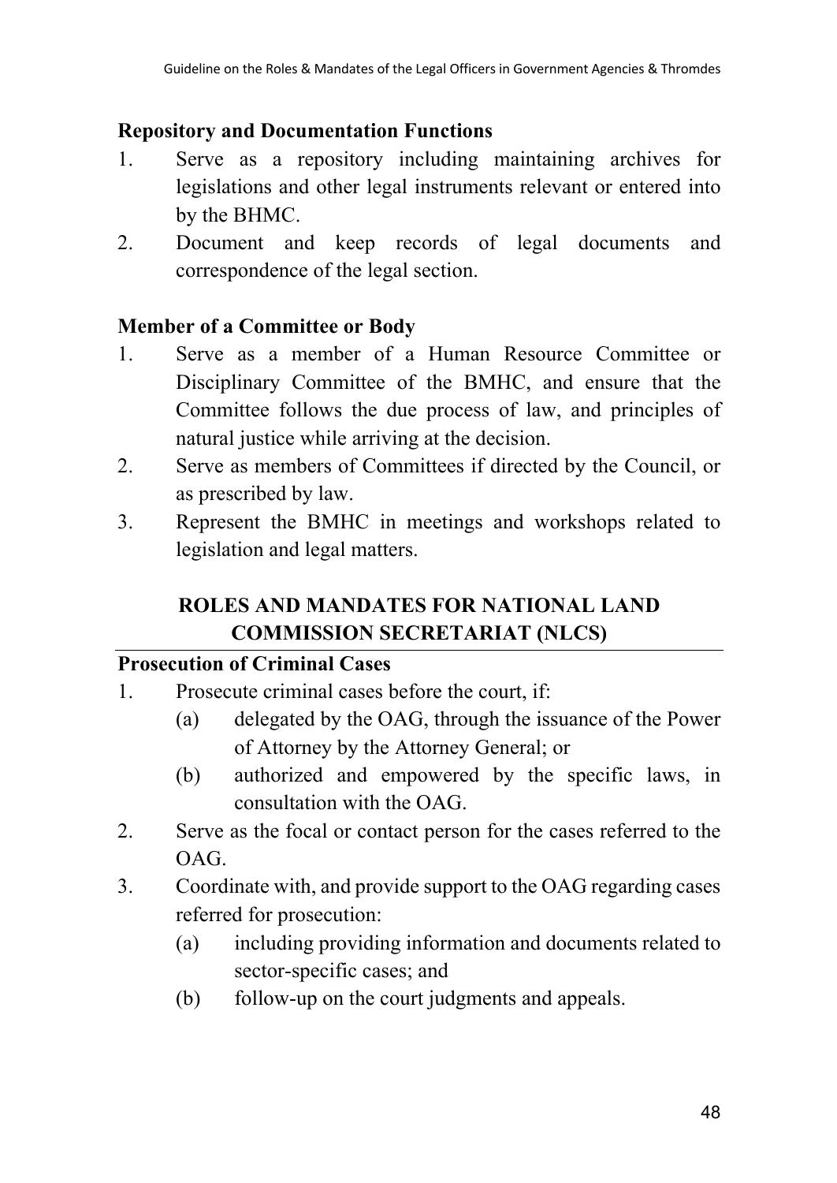**Repository and Documentation Functions**

1. Serve as a repository including maintaining archives for legislations and other legal instruments relevant or entered into by the BHMC.
2. Document and keep records of legal documents and correspondence of the legal section.

**Member of a Committee or Body**

1. Serve as a member of a Human Resource Committee or Disciplinary Committee of the BMHC, and ensure that the Committee follows the due process of law, and principles of natural justice while arriving at the decision.
2. Serve as members of Committees if directed by the Council, or as prescribed by law.
3. Represent the BMHC in meetings and workshops related to legislation and legal matters.

## ROLES AND MANDATES FOR NATIONAL LAND COMMISSION SECRETARIAT (NLCS)

**Prosecution of Criminal Cases**

1. Prosecute criminal cases before the court, if:
   - (a) delegated by the OAG, through the issuance of the Power of Attorney by the Attorney General; or
   - (b) authorized and empowered by the specific laws, in consultation with the OAG.
2. Serve as the focal or contact person for the cases referred to the OAG.
3. Coordinate with, and provide support to the OAG regarding cases referred for prosecution:
   - (a) including providing information and documents related to sector-specific cases; and
   - (b) follow-up on the court judgments and appeals.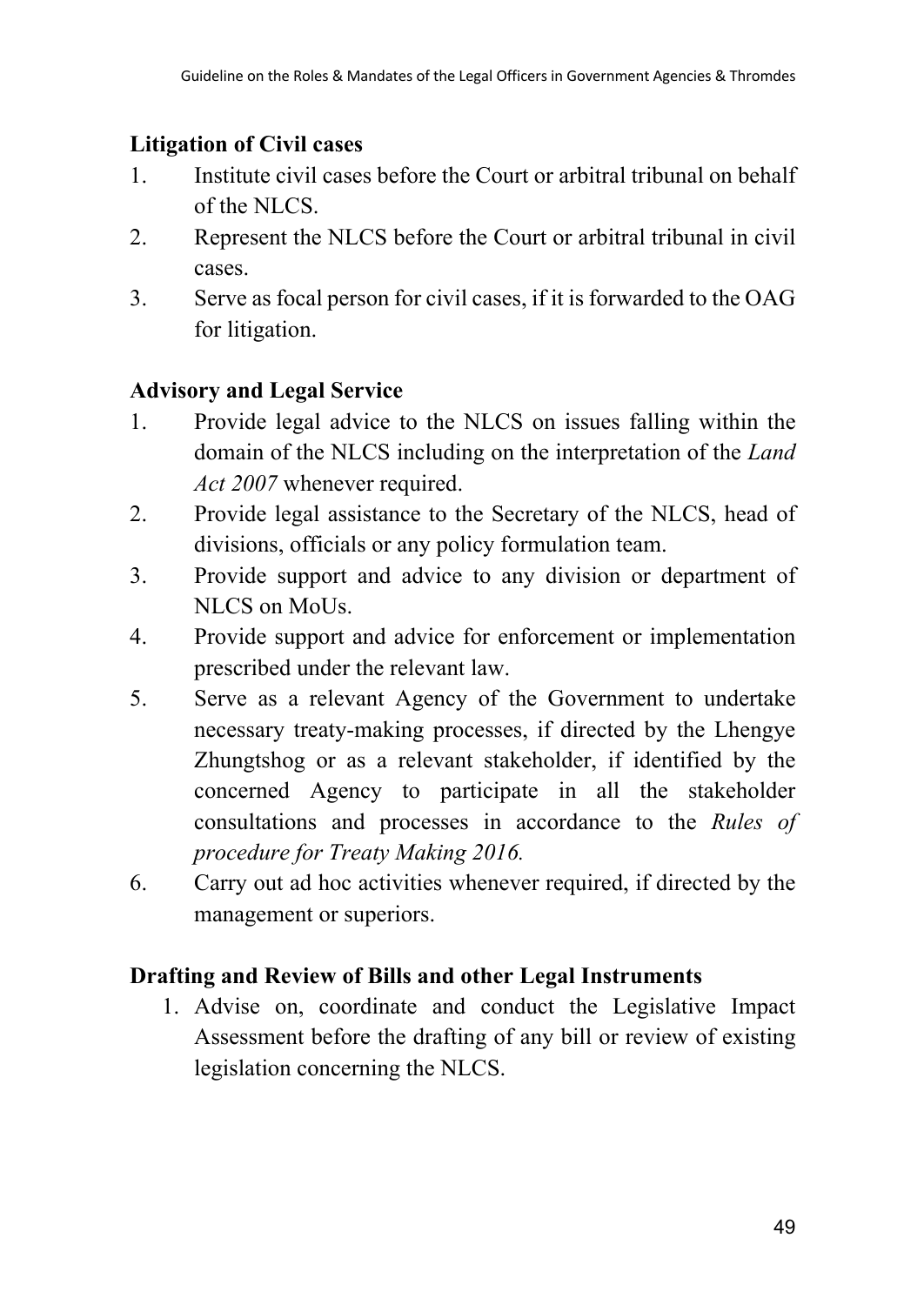**Litigation of Civil cases**

1. Institute civil cases before the Court or arbitral tribunal on behalf of the NLCS.
2. Represent the NLCS before the Court or arbitral tribunal in civil cases.
3. Serve as focal person for civil cases, if it is forwarded to the OAG for litigation.

**Advisory and Legal Service**

1. Provide legal advice to the NLCS on issues falling within the domain of the NLCS including on the interpretation of the *Land Act 2007* whenever required.
2. Provide legal assistance to the Secretary of the NLCS, head of divisions, officials or any policy formulation team.
3. Provide support and advice to any division or department of NLCS on MoUs.
4. Provide support and advice for enforcement or implementation prescribed under the relevant law.
5. Serve as a relevant Agency of the Government to undertake necessary treaty-making processes, if directed by the Lhengye Zhungtshog or as a relevant stakeholder, if identified by the concerned Agency to participate in all the stakeholder consultations and processes in accordance to the *Rules of procedure for Treaty Making 2016.*
6. Carry out ad hoc activities whenever required, if directed by the management or superiors.

**Drafting and Review of Bills and other Legal Instruments**

1. Advise on, coordinate and conduct the Legislative Impact Assessment before the drafting of any bill or review of existing legislation concerning the NLCS.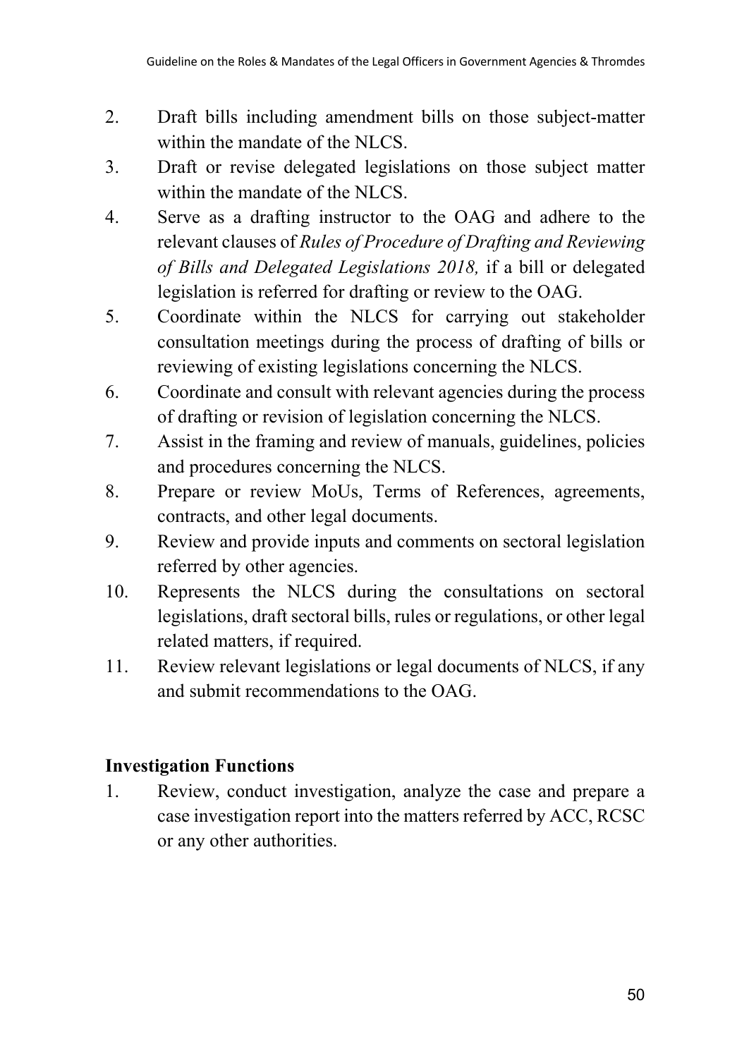2. Draft bills including amendment bills on those subject-matter within the mandate of the NLCS.
3. Draft or revise delegated legislations on those subject matter within the mandate of the NLCS.
4. Serve as a drafting instructor to the OAG and adhere to the relevant clauses of *Rules of Procedure of Drafting and Reviewing of Bills and Delegated Legislations 2018,* if a bill or delegated legislation is referred for drafting or review to the OAG.
5. Coordinate within the NLCS for carrying out stakeholder consultation meetings during the process of drafting of bills or reviewing of existing legislations concerning the NLCS.
6. Coordinate and consult with relevant agencies during the process of drafting or revision of legislation concerning the NLCS.
7. Assist in the framing and review of manuals, guidelines, policies and procedures concerning the NLCS.
8. Prepare or review MoUs, Terms of References, agreements, contracts, and other legal documents.
9. Review and provide inputs and comments on sectoral legislation referred by other agencies.
10. Represents the NLCS during the consultations on sectoral legislations, draft sectoral bills, rules or regulations, or other legal related matters, if required.
11. Review relevant legislations or legal documents of NLCS, if any and submit recommendations to the OAG.

**Investigation Functions**

1. Review, conduct investigation, analyze the case and prepare a case investigation report into the matters referred by ACC, RCSC or any other authorities.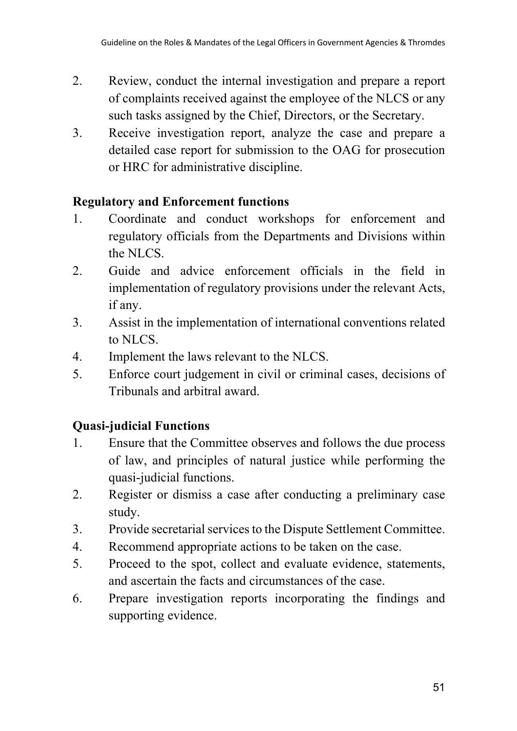2. Review, conduct the internal investigation and prepare a report of complaints received against the employee of the NLCS or any such tasks assigned by the Chief, Directors, or the Secretary.
3. Receive investigation report, analyze the case and prepare a detailed case report for submission to the OAG for prosecution or HRC for administrative discipline.

**Regulatory and Enforcement functions**

1. Coordinate and conduct workshops for enforcement and regulatory officials from the Departments and Divisions within the NLCS.
2. Guide and advice enforcement officials in the field in implementation of regulatory provisions under the relevant Acts, if any.
3. Assist in the implementation of international conventions related to NLCS.
4. Implement the laws relevant to the NLCS.
5. Enforce court judgement in civil or criminal cases, decisions of Tribunals and arbitral award.

**Quasi-judicial Functions**

1. Ensure that the Committee observes and follows the due process of law, and principles of natural justice while performing the quasi-judicial functions.
2. Register or dismiss a case after conducting a preliminary case study.
3. Provide secretarial services to the Dispute Settlement Committee.
4. Recommend appropriate actions to be taken on the case.
5. Proceed to the spot, collect and evaluate evidence, statements, and ascertain the facts and circumstances of the case.
6. Prepare investigation reports incorporating the findings and supporting evidence.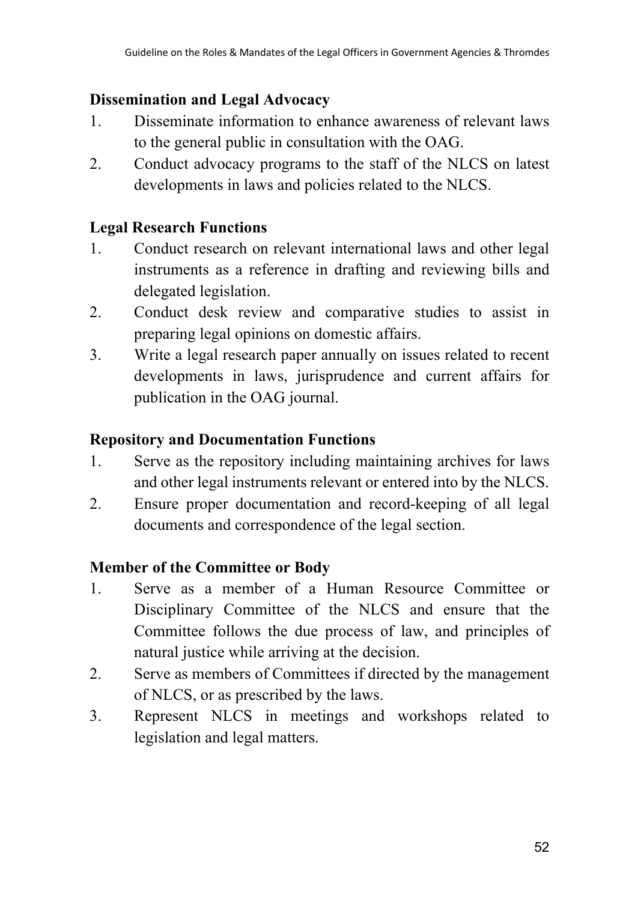**Dissemination and Legal Advocacy**

1. Disseminate information to enhance awareness of relevant laws to the general public in consultation with the OAG.
2. Conduct advocacy programs to the staff of the NLCS on latest developments in laws and policies related to the NLCS.

**Legal Research Functions**

1. Conduct research on relevant international laws and other legal instruments as a reference in drafting and reviewing bills and delegated legislation.
2. Conduct desk review and comparative studies to assist in preparing legal opinions on domestic affairs.
3. Write a legal research paper annually on issues related to recent developments in laws, jurisprudence and current affairs for publication in the OAG journal.

**Repository and Documentation Functions**

1. Serve as the repository including maintaining archives for laws and other legal instruments relevant or entered into by the NLCS.
2. Ensure proper documentation and record-keeping of all legal documents and correspondence of the legal section.

**Member of the Committee or Body**

1. Serve as a member of a Human Resource Committee or Disciplinary Committee of the NLCS and ensure that the Committee follows the due process of law, and principles of natural justice while arriving at the decision.
2. Serve as members of Committees if directed by the management of NLCS, or as prescribed by the laws.
3. Represent NLCS in meetings and workshops related to legislation and legal matters.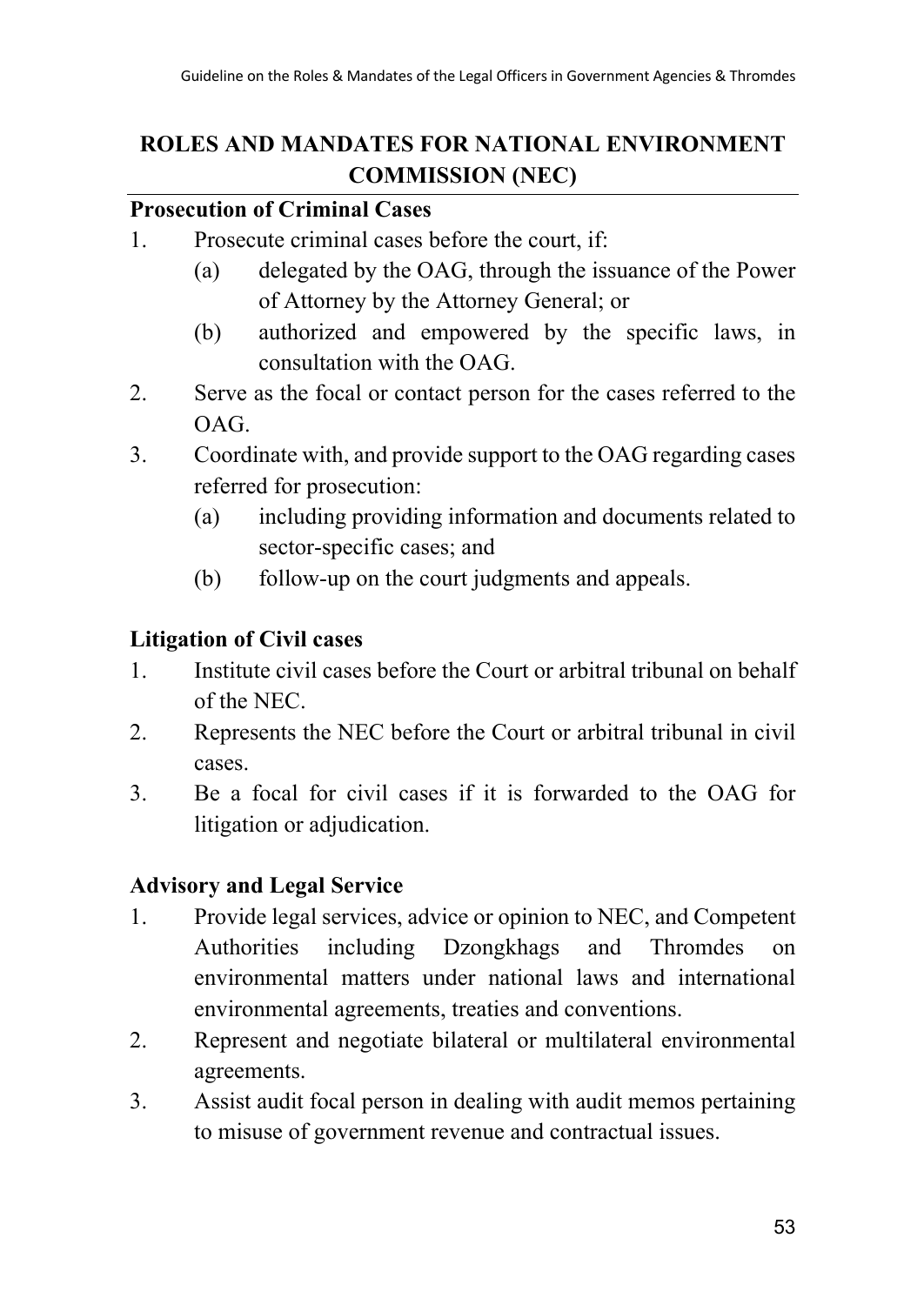## ROLES AND MANDATES FOR NATIONAL ENVIRONMENT COMMISSION (NEC)

**Prosecution of Criminal Cases**

1. Prosecute criminal cases before the court, if:
   (a) delegated by the OAG, through the issuance of the Power of Attorney by the Attorney General; or
   (b) authorized and empowered by the specific laws, in consultation with the OAG.
2. Serve as the focal or contact person for the cases referred to the OAG.
3. Coordinate with, and provide support to the OAG regarding cases referred for prosecution:
   (a) including providing information and documents related to sector-specific cases; and
   (b) follow-up on the court judgments and appeals.

**Litigation of Civil cases**

1. Institute civil cases before the Court or arbitral tribunal on behalf of the NEC.
2. Represents the NEC before the Court or arbitral tribunal in civil cases.
3. Be a focal for civil cases if it is forwarded to the OAG for litigation or adjudication.

**Advisory and Legal Service**

1. Provide legal services, advice or opinion to NEC, and Competent Authorities including Dzongkhags and Thromdes on environmental matters under national laws and international environmental agreements, treaties and conventions.
2. Represent and negotiate bilateral or multilateral environmental agreements.
3. Assist audit focal person in dealing with audit memos pertaining to misuse of government revenue and contractual issues.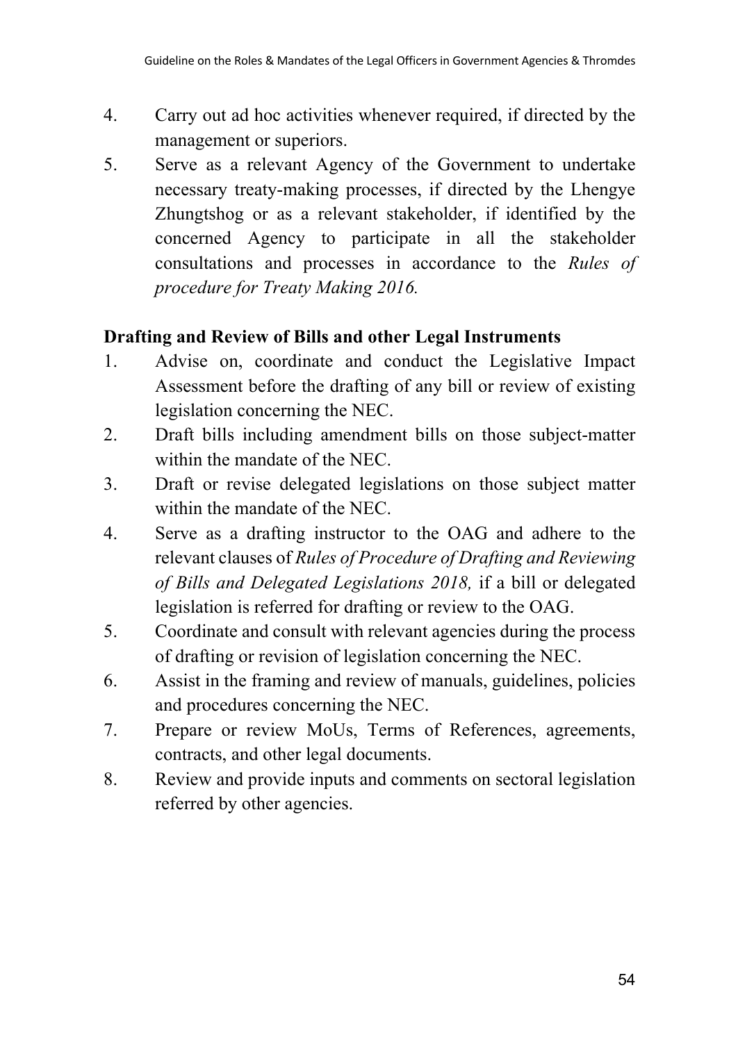4. Carry out ad hoc activities whenever required, if directed by the management or superiors.
5. Serve as a relevant Agency of the Government to undertake necessary treaty-making processes, if directed by the Lhengye Zhungtshog or as a relevant stakeholder, if identified by the concerned Agency to participate in all the stakeholder consultations and processes in accordance to the *Rules of procedure for Treaty Making 2016.*

**Drafting and Review of Bills and other Legal Instruments**

1. Advise on, coordinate and conduct the Legislative Impact Assessment before the drafting of any bill or review of existing legislation concerning the NEC.
2. Draft bills including amendment bills on those subject-matter within the mandate of the NEC.
3. Draft or revise delegated legislations on those subject matter within the mandate of the NEC.
4. Serve as a drafting instructor to the OAG and adhere to the relevant clauses of *Rules of Procedure of Drafting and Reviewing of Bills and Delegated Legislations 2018,* if a bill or delegated legislation is referred for drafting or review to the OAG.
5. Coordinate and consult with relevant agencies during the process of drafting or revision of legislation concerning the NEC.
6. Assist in the framing and review of manuals, guidelines, policies and procedures concerning the NEC.
7. Prepare or review MoUs, Terms of References, agreements, contracts, and other legal documents.
8. Review and provide inputs and comments on sectoral legislation referred by other agencies.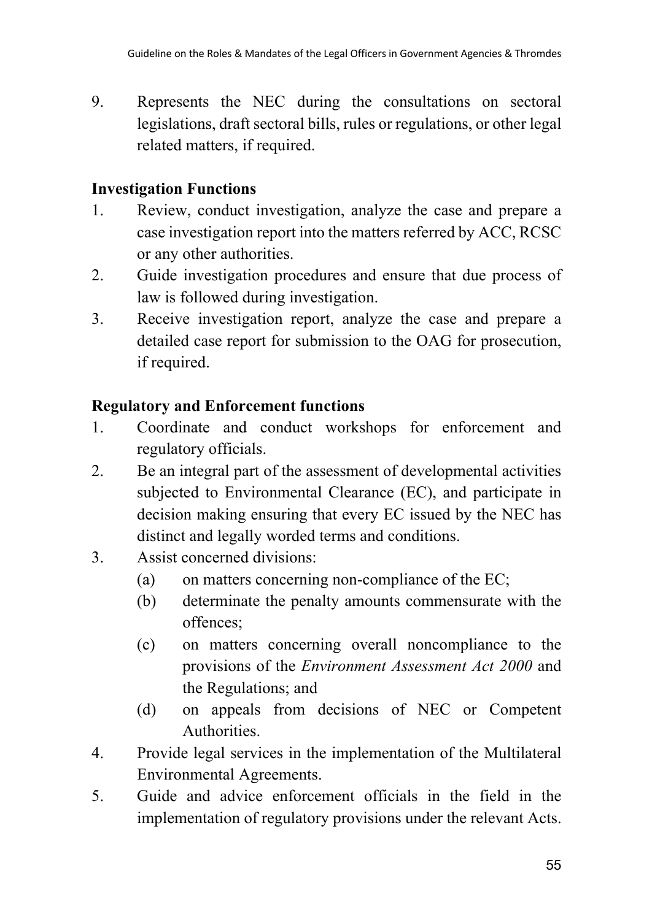9. Represents the NEC during the consultations on sectoral legislations, draft sectoral bills, rules or regulations, or other legal related matters, if required.

**Investigation Functions**

1. Review, conduct investigation, analyze the case and prepare a case investigation report into the matters referred by ACC, RCSC or any other authorities.
2. Guide investigation procedures and ensure that due process of law is followed during investigation.
3. Receive investigation report, analyze the case and prepare a detailed case report for submission to the OAG for prosecution, if required.

**Regulatory and Enforcement functions**

1. Coordinate and conduct workshops for enforcement and regulatory officials.
2. Be an integral part of the assessment of developmental activities subjected to Environmental Clearance (EC), and participate in decision making ensuring that every EC issued by the NEC has distinct and legally worded terms and conditions.
3. Assist concerned divisions:
   (a) on matters concerning non-compliance of the EC;
   (b) determinate the penalty amounts commensurate with the offences;
   (c) on matters concerning overall noncompliance to the provisions of the *Environment Assessment Act 2000* and the Regulations; and
   (d) on appeals from decisions of NEC or Competent Authorities.
4. Provide legal services in the implementation of the Multilateral Environmental Agreements.
5. Guide and advice enforcement officials in the field in the implementation of regulatory provisions under the relevant Acts.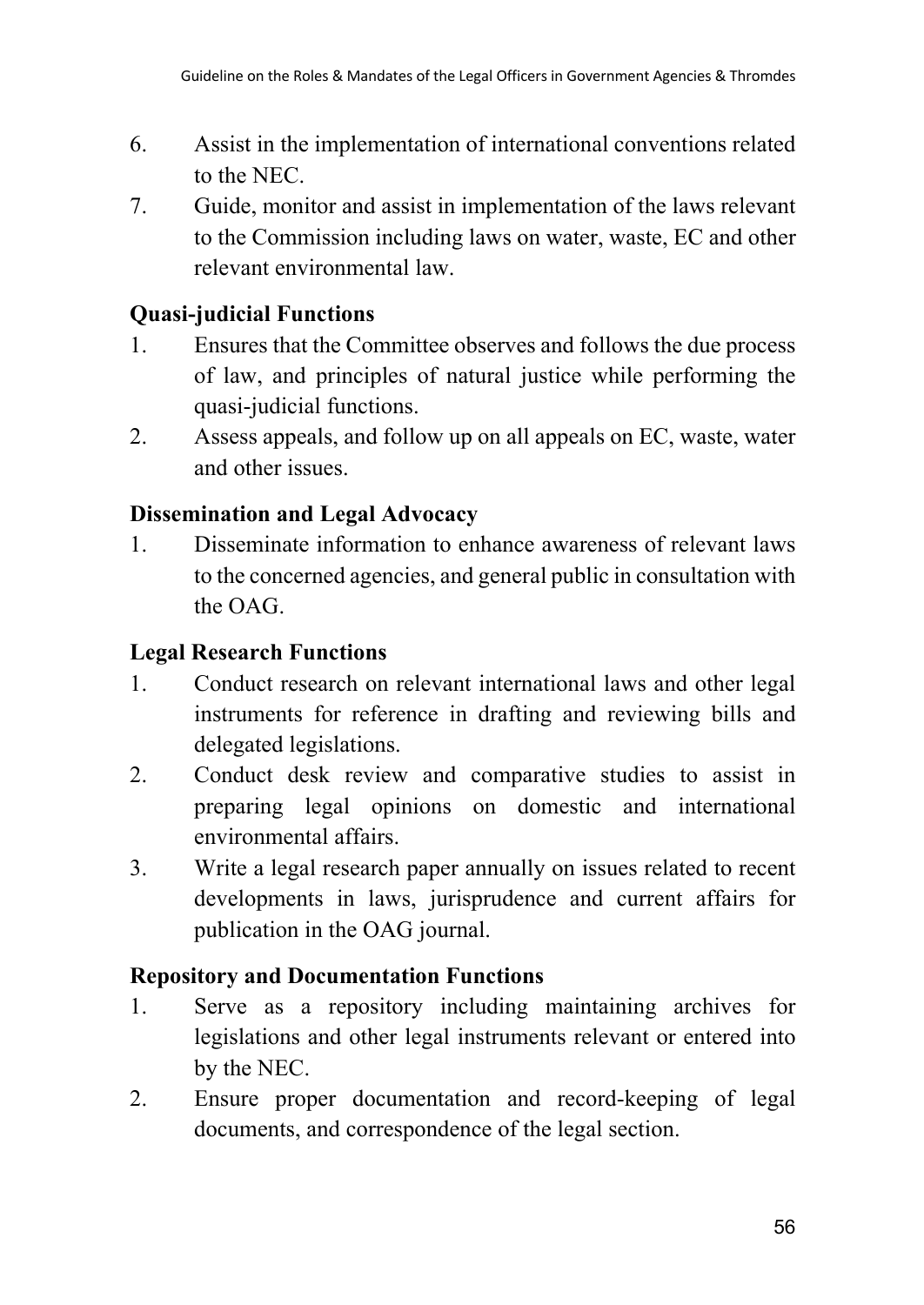6. Assist in the implementation of international conventions related to the NEC.
7. Guide, monitor and assist in implementation of the laws relevant to the Commission including laws on water, waste, EC and other relevant environmental law.

**Quasi-judicial Functions**

1. Ensures that the Committee observes and follows the due process of law, and principles of natural justice while performing the quasi-judicial functions.
2. Assess appeals, and follow up on all appeals on EC, waste, water and other issues.

**Dissemination and Legal Advocacy**

1. Disseminate information to enhance awareness of relevant laws to the concerned agencies, and general public in consultation with the OAG.

**Legal Research Functions**

1. Conduct research on relevant international laws and other legal instruments for reference in drafting and reviewing bills and delegated legislations.
2. Conduct desk review and comparative studies to assist in preparing legal opinions on domestic and international environmental affairs.
3. Write a legal research paper annually on issues related to recent developments in laws, jurisprudence and current affairs for publication in the OAG journal.

**Repository and Documentation Functions**

1. Serve as a repository including maintaining archives for legislations and other legal instruments relevant or entered into by the NEC.
2. Ensure proper documentation and record-keeping of legal documents, and correspondence of the legal section.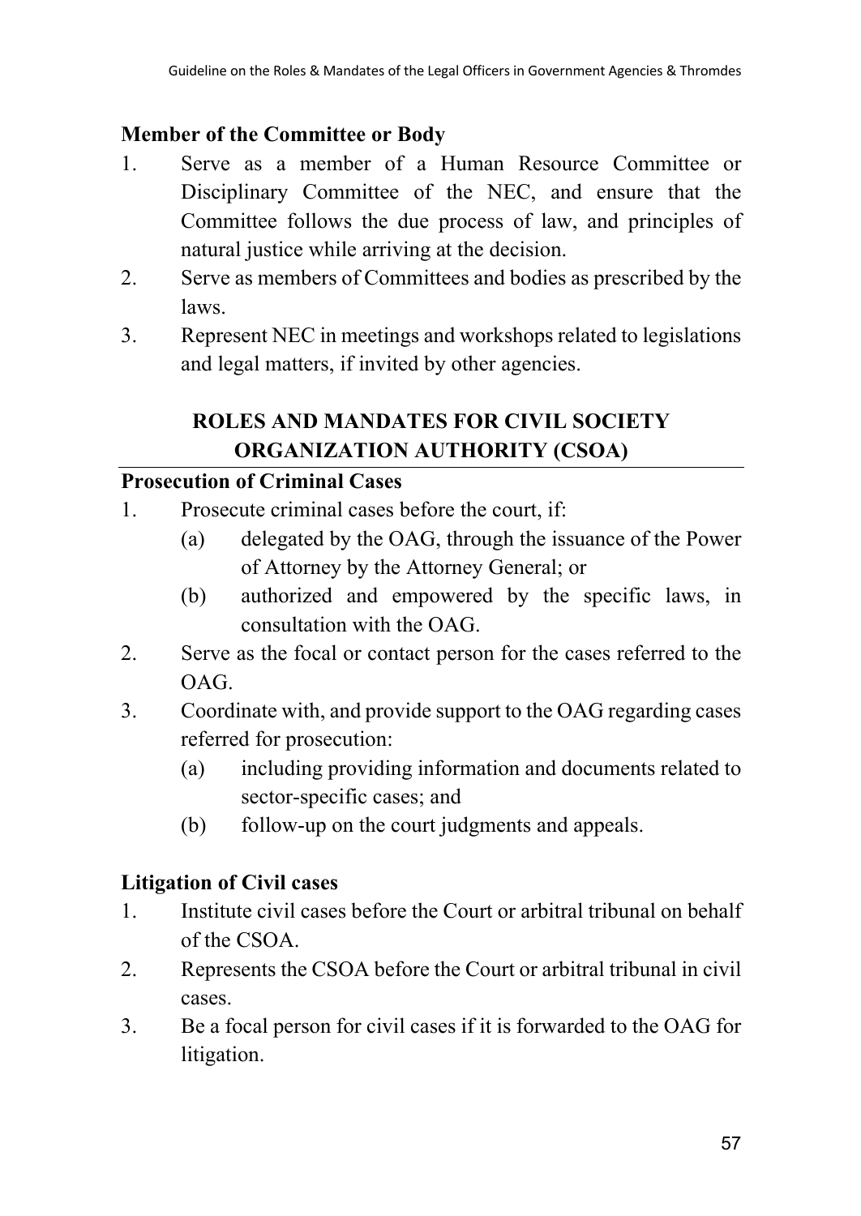**Member of the Committee or Body**

1. Serve as a member of a Human Resource Committee or Disciplinary Committee of the NEC, and ensure that the Committee follows the due process of law, and principles of natural justice while arriving at the decision.
2. Serve as members of Committees and bodies as prescribed by the laws.
3. Represent NEC in meetings and workshops related to legislations and legal matters, if invited by other agencies.

## ROLES AND MANDATES FOR CIVIL SOCIETY ORGANIZATION AUTHORITY (CSOA)

**Prosecution of Criminal Cases**

1. Prosecute criminal cases before the court, if:
   - (a) delegated by the OAG, through the issuance of the Power of Attorney by the Attorney General; or
   - (b) authorized and empowered by the specific laws, in consultation with the OAG.
2. Serve as the focal or contact person for the cases referred to the OAG.
3. Coordinate with, and provide support to the OAG regarding cases referred for prosecution:
   - (a) including providing information and documents related to sector-specific cases; and
   - (b) follow-up on the court judgments and appeals.

**Litigation of Civil cases**

1. Institute civil cases before the Court or arbitral tribunal on behalf of the CSOA.
2. Represents the CSOA before the Court or arbitral tribunal in civil cases.
3. Be a focal person for civil cases if it is forwarded to the OAG for litigation.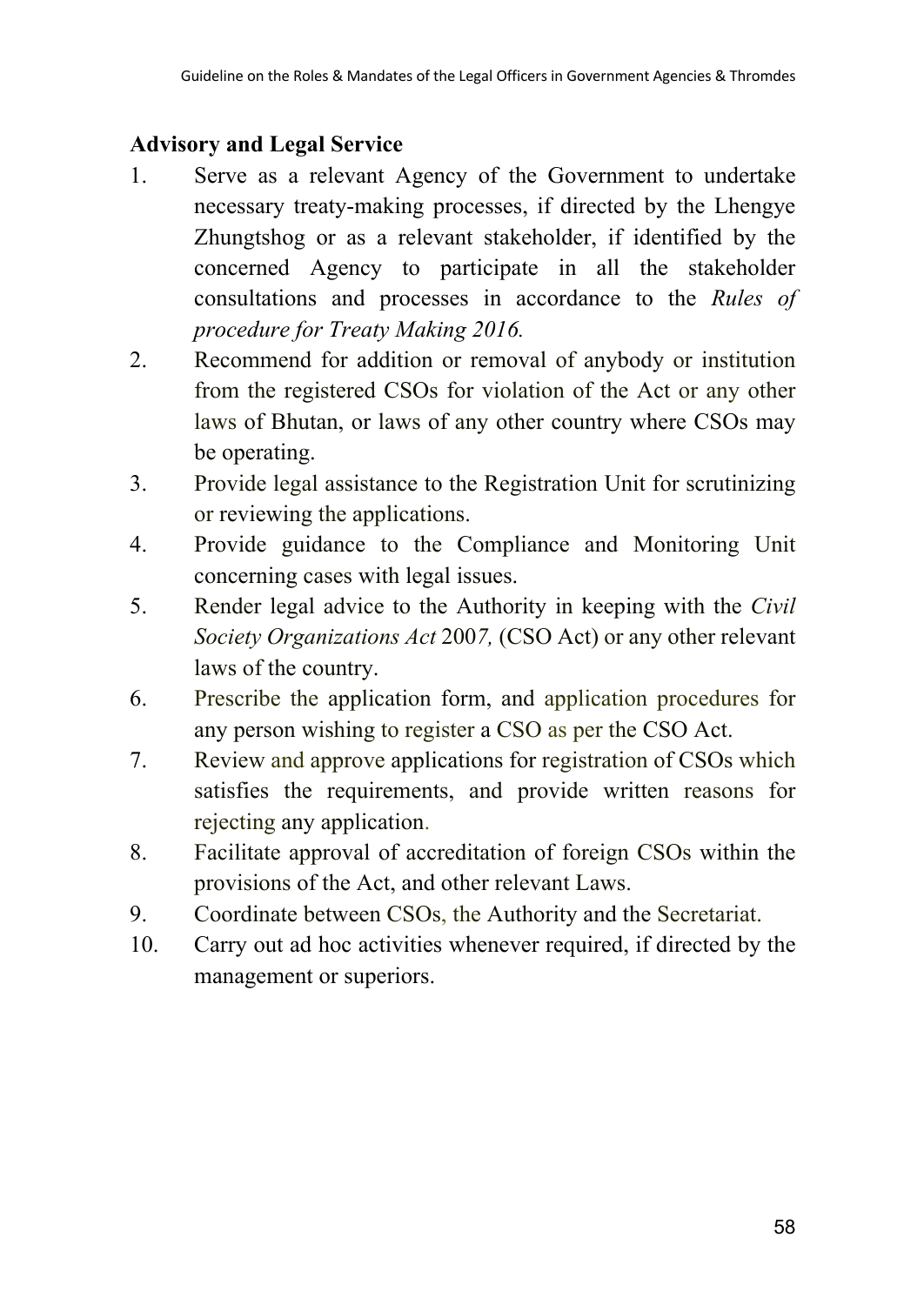**Advisory and Legal Service**

1. Serve as a relevant Agency of the Government to undertake necessary treaty-making processes, if directed by the Lhengye Zhungtshog or as a relevant stakeholder, if identified by the concerned Agency to participate in all the stakeholder consultations and processes in accordance to the *Rules of procedure for Treaty Making 2016.*
2. Recommend for addition or removal of anybody or institution from the registered CSOs for violation of the Act or any other laws of Bhutan, or laws of any other country where CSOs may be operating.
3. Provide legal assistance to the Registration Unit for scrutinizing or reviewing the applications.
4. Provide guidance to the Compliance and Monitoring Unit concerning cases with legal issues.
5. Render legal advice to the Authority in keeping with the *Civil Society Organizations Act* 2007, (CSO Act) or any other relevant laws of the country.
6. Prescribe the application form, and application procedures for any person wishing to register a CSO as per the CSO Act.
7. Review and approve applications for registration of CSOs which satisfies the requirements, and provide written reasons for rejecting any application.
8. Facilitate approval of accreditation of foreign CSOs within the provisions of the Act, and other relevant Laws.
9. Coordinate between CSOs, the Authority and the Secretariat.
10. Carry out ad hoc activities whenever required, if directed by the management or superiors.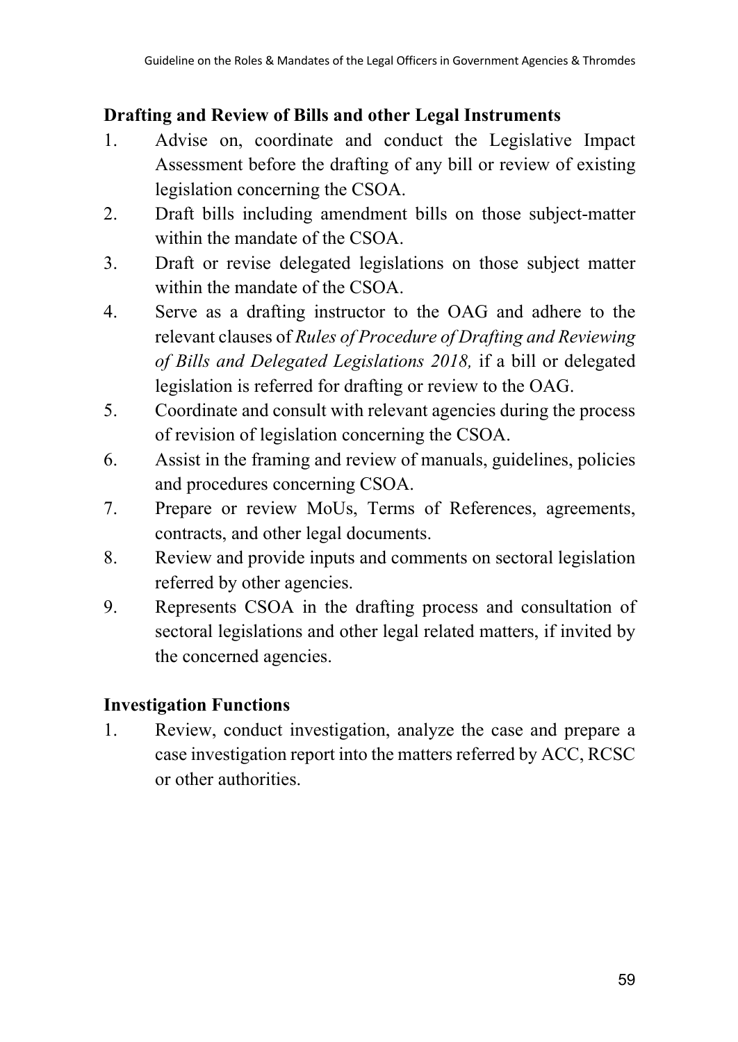**Drafting and Review of Bills and other Legal Instruments**

1. Advise on, coordinate and conduct the Legislative Impact Assessment before the drafting of any bill or review of existing legislation concerning the CSOA.
2. Draft bills including amendment bills on those subject-matter within the mandate of the CSOA.
3. Draft or revise delegated legislations on those subject matter within the mandate of the CSOA.
4. Serve as a drafting instructor to the OAG and adhere to the relevant clauses of *Rules of Procedure of Drafting and Reviewing of Bills and Delegated Legislations 2018,* if a bill or delegated legislation is referred for drafting or review to the OAG.
5. Coordinate and consult with relevant agencies during the process of revision of legislation concerning the CSOA.
6. Assist in the framing and review of manuals, guidelines, policies and procedures concerning CSOA.
7. Prepare or review MoUs, Terms of References, agreements, contracts, and other legal documents.
8. Review and provide inputs and comments on sectoral legislation referred by other agencies.
9. Represents CSOA in the drafting process and consultation of sectoral legislations and other legal related matters, if invited by the concerned agencies.

**Investigation Functions**

1. Review, conduct investigation, analyze the case and prepare a case investigation report into the matters referred by ACC, RCSC or other authorities.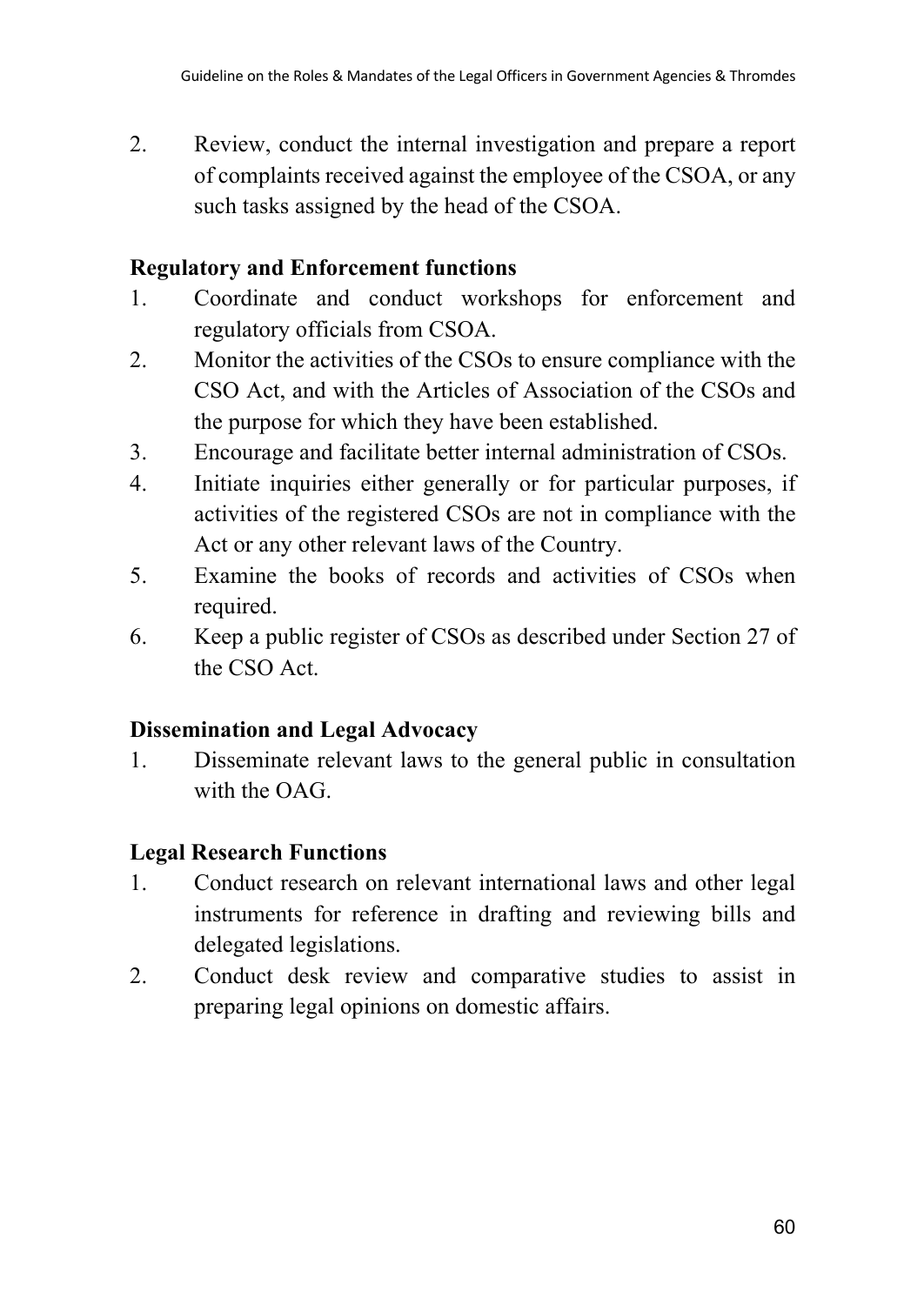2. Review, conduct the internal investigation and prepare a report of complaints received against the employee of the CSOA, or any such tasks assigned by the head of the CSOA.

**Regulatory and Enforcement functions**

1. Coordinate and conduct workshops for enforcement and regulatory officials from CSOA.
2. Monitor the activities of the CSOs to ensure compliance with the CSO Act, and with the Articles of Association of the CSOs and the purpose for which they have been established.
3. Encourage and facilitate better internal administration of CSOs.
4. Initiate inquiries either generally or for particular purposes, if activities of the registered CSOs are not in compliance with the Act or any other relevant laws of the Country.
5. Examine the books of records and activities of CSOs when required.
6. Keep a public register of CSOs as described under Section 27 of the CSO Act.

**Dissemination and Legal Advocacy**

1. Disseminate relevant laws to the general public in consultation with the OAG.

**Legal Research Functions**

1. Conduct research on relevant international laws and other legal instruments for reference in drafting and reviewing bills and delegated legislations.
2. Conduct desk review and comparative studies to assist in preparing legal opinions on domestic affairs.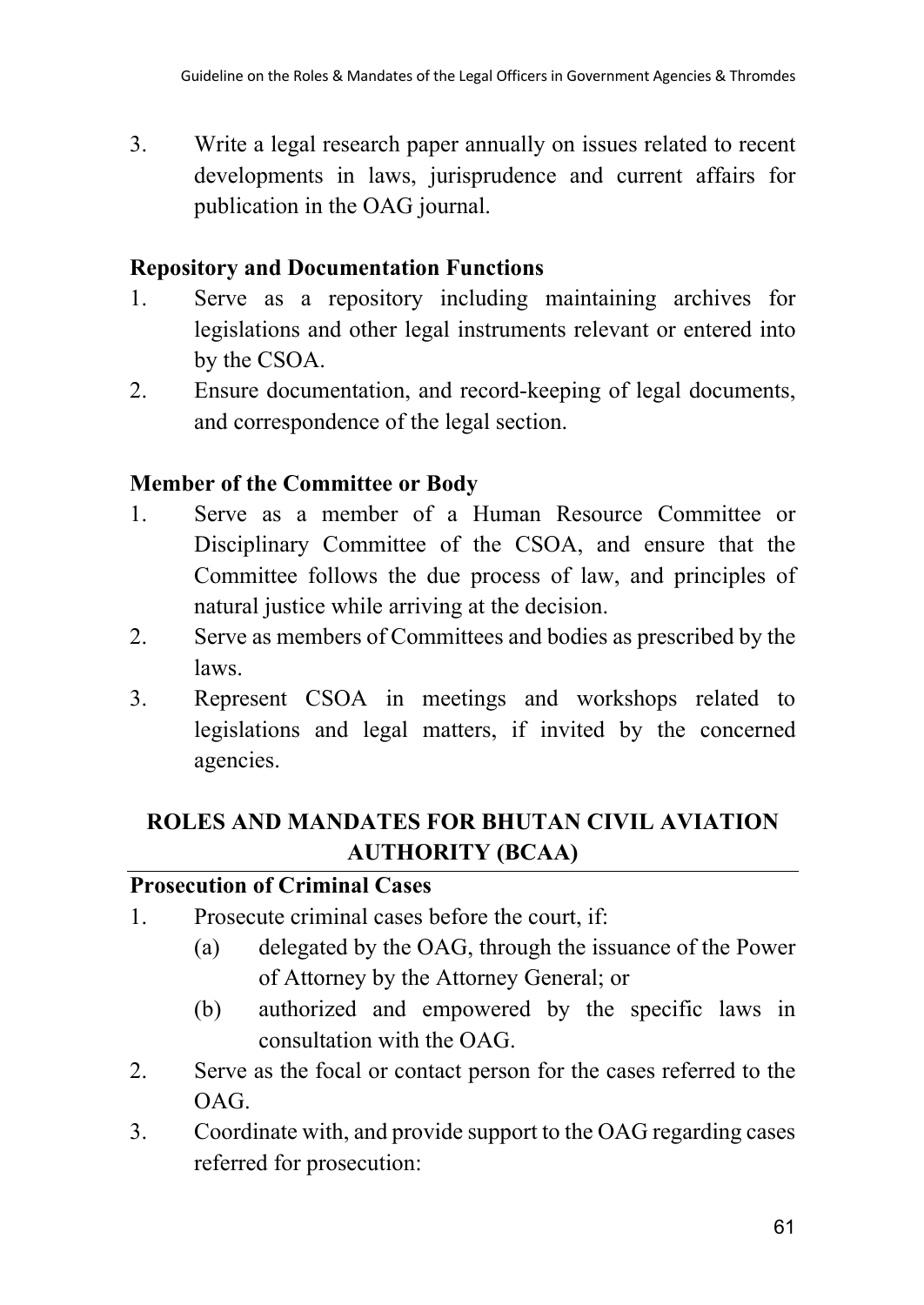3. Write a legal research paper annually on issues related to recent developments in laws, jurisprudence and current affairs for publication in the OAG journal.

**Repository and Documentation Functions**

1. Serve as a repository including maintaining archives for legislations and other legal instruments relevant or entered into by the CSOA.
2. Ensure documentation, and record-keeping of legal documents, and correspondence of the legal section.

**Member of the Committee or Body**

1. Serve as a member of a Human Resource Committee or Disciplinary Committee of the CSOA, and ensure that the Committee follows the due process of law, and principles of natural justice while arriving at the decision.
2. Serve as members of Committees and bodies as prescribed by the laws.
3. Represent CSOA in meetings and workshops related to legislations and legal matters, if invited by the concerned agencies.

## ROLES AND MANDATES FOR BHUTAN CIVIL AVIATION AUTHORITY (BCAA)

**Prosecution of Criminal Cases**

1. Prosecute criminal cases before the court, if:
   (a) delegated by the OAG, through the issuance of the Power of Attorney by the Attorney General; or
   (b) authorized and empowered by the specific laws in consultation with the OAG.
2. Serve as the focal or contact person for the cases referred to the OAG.
3. Coordinate with, and provide support to the OAG regarding cases referred for prosecution: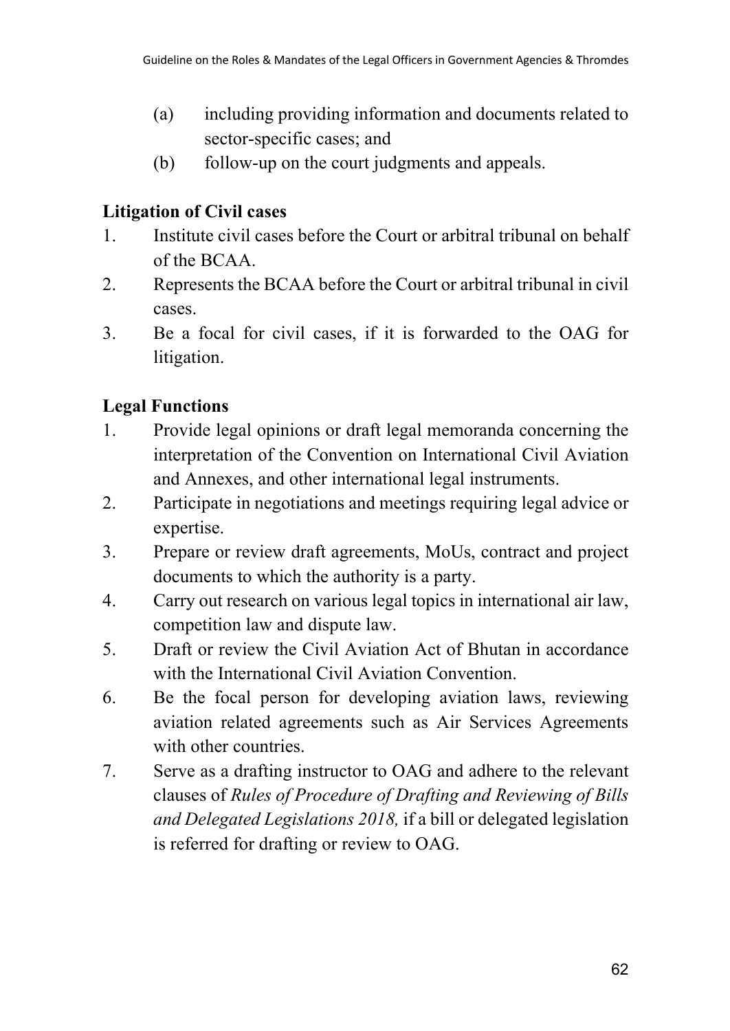(a) including providing information and documents related to sector-specific cases; and
(b) follow-up on the court judgments and appeals.

**Litigation of Civil cases**

1. Institute civil cases before the Court or arbitral tribunal on behalf of the BCAA.
2. Represents the BCAA before the Court or arbitral tribunal in civil cases.
3. Be a focal for civil cases, if it is forwarded to the OAG for litigation.

**Legal Functions**

1. Provide legal opinions or draft legal memoranda concerning the interpretation of the Convention on International Civil Aviation and Annexes, and other international legal instruments.
2. Participate in negotiations and meetings requiring legal advice or expertise.
3. Prepare or review draft agreements, MoUs, contract and project documents to which the authority is a party.
4. Carry out research on various legal topics in international air law, competition law and dispute law.
5. Draft or review the Civil Aviation Act of Bhutan in accordance with the International Civil Aviation Convention.
6. Be the focal person for developing aviation laws, reviewing aviation related agreements such as Air Services Agreements with other countries.
7. Serve as a drafting instructor to OAG and adhere to the relevant clauses of *Rules of Procedure of Drafting and Reviewing of Bills and Delegated Legislations 2018,* if a bill or delegated legislation is referred for drafting or review to OAG.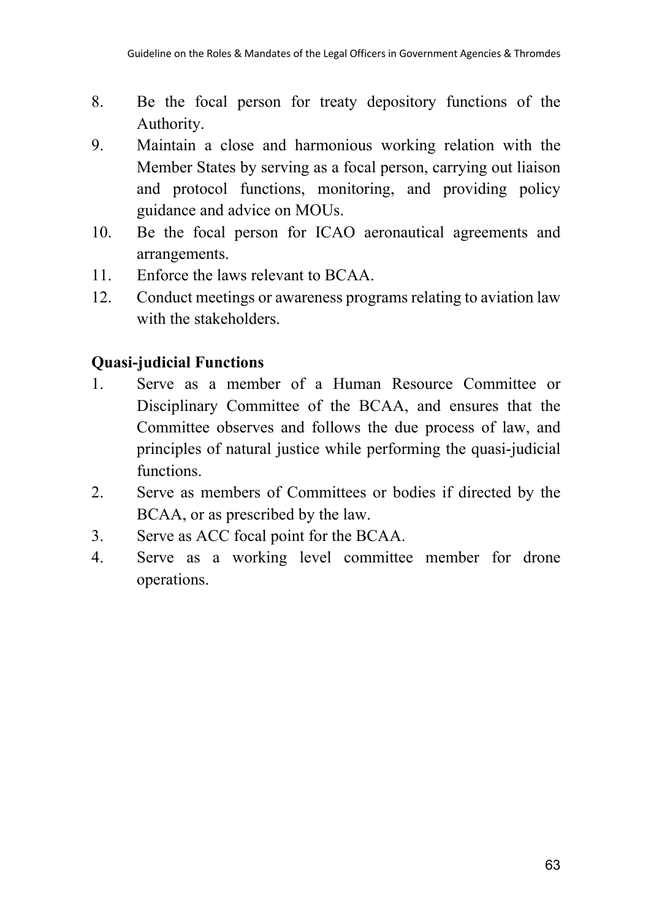8. Be the focal person for treaty depository functions of the Authority.
9. Maintain a close and harmonious working relation with the Member States by serving as a focal person, carrying out liaison and protocol functions, monitoring, and providing policy guidance and advice on MOUs.
10. Be the focal person for ICAO aeronautical agreements and arrangements.
11. Enforce the laws relevant to BCAA.
12. Conduct meetings or awareness programs relating to aviation law with the stakeholders.

**Quasi-judicial Functions**

1. Serve as a member of a Human Resource Committee or Disciplinary Committee of the BCAA, and ensures that the Committee observes and follows the due process of law, and principles of natural justice while performing the quasi-judicial functions.
2. Serve as members of Committees or bodies if directed by the BCAA, or as prescribed by the law.
3. Serve as ACC focal point for the BCAA.
4. Serve as a working level committee member for drone operations.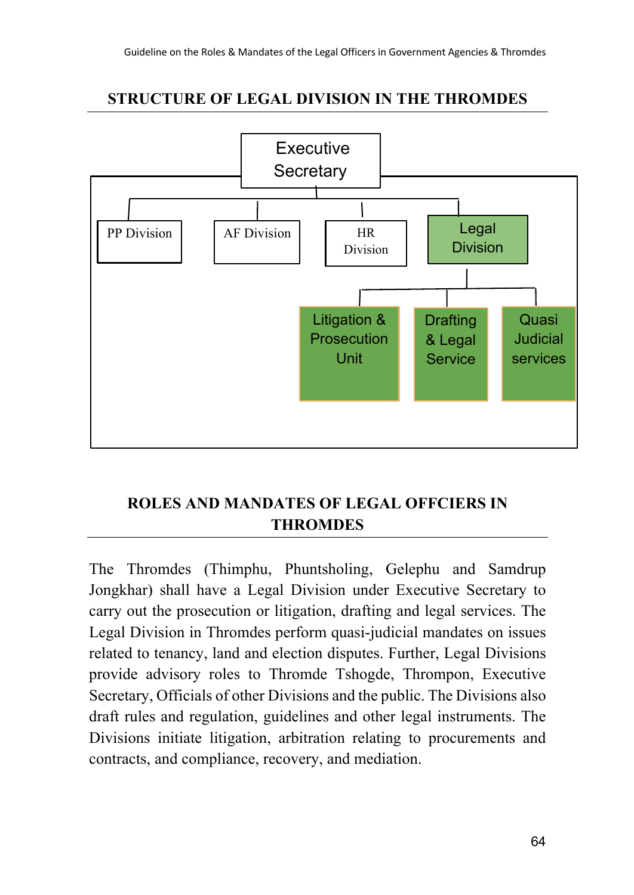## STRUCTURE OF LEGAL DIVISION IN THE THROMDES

Executive Secretary

- PP Division
- AF Division
- HR Division
- Legal Division
  - Litigation & Prosecution Unit
  - Drafting & Legal Service
  - Quasi Judicial services

## ROLES AND MANDATES OF LEGAL OFFCIERS IN THROMDES

The Thromdes (Thimphu, Phuntsholing, Gelephu and Samdrup Jongkhar) shall have a Legal Division under Executive Secretary to carry out the prosecution or litigation, drafting and legal services. The Legal Division in Thromdes perform quasi-judicial mandates on issues related to tenancy, land and election disputes. Further, Legal Divisions provide advisory roles to Thromde Tshogde, Thrompon, Executive Secretary, Officials of other Divisions and the public. The Divisions also draft rules and regulation, guidelines and other legal instruments. The Divisions initiate litigation, arbitration relating to procurements and contracts, and compliance, recovery, and mediation.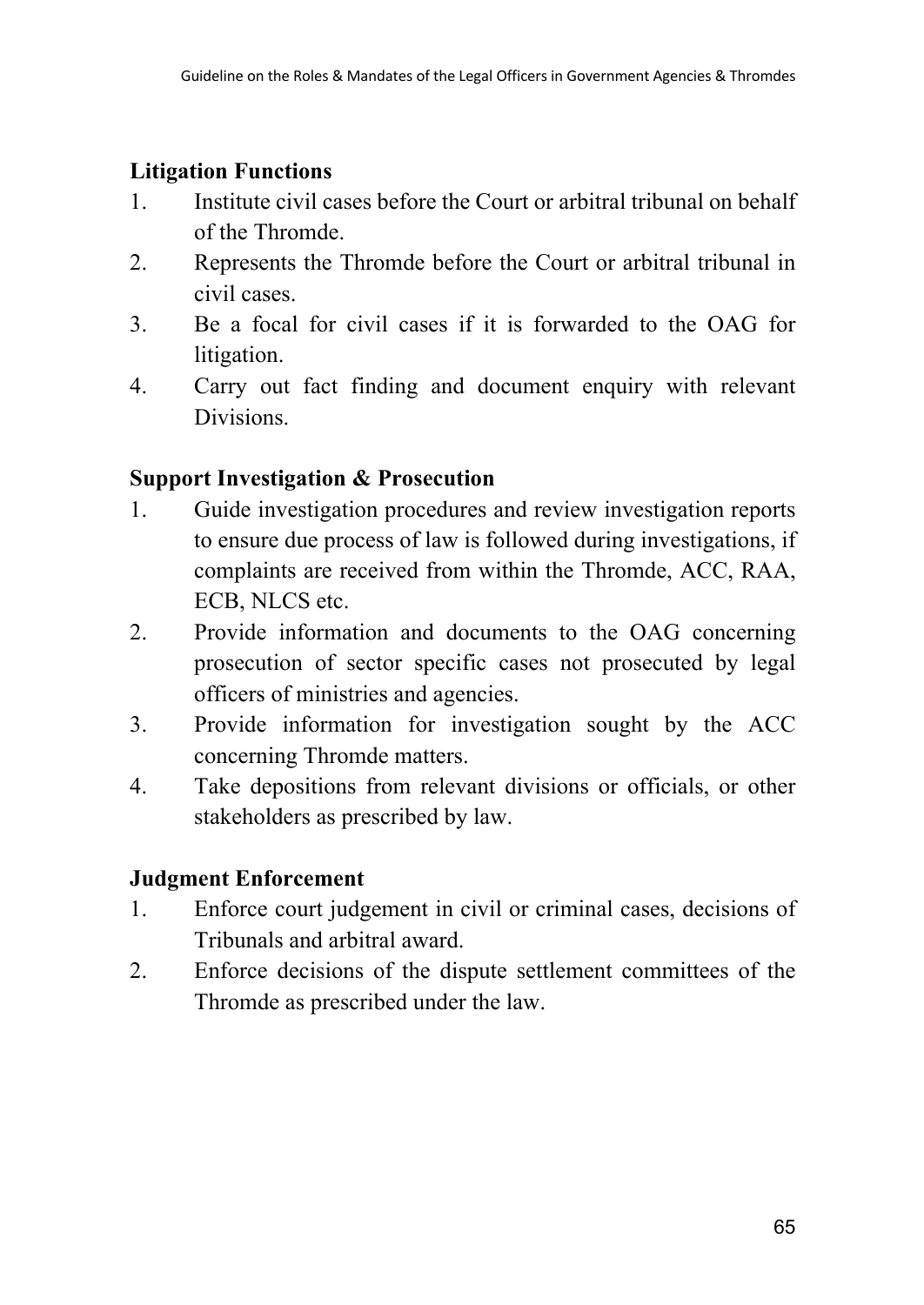**Litigation Functions**

1. Institute civil cases before the Court or arbitral tribunal on behalf of the Thromde.
2. Represents the Thromde before the Court or arbitral tribunal in civil cases.
3. Be a focal for civil cases if it is forwarded to the OAG for litigation.
4. Carry out fact finding and document enquiry with relevant Divisions.

**Support Investigation & Prosecution**

1. Guide investigation procedures and review investigation reports to ensure due process of law is followed during investigations, if complaints are received from within the Thromde, ACC, RAA, ECB, NLCS etc.
2. Provide information and documents to the OAG concerning prosecution of sector specific cases not prosecuted by legal officers of ministries and agencies.
3. Provide information for investigation sought by the ACC concerning Thromde matters.
4. Take depositions from relevant divisions or officials, or other stakeholders as prescribed by law.

**Judgment Enforcement**

1. Enforce court judgement in civil or criminal cases, decisions of Tribunals and arbitral award.
2. Enforce decisions of the dispute settlement committees of the Thromde as prescribed under the law.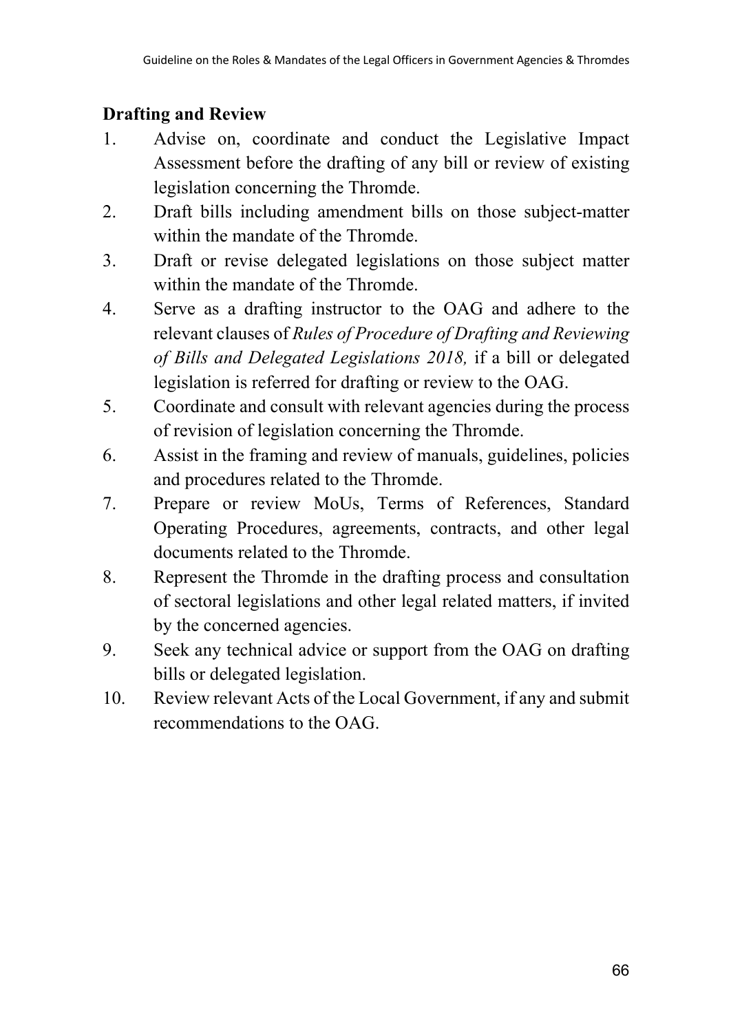**Drafting and Review**

1. Advise on, coordinate and conduct the Legislative Impact Assessment before the drafting of any bill or review of existing legislation concerning the Thromde.
2. Draft bills including amendment bills on those subject-matter within the mandate of the Thromde.
3. Draft or revise delegated legislations on those subject matter within the mandate of the Thromde.
4. Serve as a drafting instructor to the OAG and adhere to the relevant clauses of *Rules of Procedure of Drafting and Reviewing of Bills and Delegated Legislations 2018,* if a bill or delegated legislation is referred for drafting or review to the OAG.
5. Coordinate and consult with relevant agencies during the process of revision of legislation concerning the Thromde.
6. Assist in the framing and review of manuals, guidelines, policies and procedures related to the Thromde.
7. Prepare or review MoUs, Terms of References, Standard Operating Procedures, agreements, contracts, and other legal documents related to the Thromde.
8. Represent the Thromde in the drafting process and consultation of sectoral legislations and other legal related matters, if invited by the concerned agencies.
9. Seek any technical advice or support from the OAG on drafting bills or delegated legislation.
10. Review relevant Acts of the Local Government, if any and submit recommendations to the OAG.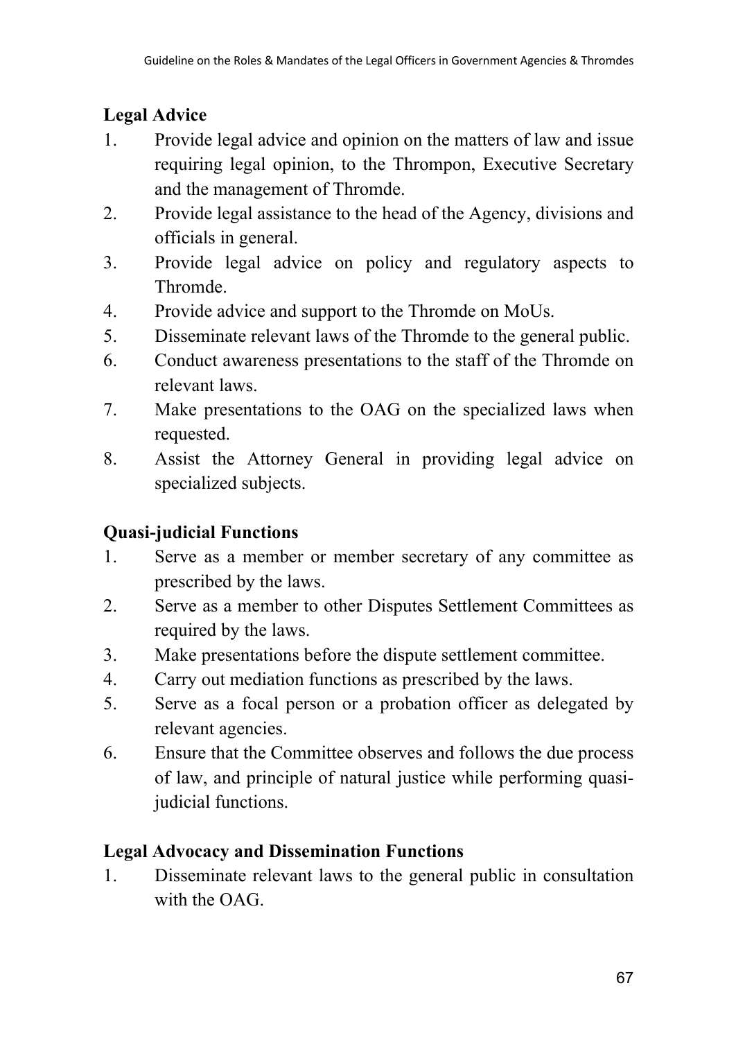**Legal Advice**

1. Provide legal advice and opinion on the matters of law and issue requiring legal opinion, to the Thrompon, Executive Secretary and the management of Thromde.
2. Provide legal assistance to the head of the Agency, divisions and officials in general.
3. Provide legal advice on policy and regulatory aspects to Thromde.
4. Provide advice and support to the Thromde on MoUs.
5. Disseminate relevant laws of the Thromde to the general public.
6. Conduct awareness presentations to the staff of the Thromde on relevant laws.
7. Make presentations to the OAG on the specialized laws when requested.
8. Assist the Attorney General in providing legal advice on specialized subjects.

**Quasi-judicial Functions**

1. Serve as a member or member secretary of any committee as prescribed by the laws.
2. Serve as a member to other Disputes Settlement Committees as required by the laws.
3. Make presentations before the dispute settlement committee.
4. Carry out mediation functions as prescribed by the laws.
5. Serve as a focal person or a probation officer as delegated by relevant agencies.
6. Ensure that the Committee observes and follows the due process of law, and principle of natural justice while performing quasi-judicial functions.

**Legal Advocacy and Dissemination Functions**

1. Disseminate relevant laws to the general public in consultation with the OAG.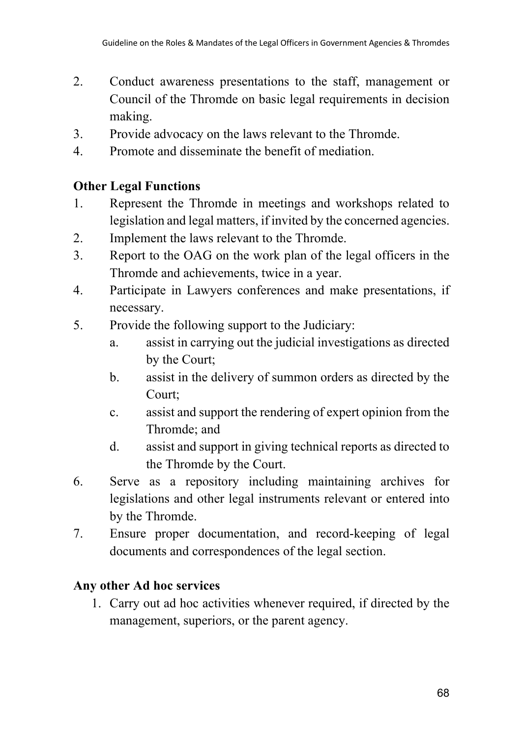2. Conduct awareness presentations to the staff, management or Council of the Thromde on basic legal requirements in decision making.
3. Provide advocacy on the laws relevant to the Thromde.
4. Promote and disseminate the benefit of mediation.

**Other Legal Functions**

1. Represent the Thromde in meetings and workshops related to legislation and legal matters, if invited by the concerned agencies.
2. Implement the laws relevant to the Thromde.
3. Report to the OAG on the work plan of the legal officers in the Thromde and achievements, twice in a year.
4. Participate in Lawyers conferences and make presentations, if necessary.
5. Provide the following support to the Judiciary:
   a. assist in carrying out the judicial investigations as directed by the Court;
   b. assist in the delivery of summon orders as directed by the Court;
   c. assist and support the rendering of expert opinion from the Thromde; and
   d. assist and support in giving technical reports as directed to the Thromde by the Court.
6. Serve as a repository including maintaining archives for legislations and other legal instruments relevant or entered into by the Thromde.
7. Ensure proper documentation, and record-keeping of legal documents and correspondences of the legal section.

**Any other Ad hoc services**

1. Carry out ad hoc activities whenever required, if directed by the management, superiors, or the parent agency.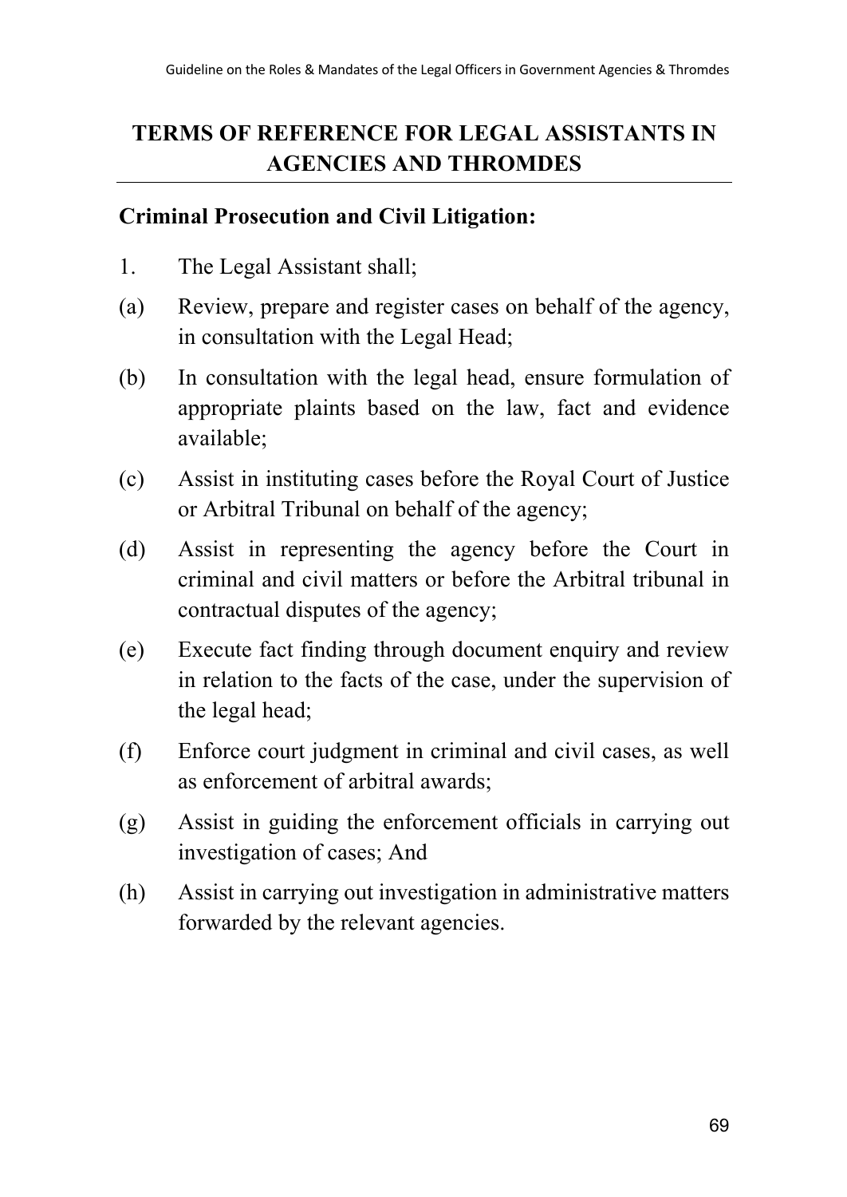# TERMS OF REFERENCE FOR LEGAL ASSISTANTS IN AGENCIES AND THROMDES

## Criminal Prosecution and Civil Litigation:

1. The Legal Assistant shall;

(a) Review, prepare and register cases on behalf of the agency, in consultation with the Legal Head;

(b) In consultation with the legal head, ensure formulation of appropriate plaints based on the law, fact and evidence available;

(c) Assist in instituting cases before the Royal Court of Justice or Arbitral Tribunal on behalf of the agency;

(d) Assist in representing the agency before the Court in criminal and civil matters or before the Arbitral tribunal in contractual disputes of the agency;

(e) Execute fact finding through document enquiry and review in relation to the facts of the case, under the supervision of the legal head;

(f) Enforce court judgment in criminal and civil cases, as well as enforcement of arbitral awards;

(g) Assist in guiding the enforcement officials in carrying out investigation of cases; And

(h) Assist in carrying out investigation in administrative matters forwarded by the relevant agencies.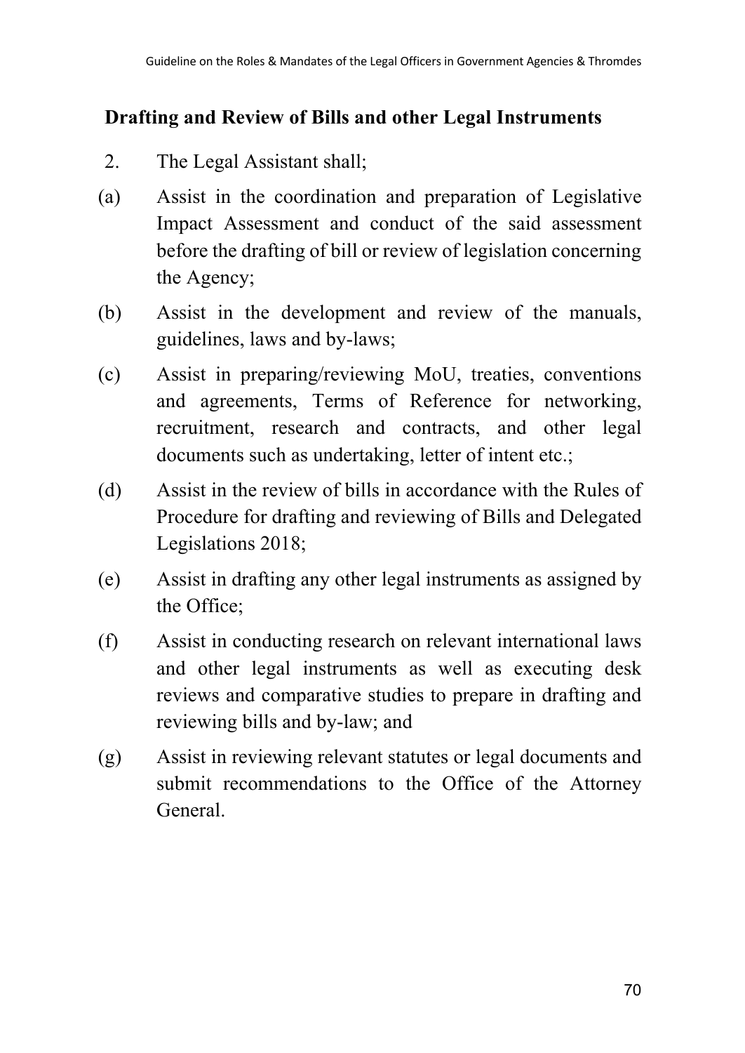**Drafting and Review of Bills and other Legal Instruments**

2. The Legal Assistant shall;

(a) Assist in the coordination and preparation of Legislative Impact Assessment and conduct of the said assessment before the drafting of bill or review of legislation concerning the Agency;

(b) Assist in the development and review of the manuals, guidelines, laws and by-laws;

(c) Assist in preparing/reviewing MoU, treaties, conventions and agreements, Terms of Reference for networking, recruitment, research and contracts, and other legal documents such as undertaking, letter of intent etc.;

(d) Assist in the review of bills in accordance with the Rules of Procedure for drafting and reviewing of Bills and Delegated Legislations 2018;

(e) Assist in drafting any other legal instruments as assigned by the Office;

(f) Assist in conducting research on relevant international laws and other legal instruments as well as executing desk reviews and comparative studies to prepare in drafting and reviewing bills and by-law; and

(g) Assist in reviewing relevant statutes or legal documents and submit recommendations to the Office of the Attorney General.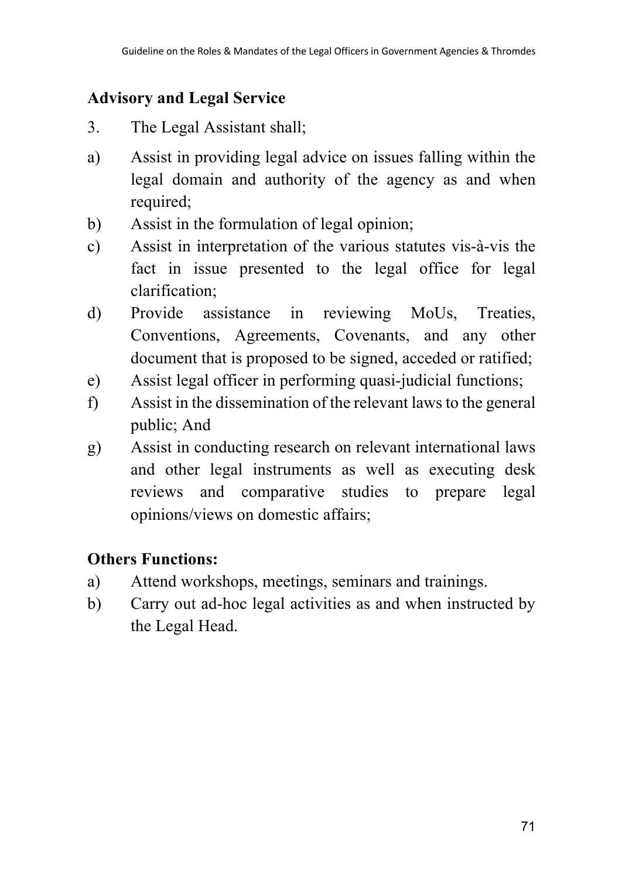**Advisory and Legal Service**

3. The Legal Assistant shall;

a) Assist in providing legal advice on issues falling within the legal domain and authority of the agency as and when required;
b) Assist in the formulation of legal opinion;
c) Assist in interpretation of the various statutes vis-à-vis the fact in issue presented to the legal office for legal clarification;
d) Provide assistance in reviewing MoUs, Treaties, Conventions, Agreements, Covenants, and any other document that is proposed to be signed, acceded or ratified;
e) Assist legal officer in performing quasi-judicial functions;
f) Assist in the dissemination of the relevant laws to the general public; And
g) Assist in conducting research on relevant international laws and other legal instruments as well as executing desk reviews and comparative studies to prepare legal opinions/views on domestic affairs;

**Others Functions:**

a) Attend workshops, meetings, seminars and trainings.
b) Carry out ad-hoc legal activities as and when instructed by the Legal Head.